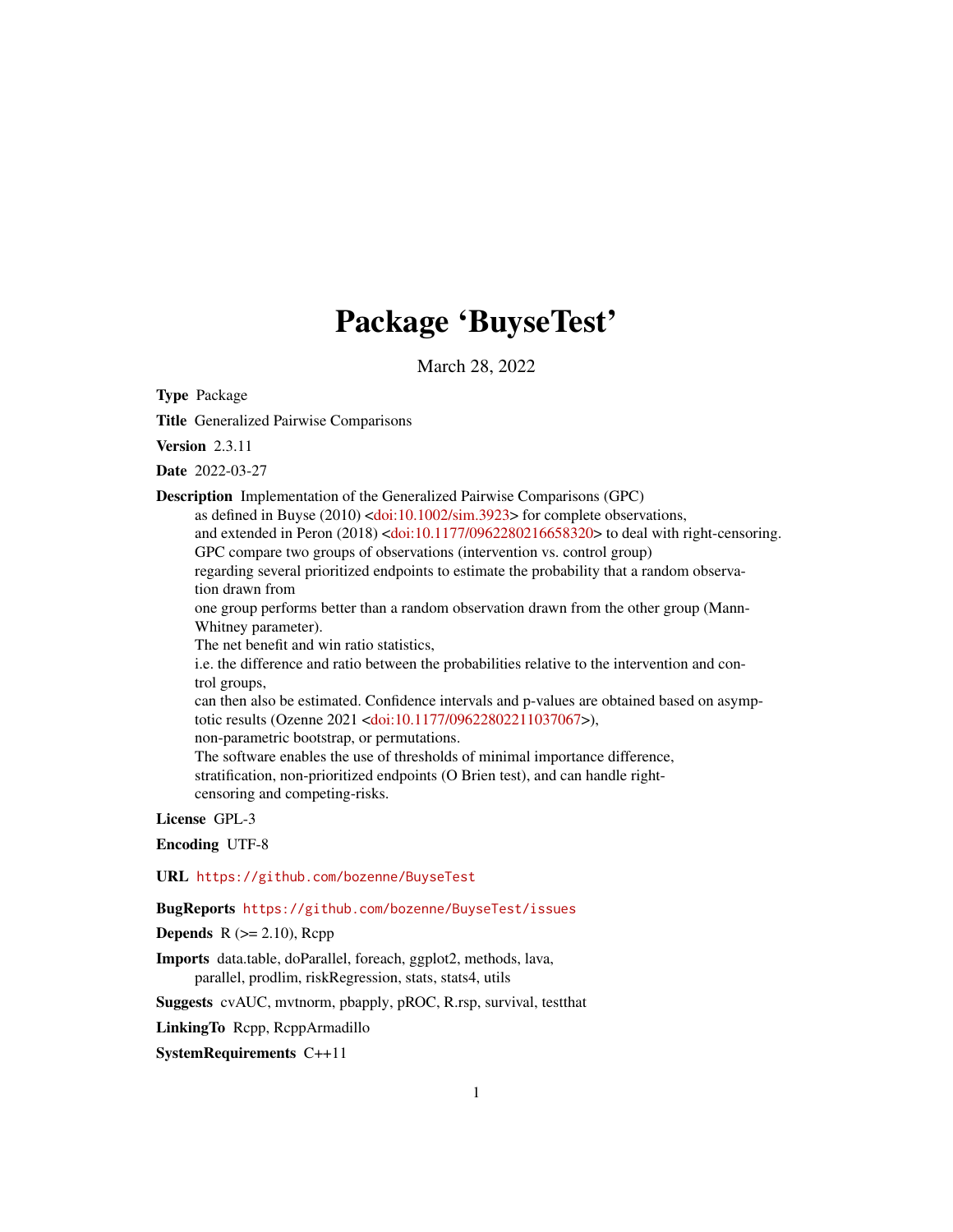# Package 'BuyseTest'

March 28, 2022

**Type** Package

**Title** Generalized Pairwise Comparisons

**Version** 2.3.11

**Date** 2022-03-27

**Description** Implementation of the Generalized Pairwise Comparisons (GPC) as defined in Buyse (2010) <doi:10.1002/sim.3923> for complete observations, and extended in Peron (2018) <doi:10.1177/0962280216658320> to deal with right-censoring. GPC compare two groups of observations (intervention vs. control group) regarding several prioritized endpoints to estimate the probability that a random observation drawn from one group performs better than a random observation drawn from the other group (Mann-Whitney parameter). The net benefit and win ratio statistics, i.e. the difference and ratio between the probabilities relative to the intervention and control groups, can then also be estimated. Confidence intervals and p-values are obtained based on asymptotic results (Ozenne 2021 <doi:10.1177/09622802211037067>), non-parametric bootstrap, or permutations. The software enables the use of thresholds of minimal importance difference, stratification, non-prioritized endpoints (O Brien test), and can handle right-censoring and competing-risks.

**License** GPL-3

**Encoding** UTF-8

**URL** https://github.com/bozenne/BuyseTest

**BugReports** https://github.com/bozenne/BuyseTest/issues

**Depends** R (>= 2.10), Rcpp

**Imports** data.table, doParallel, foreach, ggplot2, methods, lava, parallel, prodlim, riskRegression, stats, stats4, utils

**Suggests** cvAUC, mvtnorm, pbapply, pROC, R.rsp, survival, testthat

**LinkingTo** Rcpp, RcppArmadillo

**SystemRequirements** C++11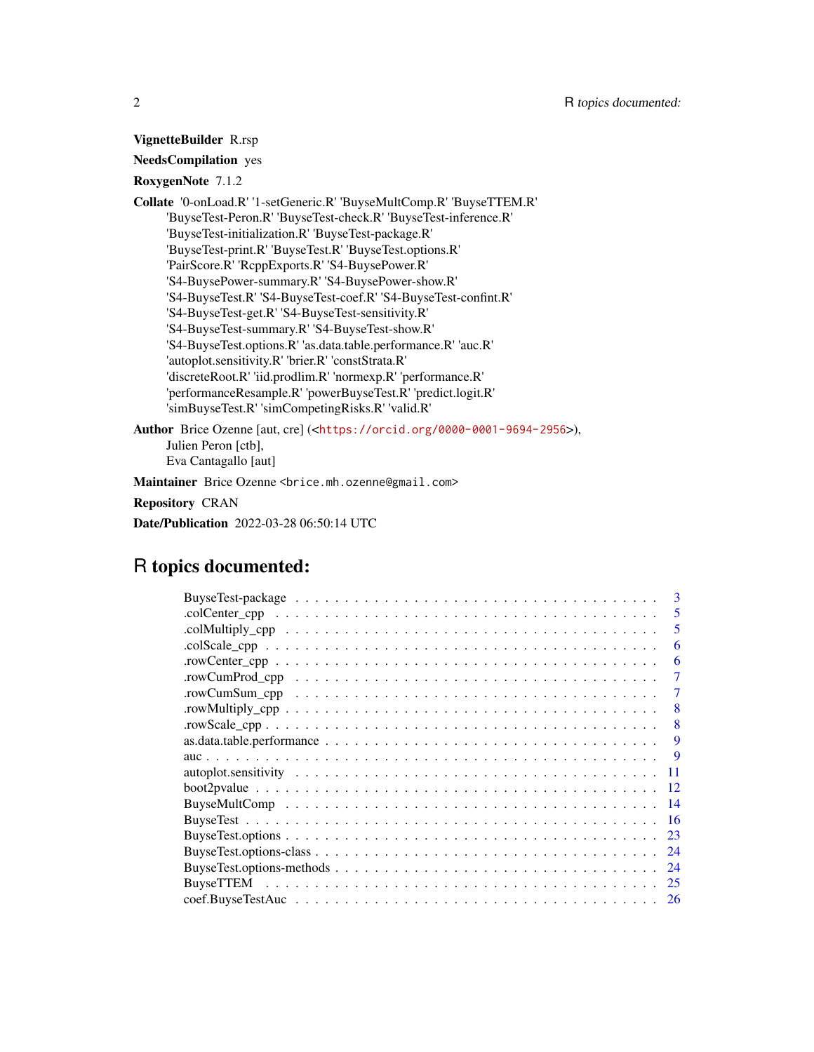**VignetteBuilder** R.rsp

**NeedsCompilation** yes

**RoxygenNote** 7.1.2

**Collate** '0-onLoad.R' '1-setGeneric.R' 'BuyseMultComp.R' 'BuyseTTEM.R' 'BuyseTest-Peron.R' 'BuyseTest-check.R' 'BuyseTest-inference.R' 'BuyseTest-initialization.R' 'BuyseTest-package.R' 'BuyseTest-print.R' 'BuyseTest.R' 'BuyseTest.options.R' 'PairScore.R' 'RcppExports.R' 'S4-BuysePower.R' 'S4-BuysePower-summary.R' 'S4-BuysePower-show.R' 'S4-BuyseTest.R' 'S4-BuyseTest-coef.R' 'S4-BuyseTest-confint.R' 'S4-BuyseTest-get.R' 'S4-BuyseTest-sensitivity.R' 'S4-BuyseTest-summary.R' 'S4-BuyseTest-show.R' 'S4-BuyseTest.options.R' 'as.data.table.performance.R' 'auc.R' 'autoplot.sensitivity.R' 'brier.R' 'constStrata.R' 'discreteRoot.R' 'iid.prodlim.R' 'normexp.R' 'performance.R' 'performanceResample.R' 'powerBuyseTest.R' 'predict.logit.R' 'simBuyseTest.R' 'simCompetingRisks.R' 'valid.R'

**Author** Brice Ozenne [aut, cre] (<https://orcid.org/0000-0001-9694-2956>), Julien Peron [ctb], Eva Cantagallo [aut]

**Maintainer** Brice Ozenne <brice.mh.ozenne@gmail.com>

**Repository** CRAN

**Date/Publication** 2022-03-28 06:50:14 UTC

# R topics documented:

- BuyseTest-package . . . . . . . . . . 3
- .colCenter_cpp . . . . . . . . . . 5
- .colMultiply_cpp . . . . . . . . . . 5
- .colScale_cpp . . . . . . . . . . 6
- .rowCenter_cpp . . . . . . . . . . 6
- .rowCumProd_cpp . . . . . . . . . . 7
- .rowCumSum_cpp . . . . . . . . . . 7
- .rowMultiply_cpp . . . . . . . . . . 8
- .rowScale_cpp . . . . . . . . . . 8
- as.data.table.performance . . . . . . . . . . 9
- auc . . . . . . . . . . 9
- autoplot.sensitivity . . . . . . . . . . 11
- boot2pvalue . . . . . . . . . . 12
- BuyseMultComp . . . . . . . . . . 14
- BuyseTest . . . . . . . . . . 16
- BuyseTest.options . . . . . . . . . . 23
- BuyseTest.options-class . . . . . . . . . . 24
- BuyseTest.options-methods . . . . . . . . . . 24
- BuyseTTEM . . . . . . . . . . 25
- coef.BuyseTestAuc . . . . . . . . . . 26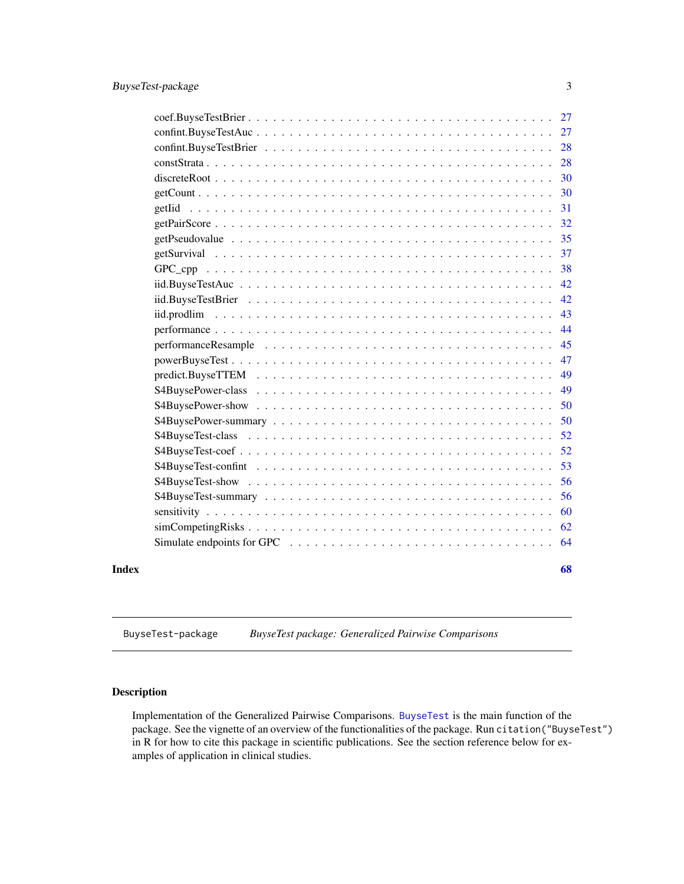| | |
|---|---|
| coef.BuyseTestBrier | 27 |
| confint.BuyseTestAuc | 27 |
| confint.BuyseTestBrier | 28 |
| constStrata | 28 |
| discreteRoot | 30 |
| getCount | 30 |
| getIid | 31 |
| getPairScore | 32 |
| getPseudovalue | 35 |
| getSurvival | 37 |
| GPC_cpp | 38 |
| iid.BuyseTestAuc | 42 |
| iid.BuyseTestBrier | 42 |
| iid.prodlim | 43 |
| performance | 44 |
| performanceResample | 45 |
| powerBuyseTest | 47 |
| predict.BuyseTTEM | 49 |
| S4BuysePower-class | 49 |
| S4BuysePower-show | 50 |
| S4BuysePower-summary | 50 |
| S4BuyseTest-class | 52 |
| S4BuyseTest-coef | 52 |
| S4BuyseTest-confint | 53 |
| S4BuyseTest-show | 56 |
| S4BuyseTest-summary | 56 |
| sensitivity | 60 |
| simCompetingRisks | 62 |
| Simulate endpoints for GPC | 64 |

**Index** **68**

---

`BuyseTest-package` *BuyseTest package: Generalized Pairwise Comparisons*

---

## Description

Implementation of the Generalized Pairwise Comparisons. `BuyseTest` is the main function of the package. See the vignette of an overview of the functionalities of the package. Run `citation("BuyseTest")` in R for how to cite this package in scientific publications. See the section reference below for examples of application in clinical studies.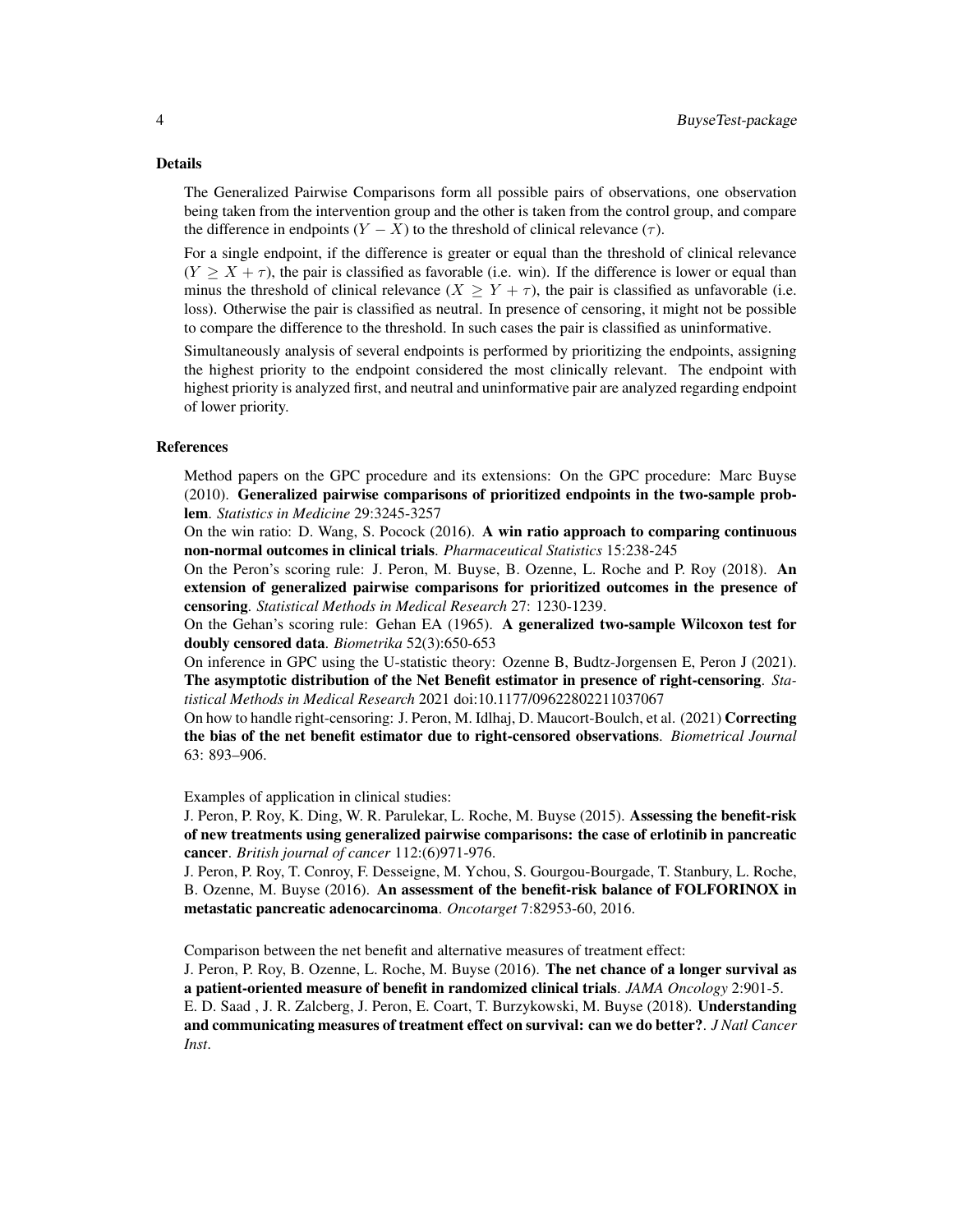## Details

The Generalized Pairwise Comparisons form all possible pairs of observations, one observation being taken from the intervention group and the other is taken from the control group, and compare the difference in endpoints ($Y - X$) to the threshold of clinical relevance ($\tau$).

For a single endpoint, if the difference is greater or equal than the threshold of clinical relevance ($Y \geq X + \tau$), the pair is classified as favorable (i.e. win). If the difference is lower or equal than minus the threshold of clinical relevance ($X \geq Y + \tau$), the pair is classified as unfavorable (i.e. loss). Otherwise the pair is classified as neutral. In presence of censoring, it might not be possible to compare the difference to the threshold. In such cases the pair is classified as uninformative.

Simultaneously analysis of several endpoints is performed by prioritizing the endpoints, assigning the highest priority to the endpoint considered the most clinically relevant. The endpoint with highest priority is analyzed first, and neutral and uninformative pair are analyzed regarding endpoint of lower priority.

## References

Method papers on the GPC procedure and its extensions: On the GPC procedure: Marc Buyse (2010). **Generalized pairwise comparisons of prioritized endpoints in the two-sample problem**. *Statistics in Medicine* 29:3245-3257

On the win ratio: D. Wang, S. Pocock (2016). **A win ratio approach to comparing continuous non-normal outcomes in clinical trials**. *Pharmaceutical Statistics* 15:238-245

On the Peron's scoring rule: J. Peron, M. Buyse, B. Ozenne, L. Roche and P. Roy (2018). **An extension of generalized pairwise comparisons for prioritized outcomes in the presence of censoring**. *Statistical Methods in Medical Research* 27: 1230-1239.

On the Gehan's scoring rule: Gehan EA (1965). **A generalized two-sample Wilcoxon test for doubly censored data**. *Biometrika* 52(3):650-653

On inference in GPC using the U-statistic theory: Ozenne B, Budtz-Jorgensen E, Peron J (2021). **The asymptotic distribution of the Net Benefit estimator in presence of right-censoring**. *Statistical Methods in Medical Research* 2021 doi:10.1177/09622802211037067

On how to handle right-censoring: J. Peron, M. Idlhaj, D. Maucort-Boulch, et al. (2021) **Correcting the bias of the net benefit estimator due to right-censored observations**. *Biometrical Journal* 63: 893–906.

Examples of application in clinical studies:

J. Peron, P. Roy, K. Ding, W. R. Parulekar, L. Roche, M. Buyse (2015). **Assessing the benefit-risk of new treatments using generalized pairwise comparisons: the case of erlotinib in pancreatic cancer**. *British journal of cancer* 112:(6)971-976.

J. Peron, P. Roy, T. Conroy, F. Desseigne, M. Ychou, S. Gourgou-Bourgade, T. Stanbury, L. Roche, B. Ozenne, M. Buyse (2016). **An assessment of the benefit-risk balance of FOLFORINOX in metastatic pancreatic adenocarcinoma**. *Oncotarget* 7:82953-60, 2016.

Comparison between the net benefit and alternative measures of treatment effect:

J. Peron, P. Roy, B. Ozenne, L. Roche, M. Buyse (2016). **The net chance of a longer survival as a patient-oriented measure of benefit in randomized clinical trials**. *JAMA Oncology* 2:901-5.

E. D. Saad , J. R. Zalcberg, J. Peron, E. Coart, T. Burzykowski, M. Buyse (2018). **Understanding and communicating measures of treatment effect on survival: can we do better?**. *J Natl Cancer Inst*.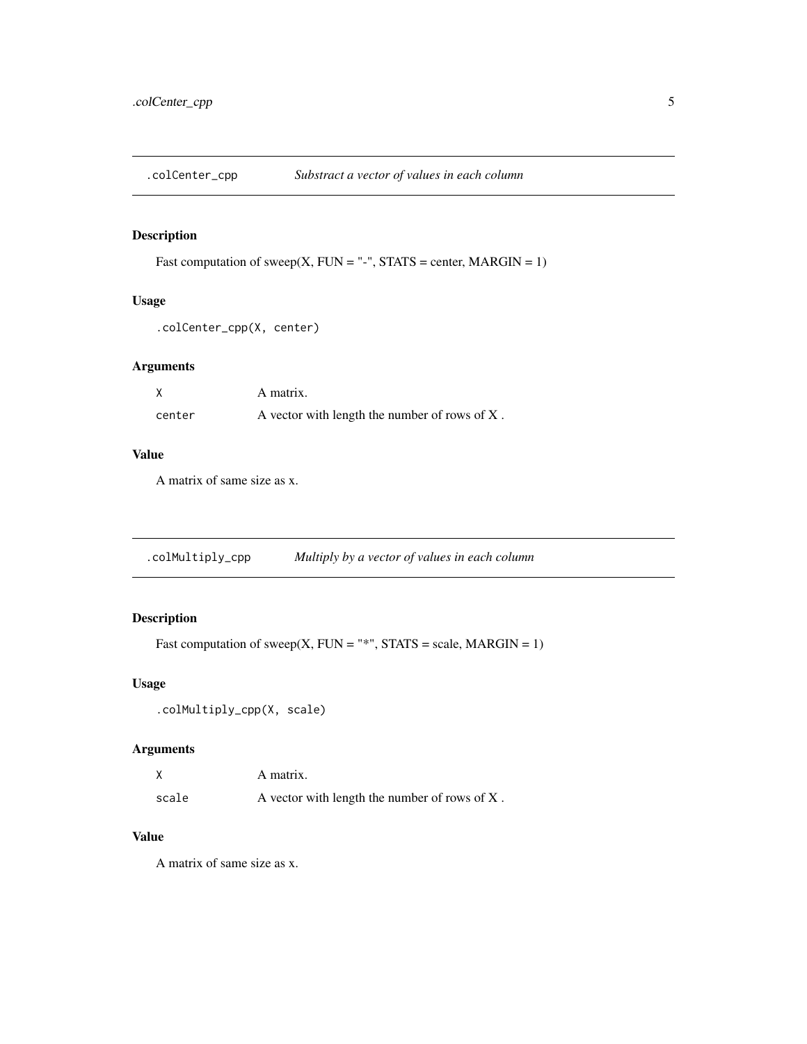## .colCenter_cpp *Substract a vector of values in each column*

### Description

Fast computation of sweep(X, FUN = "-", STATS = center, MARGIN = 1)

### Usage

```
.colCenter_cpp(X, center)
```

### Arguments

| | |
|---|---|
| X | A matrix. |
| center | A vector with length the number of rows of X . |

### Value

A matrix of same size as x.

## .colMultiply_cpp *Multiply by a vector of values in each column*

### Description

Fast computation of sweep(X, FUN = "*", STATS = scale, MARGIN = 1)

### Usage

```
.colMultiply_cpp(X, scale)
```

### Arguments

| | |
|---|---|
| X | A matrix. |
| scale | A vector with length the number of rows of X . |

### Value

A matrix of same size as x.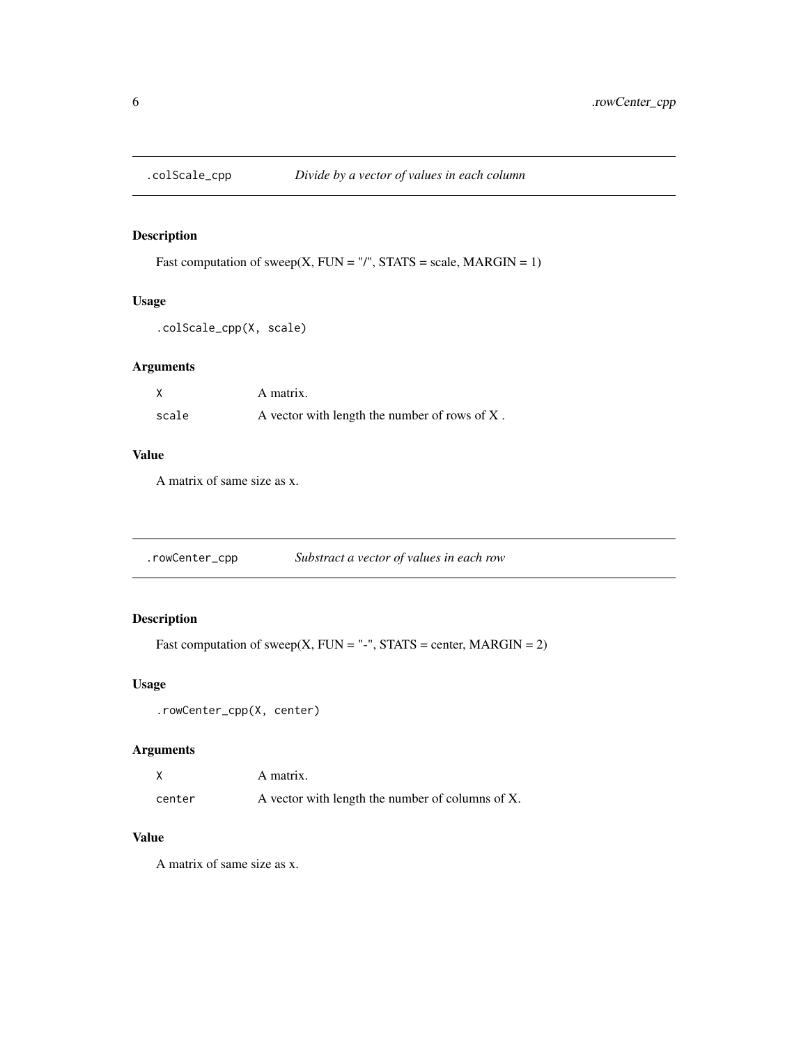## .colScale_cpp *Divide by a vector of values in each column*

### Description

Fast computation of sweep(X, FUN = "/", STATS = scale, MARGIN = 1)

### Usage

```
.colScale_cpp(X, scale)
```

### Arguments

| | |
|---|---|
| X | A matrix. |
| scale | A vector with length the number of rows of X . |

### Value

A matrix of same size as x.

## .rowCenter_cpp *Substract a vector of values in each row*

### Description

Fast computation of sweep(X, FUN = "-", STATS = center, MARGIN = 2)

### Usage

```
.rowCenter_cpp(X, center)
```

### Arguments

| | |
|---|---|
| X | A matrix. |
| center | A vector with length the number of columns of X. |

### Value

A matrix of same size as x.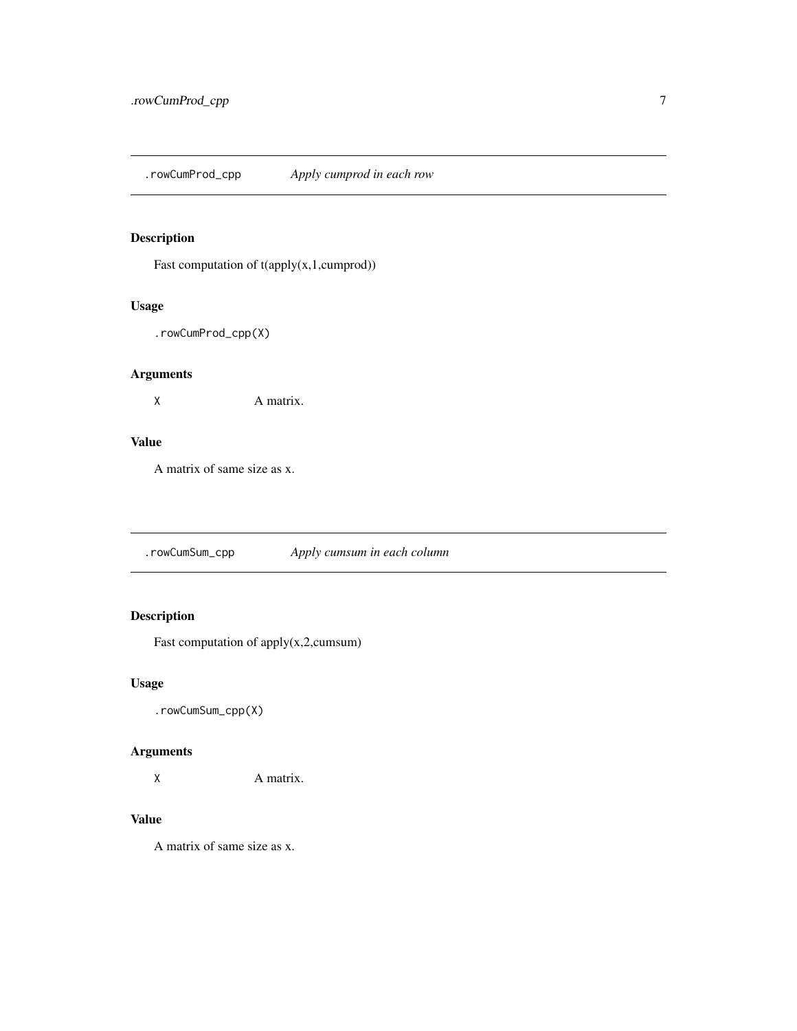`.rowCumProd_cpp` *Apply cumprod in each row*

### Description

Fast computation of t(apply(x,1,cumprod))

### Usage

```
.rowCumProd_cpp(X)
```

### Arguments

| | |
|---|---|
| `X` | A matrix. |

### Value

A matrix of same size as x.

---

`.rowCumSum_cpp` *Apply cumsum in each column*

### Description

Fast computation of apply(x,2,cumsum)

### Usage

```
.rowCumSum_cpp(X)
```

### Arguments

| | |
|---|---|
| `X` | A matrix. |

### Value

A matrix of same size as x.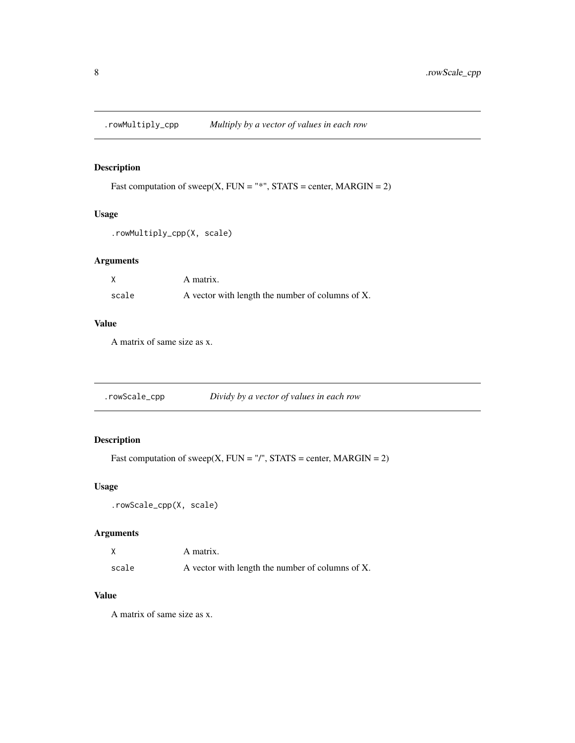## .rowMultiply_cpp *Multiply by a vector of values in each row*

### Description

Fast computation of sweep(X, FUN = "*", STATS = center, MARGIN = 2)

### Usage

```
.rowMultiply_cpp(X, scale)
```

### Arguments

| | |
|---|---|
| X | A matrix. |
| scale | A vector with length the number of columns of X. |

### Value

A matrix of same size as x.

## .rowScale_cpp *Dividy by a vector of values in each row*

### Description

Fast computation of sweep(X, FUN = "/", STATS = center, MARGIN = 2)

### Usage

```
.rowScale_cpp(X, scale)
```

### Arguments

| | |
|---|---|
| X | A matrix. |
| scale | A vector with length the number of columns of X. |

### Value

A matrix of same size as x.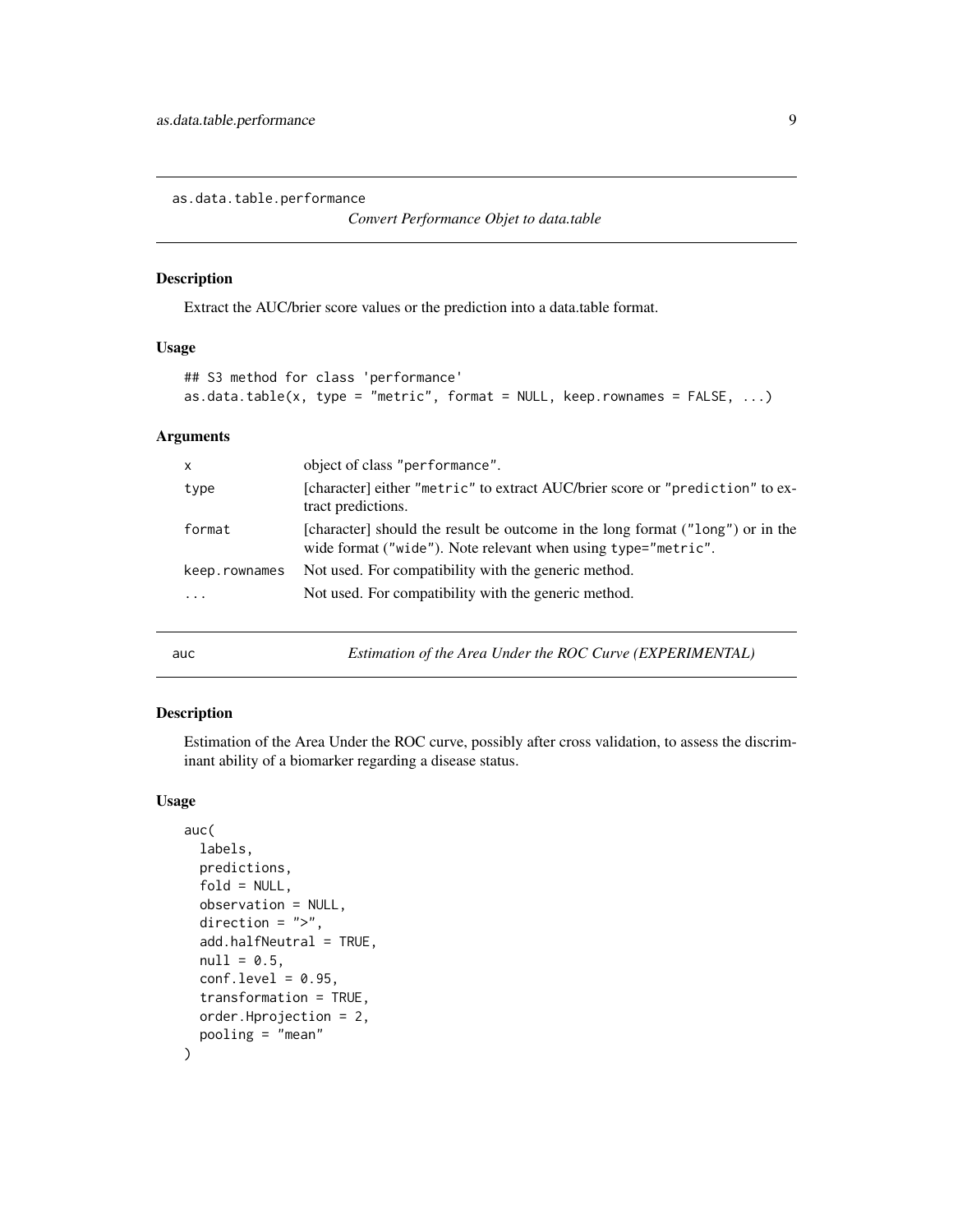## as.data.table.performance

*Convert Performance Objet to data.table*

### Description

Extract the AUC/brier score values or the prediction into a data.table format.

### Usage

```
## S3 method for class 'performance'
as.data.table(x, type = "metric", format = NULL, keep.rownames = FALSE, ...)
```

### Arguments

| | |
|---|---|
| `x` | object of class "performance". |
| `type` | [character] either "metric" to extract AUC/brier score or "prediction" to extract predictions. |
| `format` | [character] should the result be outcome in the long format ("long") or in the wide format ("wide"). Note relevant when using type="metric". |
| `keep.rownames` | Not used. For compatibility with the generic method. |
| `...` | Not used. For compatibility with the generic method. |

## auc

*Estimation of the Area Under the ROC Curve (EXPERIMENTAL)*

### Description

Estimation of the Area Under the ROC curve, possibly after cross validation, to assess the discriminant ability of a biomarker regarding a disease status.

### Usage

```
auc(
  labels,
  predictions,
  fold = NULL,
  observation = NULL,
  direction = ">",
  add.halfNeutral = TRUE,
  null = 0.5,
  conf.level = 0.95,
  transformation = TRUE,
  order.Hprojection = 2,
  pooling = "mean"
)
```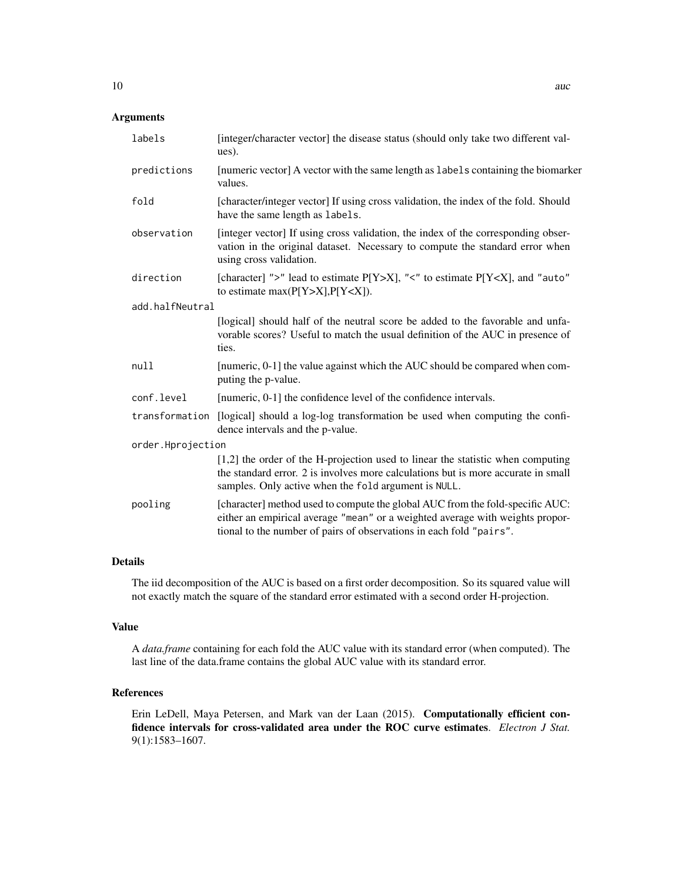## Arguments

| | |
|---|---|
| `labels` | [integer/character vector] the disease status (should only take two different values). |
| `predictions` | [numeric vector] A vector with the same length as `labels` containing the biomarker values. |
| `fold` | [character/integer vector] If using cross validation, the index of the fold. Should have the same length as `labels`. |
| `observation` | [integer vector] If using cross validation, the index of the corresponding observation in the original dataset. Necessary to compute the standard error when using cross validation. |
| `direction` | [character] `">"` lead to estimate P[Y>X], `"<"` to estimate P[Y<X], and `"auto"` to estimate max(P[Y>X],P[Y<X]). |
| `add.halfNeutral` | [logical] should half of the neutral score be added to the favorable and unfavorable scores? Useful to match the usual definition of the AUC in presence of ties. |
| `null` | [numeric, 0-1] the value against which the AUC should be compared when computing the p-value. |
| `conf.level` | [numeric, 0-1] the confidence level of the confidence intervals. |
| `transformation` | [logical] should a log-log transformation be used when computing the confidence intervals and the p-value. |
| `order.Hprojection` | [1,2] the order of the H-projection used to linear the statistic when computing the standard error. 2 is involves more calculations but is more accurate in small samples. Only active when the `fold` argument is `NULL`. |
| `pooling` | [character] method used to compute the global AUC from the fold-specific AUC: either an empirical average `"mean"` or a weighted average with weights proportional to the number of pairs of observations in each fold `"pairs"`. |

## Details

The iid decomposition of the AUC is based on a first order decomposition. So its squared value will not exactly match the square of the standard error estimated with a second order H-projection.

## Value

A *data.frame* containing for each fold the AUC value with its standard error (when computed). The last line of the data.frame contains the global AUC value with its standard error.

## References

Erin LeDell, Maya Petersen, and Mark van der Laan (2015). **Computationally efficient confidence intervals for cross-validated area under the ROC curve estimates**. *Electron J Stat.* 9(1):1583–1607.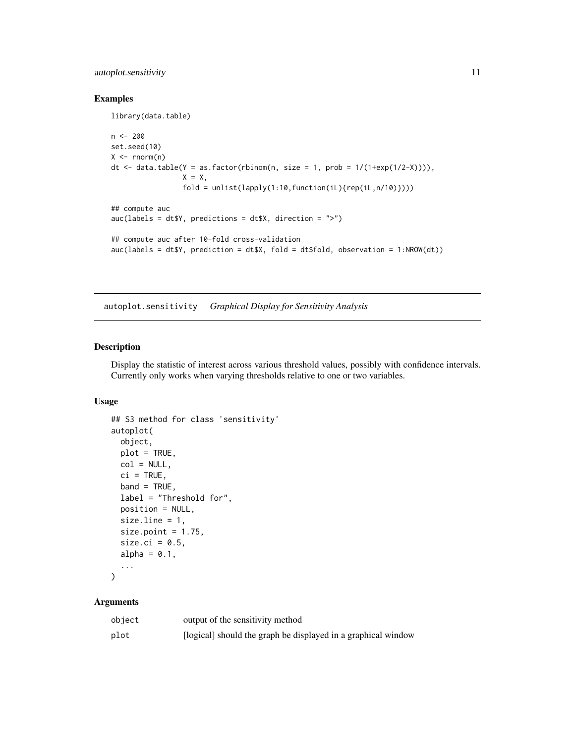### Examples

```
library(data.table)

n <- 200
set.seed(10)
X <- rnorm(n)
dt <- data.table(Y = as.factor(rbinom(n, size = 1, prob = 1/(1+exp(1/2-X)))),
                 X = X,
                 fold = unlist(lapply(1:10,function(iL){rep(iL,n/10)})))

## compute auc
auc(labels = dt$Y, predictions = dt$X, direction = ">")

## compute auc after 10-fold cross-validation
auc(labels = dt$Y, prediction = dt$X, fold = dt$fold, observation = 1:NROW(dt))
```

## autoplot.sensitivity *Graphical Display for Sensitivity Analysis*

### Description

Display the statistic of interest across various threshold values, possibly with confidence intervals. Currently only works when varying thresholds relative to one or two variables.

### Usage

```
## S3 method for class 'sensitivity'
autoplot(
  object,
  plot = TRUE,
  col = NULL,
  ci = TRUE,
  band = TRUE,
  label = "Threshold for",
  position = NULL,
  size.line = 1,
  size.point = 1.75,
  size.ci = 0.5,
  alpha = 0.1,
  ...
)
```

### Arguments

| | |
|---|---|
| object | output of the sensitivity method |
| plot | [logical] should the graph be displayed in a graphical window |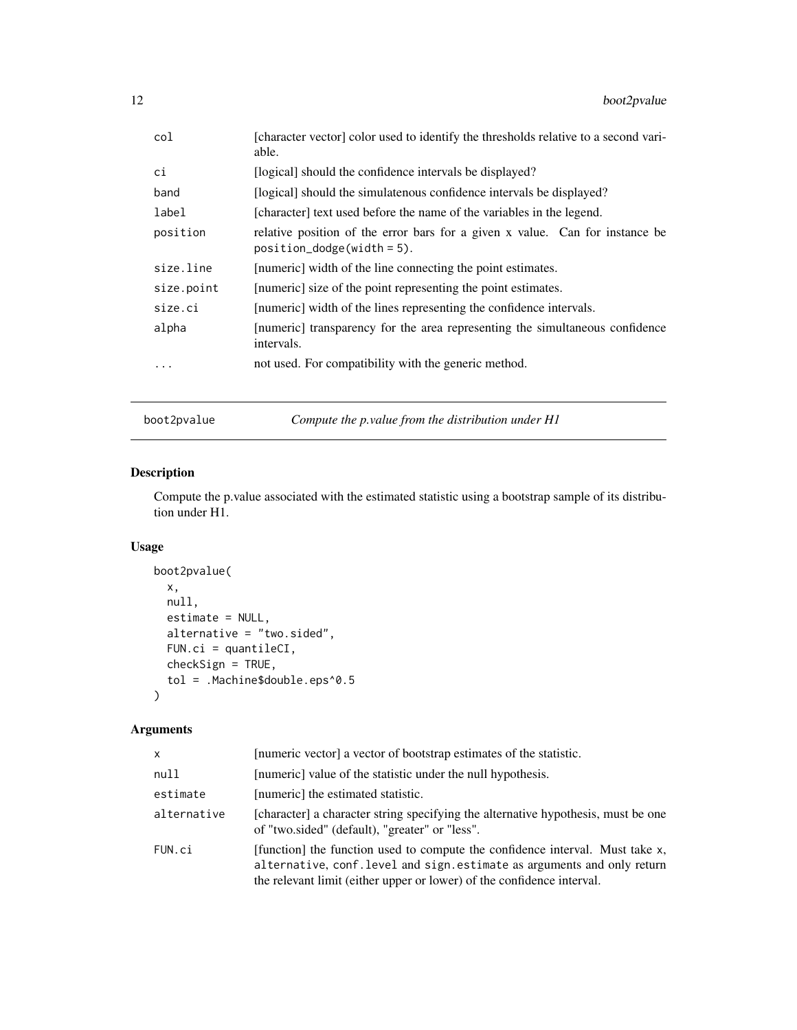| | |
|---|---|
| col | [character vector] color used to identify the thresholds relative to a second variable. |
| ci | [logical] should the confidence intervals be displayed? |
| band | [logical] should the simulatenous confidence intervals be displayed? |
| label | [character] text used before the name of the variables in the legend. |
| position | relative position of the error bars for a given x value. Can for instance be `position_dodge(width = 5)`. |
| size.line | [numeric] width of the line connecting the point estimates. |
| size.point | [numeric] size of the point representing the point estimates. |
| size.ci | [numeric] width of the lines representing the confidence intervals. |
| alpha | [numeric] transparency for the area representing the simultaneous confidence intervals. |
| ... | not used. For compatibility with the generic method. |

## boot2pvalue — *Compute the p.value from the distribution under H1*

### Description

Compute the p.value associated with the estimated statistic using a bootstrap sample of its distribution under H1.

### Usage

```
boot2pvalue(
  x,
  null,
  estimate = NULL,
  alternative = "two.sided",
  FUN.ci = quantileCI,
  checkSign = TRUE,
  tol = .Machine$double.eps^0.5
)
```

### Arguments

| | |
|---|---|
| x | [numeric vector] a vector of bootstrap estimates of the statistic. |
| null | [numeric] value of the statistic under the null hypothesis. |
| estimate | [numeric] the estimated statistic. |
| alternative | [character] a character string specifying the alternative hypothesis, must be one of "two.sided" (default), "greater" or "less". |
| FUN.ci | [function] the function used to compute the confidence interval. Must take `x`, `alternative`, `conf.level` and `sign.estimate` as arguments and only return the relevant limit (either upper or lower) of the confidence interval. |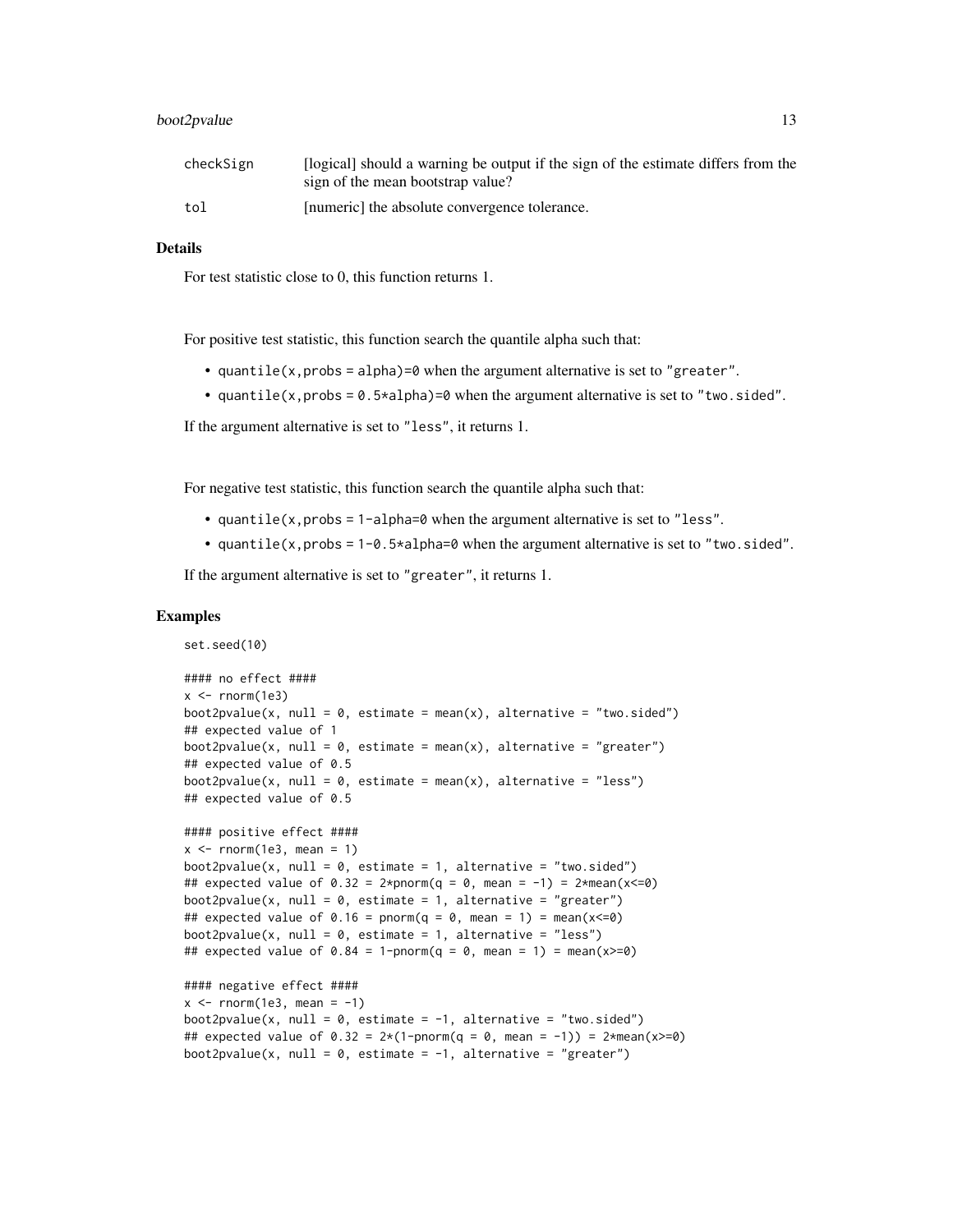| | |
|---|---|
| checkSign | [logical] should a warning be output if the sign of the estimate differs from the sign of the mean bootstrap value? |
| tol | [numeric] the absolute convergence tolerance. |

### Details

For test statistic close to 0, this function returns 1.

For positive test statistic, this function search the quantile alpha such that:

- `quantile(x,probs = alpha)=0` when the argument alternative is set to `"greater"`.
- `quantile(x,probs = 0.5*alpha)=0` when the argument alternative is set to `"two.sided"`.

If the argument alternative is set to `"less"`, it returns 1.

For negative test statistic, this function search the quantile alpha such that:

- `quantile(x,probs = 1-alpha=0` when the argument alternative is set to `"less"`.
- `quantile(x,probs = 1-0.5*alpha=0` when the argument alternative is set to `"two.sided"`.

If the argument alternative is set to `"greater"`, it returns 1.

### Examples

```
set.seed(10)

#### no effect ####
x <- rnorm(1e3)
boot2pvalue(x, null = 0, estimate = mean(x), alternative = "two.sided")
## expected value of 1
boot2pvalue(x, null = 0, estimate = mean(x), alternative = "greater")
## expected value of 0.5
boot2pvalue(x, null = 0, estimate = mean(x), alternative = "less")
## expected value of 0.5

#### positive effect ####
x <- rnorm(1e3, mean = 1)
boot2pvalue(x, null = 0, estimate = 1, alternative = "two.sided")
## expected value of 0.32 = 2*pnorm(q = 0, mean = -1) = 2*mean(x<=0)
boot2pvalue(x, null = 0, estimate = 1, alternative = "greater")
## expected value of 0.16 = pnorm(q = 0, mean = 1) = mean(x<=0)
boot2pvalue(x, null = 0, estimate = 1, alternative = "less")
## expected value of 0.84 = 1-pnorm(q = 0, mean = 1) = mean(x>=0)

#### negative effect ####
x <- rnorm(1e3, mean = -1)
boot2pvalue(x, null = 0, estimate = -1, alternative = "two.sided")
## expected value of 0.32 = 2*(1-pnorm(q = 0, mean = -1)) = 2*mean(x>=0)
boot2pvalue(x, null = 0, estimate = -1, alternative = "greater")
```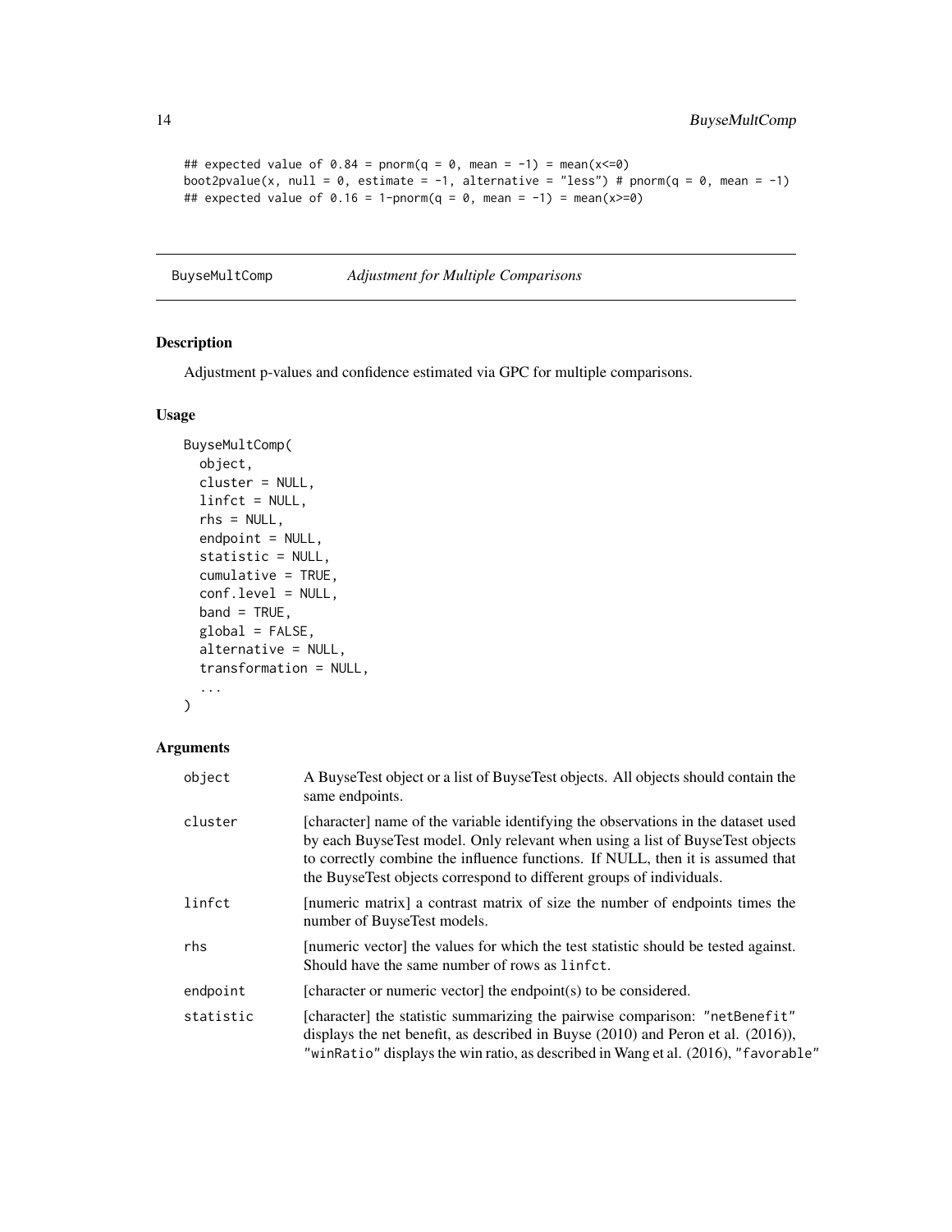```
## expected value of 0.84 = pnorm(q = 0, mean = -1) = mean(x<=0)
boot2pvalue(x, null = 0, estimate = -1, alternative = "less") # pnorm(q = 0, mean = -1)
## expected value of 0.16 = 1-pnorm(q = 0, mean = -1) = mean(x>=0)
```

## BuyseMultComp — *Adjustment for Multiple Comparisons*

### Description

Adjustment p-values and confidence estimated via GPC for multiple comparisons.

### Usage

```
BuyseMultComp(
  object,
  cluster = NULL,
  linfct = NULL,
  rhs = NULL,
  endpoint = NULL,
  statistic = NULL,
  cumulative = TRUE,
  conf.level = NULL,
  band = TRUE,
  global = FALSE,
  alternative = NULL,
  transformation = NULL,
  ...
)
```

### Arguments

| Argument | Description |
|---|---|
| `object` | A BuyseTest object or a list of BuyseTest objects. All objects should contain the same endpoints. |
| `cluster` | [character] name of the variable identifying the observations in the dataset used by each BuyseTest model. Only relevant when using a list of BuyseTest objects to correctly combine the influence functions. If NULL, then it is assumed that the BuyseTest objects correspond to different groups of individuals. |
| `linfct` | [numeric matrix] a contrast matrix of size the number of endpoints times the number of BuyseTest models. |
| `rhs` | [numeric vector] the values for which the test statistic should be tested against. Should have the same number of rows as `linfct`. |
| `endpoint` | [character or numeric vector] the endpoint(s) to be considered. |
| `statistic` | [character] the statistic summarizing the pairwise comparison: `"netBenefit"` displays the net benefit, as described in Buyse (2010) and Peron et al. (2016)), `"winRatio"` displays the win ratio, as described in Wang et al. (2016), `"favorable"` |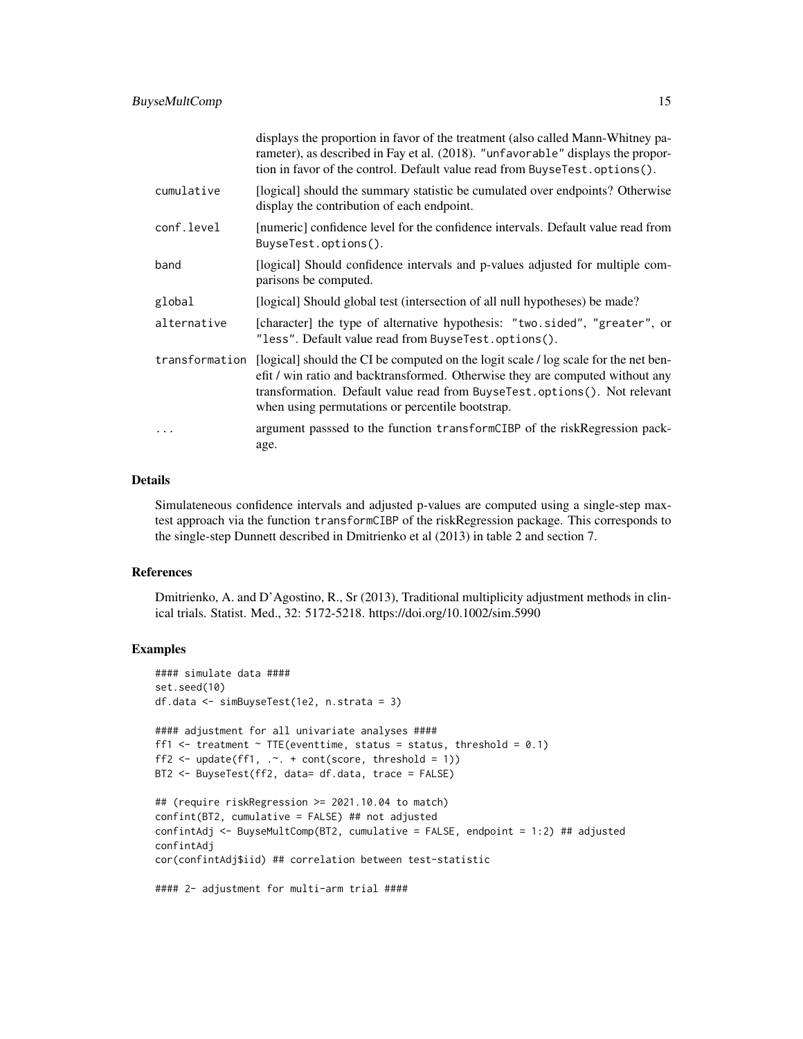displays the proportion in favor of the treatment (also called Mann-Whitney parameter), as described in Fay et al. (2018). "unfavorable" displays the proportion in favor of the control. Default value read from BuyseTest.options().

cumulative
: [logical] should the summary statistic be cumulated over endpoints? Otherwise display the contribution of each endpoint.

conf.level
: [numeric] confidence level for the confidence intervals. Default value read from BuyseTest.options().

band
: [logical] Should confidence intervals and p-values adjusted for multiple comparisons be computed.

global
: [logical] Should global test (intersection of all null hypotheses) be made?

alternative
: [character] the type of alternative hypothesis: "two.sided", "greater", or "less". Default value read from BuyseTest.options().

transformation
: [logical] should the CI be computed on the logit scale / log scale for the net benefit / win ratio and backtransformed. Otherwise they are computed without any transformation. Default value read from BuyseTest.options(). Not relevant when using permutations or percentile bootstrap.

...
: argument passsed to the function transformCIBP of the riskRegression package.

## Details

Simulateneous confidence intervals and adjusted p-values are computed using a single-step max-test approach via the function transformCIBP of the riskRegression package. This corresponds to the single-step Dunnett described in Dmitrienko et al (2013) in table 2 and section 7.

## References

Dmitrienko, A. and D'Agostino, R., Sr (2013), Traditional multiplicity adjustment methods in clinical trials. Statist. Med., 32: 5172-5218. https://doi.org/10.1002/sim.5990

## Examples

```
#### simulate data ####
set.seed(10)
df.data <- simBuyseTest(1e2, n.strata = 3)

#### adjustment for all univariate analyses ####
ff1 <- treatment ~ TTE(eventtime, status = status, threshold = 0.1)
ff2 <- update(ff1, .~. + cont(score, threshold = 1))
BT2 <- BuyseTest(ff2, data= df.data, trace = FALSE)

## (require riskRegression >= 2021.10.04 to match)
confint(BT2, cumulative = FALSE) ## not adjusted
confintAdj <- BuyseMultComp(BT2, cumulative = FALSE, endpoint = 1:2) ## adjusted
confintAdj
cor(confintAdj$iid) ## correlation between test-statistic

#### 2- adjustment for multi-arm trial ####
```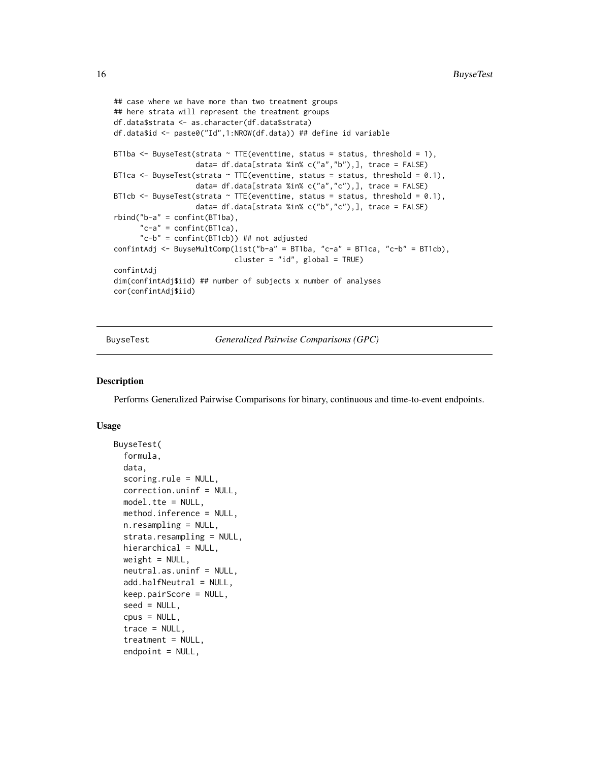```
## case where we have more than two treatment groups
## here strata will represent the treatment groups
df.data$strata <- as.character(df.data$strata)
df.data$id <- paste0("Id",1:NROW(df.data)) ## define id variable

BT1ba <- BuyseTest(strata ~ TTE(eventtime, status = status, threshold = 1),
                   data= df.data[strata %in% c("a","b"),], trace = FALSE)
BT1ca <- BuyseTest(strata ~ TTE(eventtime, status = status, threshold = 0.1),
                   data= df.data[strata %in% c("a","c"),], trace = FALSE)
BT1cb <- BuyseTest(strata ~ TTE(eventtime, status = status, threshold = 0.1),
                   data= df.data[strata %in% c("b","c"),], trace = FALSE)
rbind("b-a" = confint(BT1ba),
      "c-a" = confint(BT1ca),
      "c-b" = confint(BT1cb)) ## not adjusted
confintAdj <- BuyseMultComp(list("b-a" = BT1ba, "c-a" = BT1ca, "c-b" = BT1cb),
                            cluster = "id", global = TRUE)
confintAdj
dim(confintAdj$iid) ## number of subjects x number of analyses
cor(confintAdj$iid)
```

---

BuyseTest    *Generalized Pairwise Comparisons (GPC)*

---

### Description

Performs Generalized Pairwise Comparisons for binary, continuous and time-to-event endpoints.

### Usage

```
BuyseTest(
  formula,
  data,
  scoring.rule = NULL,
  correction.uninf = NULL,
  model.tte = NULL,
  method.inference = NULL,
  n.resampling = NULL,
  strata.resampling = NULL,
  hierarchical = NULL,
  weight = NULL,
  neutral.as.uninf = NULL,
  add.halfNeutral = NULL,
  keep.pairScore = NULL,
  seed = NULL,
  cpus = NULL,
  trace = NULL,
  treatment = NULL,
  endpoint = NULL,
```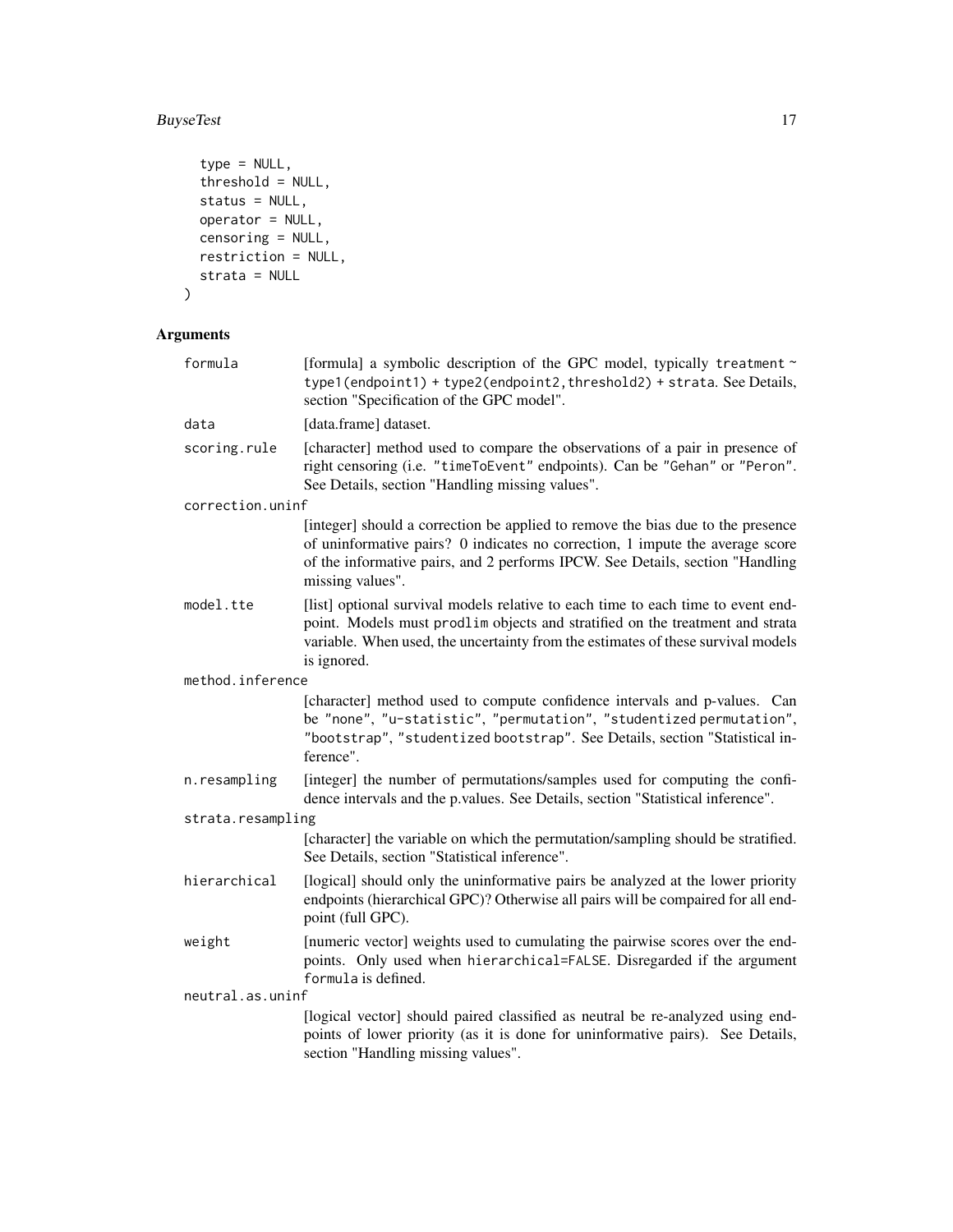```
  type = NULL,
  threshold = NULL,
  status = NULL,
  operator = NULL,
  censoring = NULL,
  restriction = NULL,
  strata = NULL
)
```

## Arguments

`formula` [formula] a symbolic description of the GPC model, typically `treatment ~ type1(endpoint1) + type2(endpoint2,threshold2) + strata`. See Details, section "Specification of the GPC model".

`data` [data.frame] dataset.

`scoring.rule` [character] method used to compare the observations of a pair in presence of right censoring (i.e. `"timeToEvent"` endpoints). Can be `"Gehan"` or `"Peron"`. See Details, section "Handling missing values".

`correction.uninf` [integer] should a correction be applied to remove the bias due to the presence of uninformative pairs? 0 indicates no correction, 1 impute the average score of the informative pairs, and 2 performs IPCW. See Details, section "Handling missing values".

`model.tte` [list] optional survival models relative to each time to each time to event endpoint. Models must `prodlim` objects and stratified on the treatment and strata variable. When used, the uncertainty from the estimates of these survival models is ignored.

`method.inference` [character] method used to compute confidence intervals and p-values. Can be `"none"`, `"u-statistic"`, `"permutation"`, `"studentized permutation"`, `"bootstrap"`, `"studentized bootstrap"`. See Details, section "Statistical inference".

`n.resampling` [integer] the number of permutations/samples used for computing the confidence intervals and the p.values. See Details, section "Statistical inference".

`strata.resampling` [character] the variable on which the permutation/sampling should be stratified. See Details, section "Statistical inference".

`hierarchical` [logical] should only the uninformative pairs be analyzed at the lower priority endpoints (hierarchical GPC)? Otherwise all pairs will be compaired for all endpoint (full GPC).

`weight` [numeric vector] weights used to cumulating the pairwise scores over the endpoints. Only used when `hierarchical=FALSE`. Disregarded if the argument `formula` is defined.

`neutral.as.uninf` [logical vector] should paired classified as neutral be re-analyzed using endpoints of lower priority (as it is done for uninformative pairs). See Details, section "Handling missing values".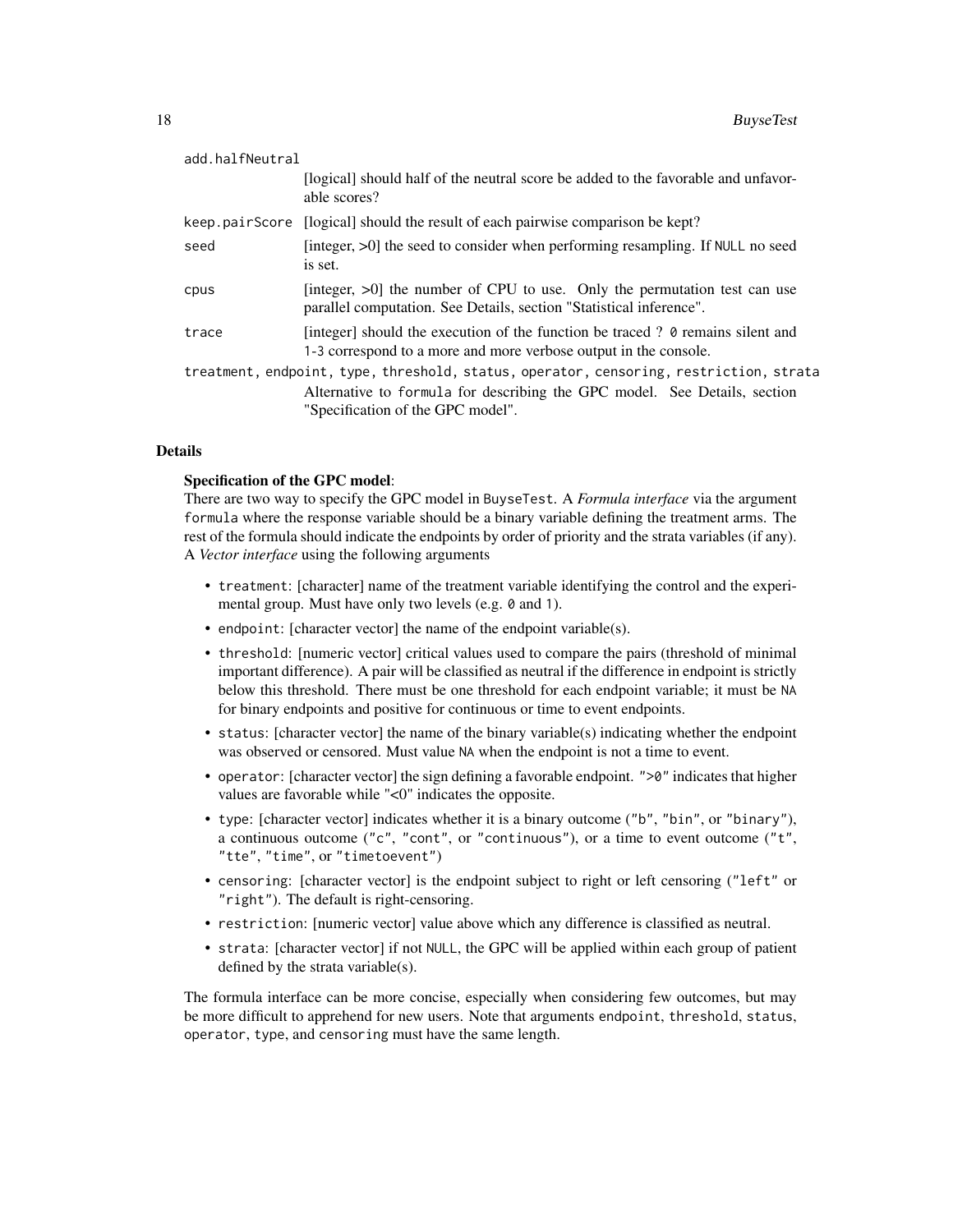add.halfNeutral
: [logical] should half of the neutral score be added to the favorable and unfavorable scores?

keep.pairScore
: [logical] should the result of each pairwise comparison be kept?

seed
: [integer, >0] the seed to consider when performing resampling. If `NULL` no seed is set.

cpus
: [integer, >0] the number of CPU to use. Only the permutation test can use parallel computation. See Details, section "Statistical inference".

trace
: [integer] should the execution of the function be traced ? `0` remains silent and `1`-`3` correspond to a more and more verbose output in the console.

treatment, endpoint, type, threshold, status, operator, censoring, restriction, strata
: Alternative to `formula` for describing the GPC model. See Details, section "Specification of the GPC model".

## Details

**Specification of the GPC model**:
There are two way to specify the GPC model in `BuyseTest`. A *Formula interface* via the argument `formula` where the response variable should be a binary variable defining the treatment arms. The rest of the formula should indicate the endpoints by order of priority and the strata variables (if any). A *Vector interface* using the following arguments

- `treatment`: [character] name of the treatment variable identifying the control and the experimental group. Must have only two levels (e.g. `0` and `1`).
- `endpoint`: [character vector] the name of the endpoint variable(s).
- `threshold`: [numeric vector] critical values used to compare the pairs (threshold of minimal important difference). A pair will be classified as neutral if the difference in endpoint is strictly below this threshold. There must be one threshold for each endpoint variable; it must be `NA` for binary endpoints and positive for continuous or time to event endpoints.
- `status`: [character vector] the name of the binary variable(s) indicating whether the endpoint was observed or censored. Must value `NA` when the endpoint is not a time to event.
- `operator`: [character vector] the sign defining a favorable endpoint. `">0"` indicates that higher values are favorable while "<0" indicates the opposite.
- `type`: [character vector] indicates whether it is a binary outcome (`"b"`, `"bin"`, or `"binary"`), a continuous outcome (`"c"`, `"cont"`, or `"continuous"`), or a time to event outcome (`"t"`, `"tte"`, `"time"`, or `"timetoevent"`)
- `censoring`: [character vector] is the endpoint subject to right or left censoring (`"left"` or `"right"`). The default is right-censoring.
- `restriction`: [numeric vector] value above which any difference is classified as neutral.
- `strata`: [character vector] if not `NULL`, the GPC will be applied within each group of patient defined by the strata variable(s).

The formula interface can be more concise, especially when considering few outcomes, but may be more difficult to apprehend for new users. Note that arguments `endpoint`, `threshold`, `status`, `operator`, `type`, and `censoring` must have the same length.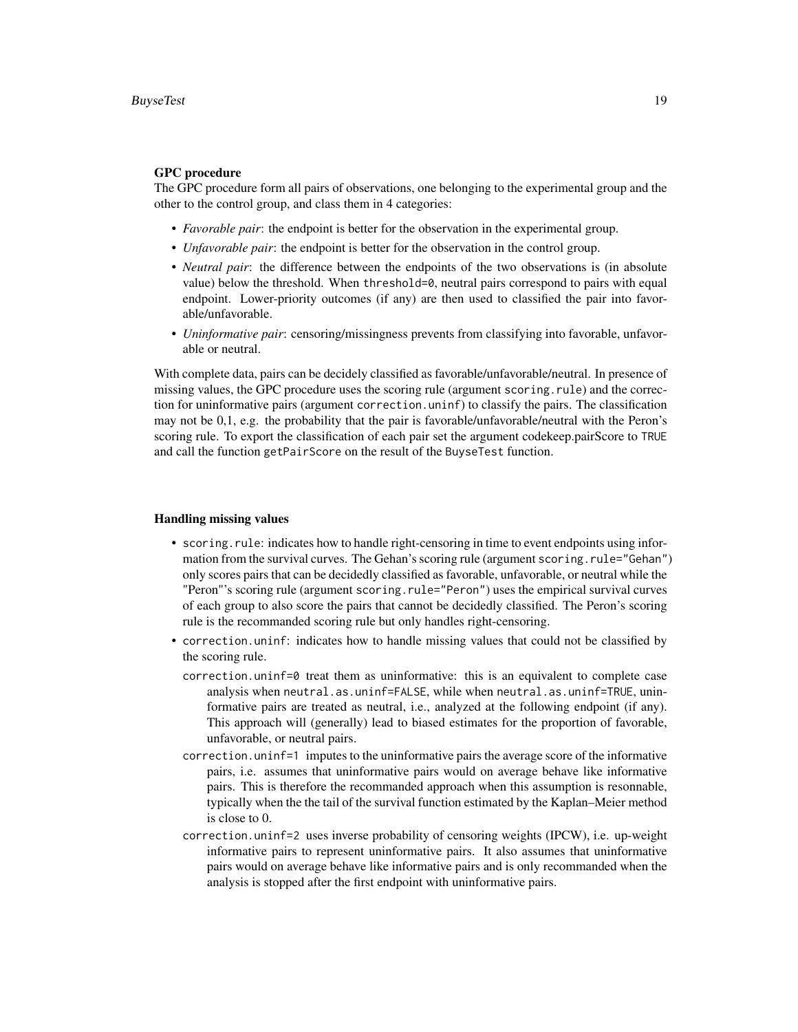**GPC procedure**
The GPC procedure form all pairs of observations, one belonging to the experimental group and the other to the control group, and class them in 4 categories:

- *Favorable pair*: the endpoint is better for the observation in the experimental group.
- *Unfavorable pair*: the endpoint is better for the observation in the control group.
- *Neutral pair*: the difference between the endpoints of the two observations is (in absolute value) below the threshold. When `threshold=0`, neutral pairs correspond to pairs with equal endpoint. Lower-priority outcomes (if any) are then used to classified the pair into favorable/unfavorable.
- *Uninformative pair*: censoring/missingness prevents from classifying into favorable, unfavorable or neutral.

With complete data, pairs can be decidely classified as favorable/unfavorable/neutral. In presence of missing values, the GPC procedure uses the scoring rule (argument `scoring.rule`) and the correction for uninformative pairs (argument `correction.uninf`) to classify the pairs. The classification may not be 0,1, e.g. the probability that the pair is favorable/unfavorable/neutral with the Peron's scoring rule. To export the classification of each pair set the argument codekeep.pairScore to `TRUE` and call the function `getPairScore` on the result of the `BuyseTest` function.

**Handling missing values**

- `scoring.rule`: indicates how to handle right-censoring in time to event endpoints using information from the survival curves. The Gehan's scoring rule (argument `scoring.rule="Gehan"`) only scores pairs that can be decidedly classified as favorable, unfavorable, or neutral while the "Peron"'s scoring rule (argument `scoring.rule="Peron"`) uses the empirical survival curves of each group to also score the pairs that cannot be decidedly classified. The Peron's scoring rule is the recommanded scoring rule but only handles right-censoring.
- `correction.uninf`: indicates how to handle missing values that could not be classified by the scoring rule.
  - `correction.uninf=0` treat them as uninformative: this is an equivalent to complete case analysis when `neutral.as.uninf=FALSE`, while when `neutral.as.uninf=TRUE`, uninformative pairs are treated as neutral, i.e., analyzed at the following endpoint (if any). This approach will (generally) lead to biased estimates for the proportion of favorable, unfavorable, or neutral pairs.
  - `correction.uninf=1` imputes to the uninformative pairs the average score of the informative pairs, i.e. assumes that uninformative pairs would on average behave like informative pairs. This is therefore the recommanded approach when this assumption is resonnable, typically when the the tail of the survival function estimated by the Kaplan–Meier method is close to 0.
  - `correction.uninf=2` uses inverse probability of censoring weights (IPCW), i.e. up-weight informative pairs to represent uninformative pairs. It also assumes that uninformative pairs would on average behave like informative pairs and is only recommanded when the analysis is stopped after the first endpoint with uninformative pairs.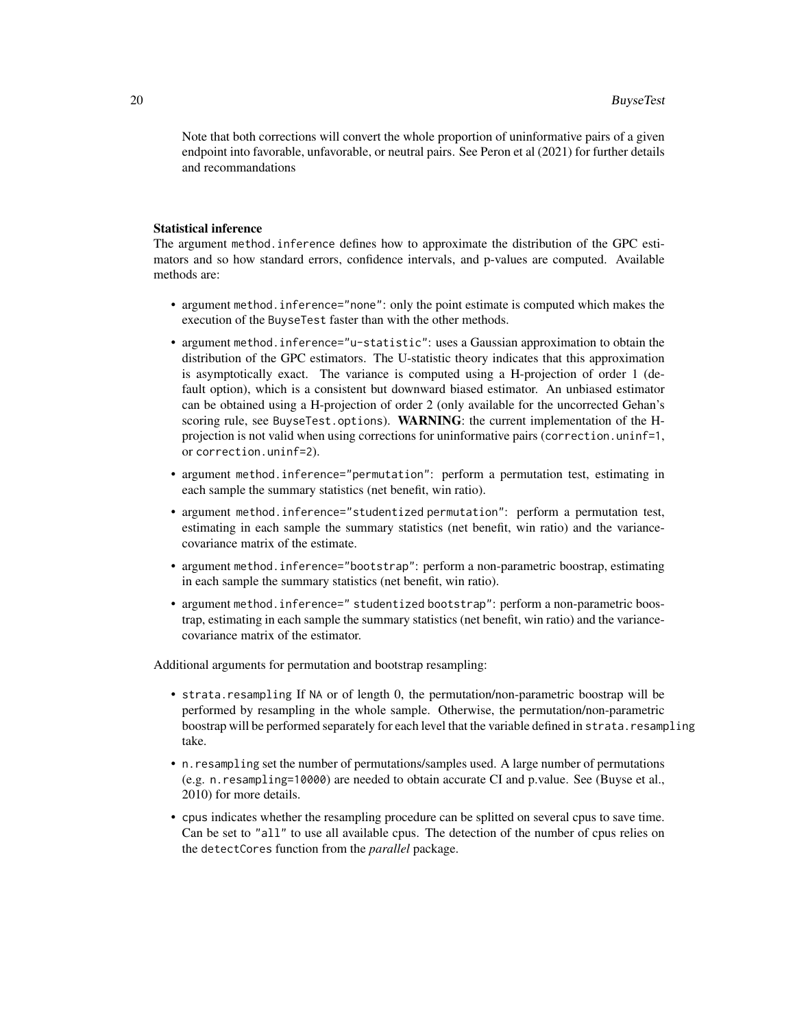Note that both corrections will convert the whole proportion of uninformative pairs of a given endpoint into favorable, unfavorable, or neutral pairs. See Peron et al (2021) for further details and recommandations

**Statistical inference**

The argument `method.inference` defines how to approximate the distribution of the GPC estimators and so how standard errors, confidence intervals, and p-values are computed. Available methods are:

- argument `method.inference="none"`: only the point estimate is computed which makes the execution of the `BuyseTest` faster than with the other methods.
- argument `method.inference="u-statistic"`: uses a Gaussian approximation to obtain the distribution of the GPC estimators. The U-statistic theory indicates that this approximation is asymptotically exact. The variance is computed using a H-projection of order 1 (default option), which is a consistent but downward biased estimator. An unbiased estimator can be obtained using a H-projection of order 2 (only available for the uncorrected Gehan's scoring rule, see `BuyseTest.options`). **WARNING**: the current implementation of the H-projection is not valid when using corrections for uninformative pairs (`correction.uninf=1`, or `correction.uninf=2`).
- argument `method.inference="permutation"`: perform a permutation test, estimating in each sample the summary statistics (net benefit, win ratio).
- argument `method.inference="studentized permutation"`: perform a permutation test, estimating in each sample the summary statistics (net benefit, win ratio) and the variance-covariance matrix of the estimate.
- argument `method.inference="bootstrap"`: perform a non-parametric boostrap, estimating in each sample the summary statistics (net benefit, win ratio).
- argument `method.inference=" studentized bootstrap"`: perform a non-parametric boostrap, estimating in each sample the summary statistics (net benefit, win ratio) and the variance-covariance matrix of the estimator.

Additional arguments for permutation and bootstrap resampling:

- `strata.resampling` If `NA` or of length 0, the permutation/non-parametric boostrap will be performed by resampling in the whole sample. Otherwise, the permutation/non-parametric boostrap will be performed separately for each level that the variable defined in `strata.resampling` take.
- `n.resampling` set the number of permutations/samples used. A large number of permutations (e.g. `n.resampling=10000`) are needed to obtain accurate CI and p.value. See (Buyse et al., 2010) for more details.
- `cpus` indicates whether the resampling procedure can be splitted on several cpus to save time. Can be set to `"all"` to use all available cpus. The detection of the number of cpus relies on the `detectCores` function from the *parallel* package.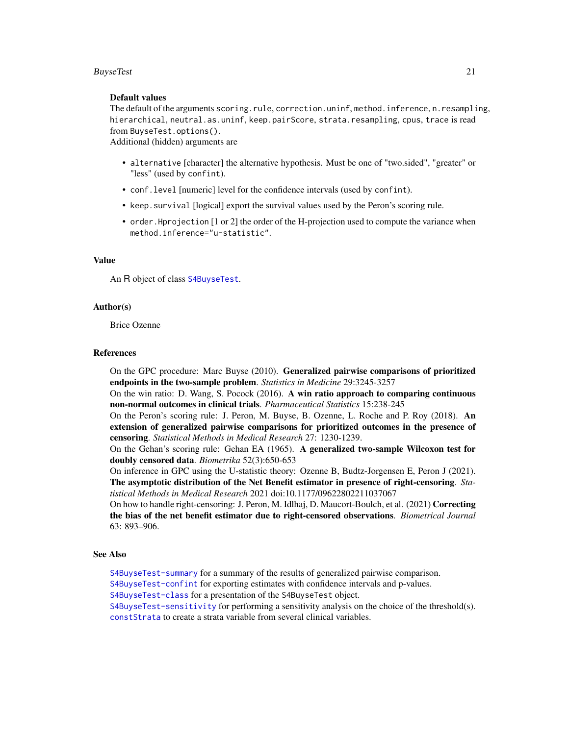**Default values**

The default of the arguments `scoring.rule`, `correction.uninf`, `method.inference`, `n.resampling`, `hierarchical`, `neutral.as.uninf`, `keep.pairScore`, `strata.resampling`, `cpus`, `trace` is read from `BuyseTest.options()`.

Additional (hidden) arguments are

- `alternative` [character] the alternative hypothesis. Must be one of "two.sided", "greater" or "less" (used by `confint`).
- `conf.level` [numeric] level for the confidence intervals (used by `confint`).
- `keep.survival` [logical] export the survival values used by the Peron's scoring rule.
- `order.Hprojection` [1 or 2] the order of the H-projection used to compute the variance when `method.inference="u-statistic"`.

## Value

An R object of class `S4BuyseTest`.

## Author(s)

Brice Ozenne

## References

On the GPC procedure: Marc Buyse (2010). **Generalized pairwise comparisons of prioritized endpoints in the two-sample problem**. *Statistics in Medicine* 29:3245-3257

On the win ratio: D. Wang, S. Pocock (2016). **A win ratio approach to comparing continuous non-normal outcomes in clinical trials**. *Pharmaceutical Statistics* 15:238-245

On the Peron's scoring rule: J. Peron, M. Buyse, B. Ozenne, L. Roche and P. Roy (2018). **An extension of generalized pairwise comparisons for prioritized outcomes in the presence of censoring**. *Statistical Methods in Medical Research* 27: 1230-1239.

On the Gehan's scoring rule: Gehan EA (1965). **A generalized two-sample Wilcoxon test for doubly censored data**. *Biometrika* 52(3):650-653

On inference in GPC using the U-statistic theory: Ozenne B, Budtz-Jorgensen E, Peron J (2021). **The asymptotic distribution of the Net Benefit estimator in presence of right-censoring**. *Statistical Methods in Medical Research* 2021 doi:10.1177/09622802211037067

On how to handle right-censoring: J. Peron, M. Idlhaj, D. Maucort-Boulch, et al. (2021) **Correcting the bias of the net benefit estimator due to right-censored observations**. *Biometrical Journal* 63: 893–906.

## See Also

`S4BuyseTest-summary` for a summary of the results of generalized pairwise comparison.
`S4BuyseTest-confint` for exporting estimates with confidence intervals and p-values.
`S4BuyseTest-class` for a presentation of the `S4BuyseTest` object.
`S4BuyseTest-sensitivity` for performing a sensitivity analysis on the choice of the threshold(s).
`constStrata` to create a strata variable from several clinical variables.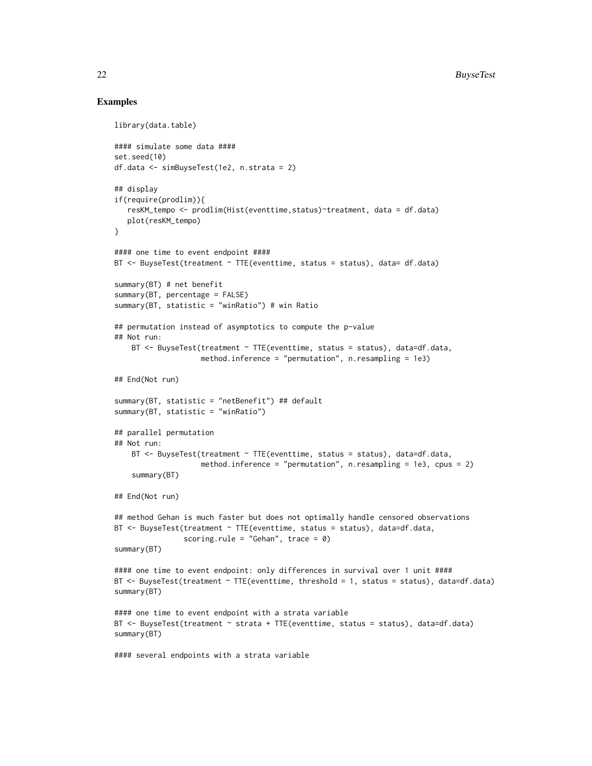## Examples

```
library(data.table)

#### simulate some data ####
set.seed(10)
df.data <- simBuyseTest(1e2, n.strata = 2)

## display
if(require(prodlim)){
   resKM_tempo <- prodlim(Hist(eventtime,status)~treatment, data = df.data)
   plot(resKM_tempo)
}

#### one time to event endpoint ####
BT <- BuyseTest(treatment ~ TTE(eventtime, status = status), data= df.data)

summary(BT) # net benefit
summary(BT, percentage = FALSE)
summary(BT, statistic = "winRatio") # win Ratio

## permutation instead of asymptotics to compute the p-value
## Not run:
    BT <- BuyseTest(treatment ~ TTE(eventtime, status = status), data=df.data,
                    method.inference = "permutation", n.resampling = 1e3)

## End(Not run)

summary(BT, statistic = "netBenefit") ## default
summary(BT, statistic = "winRatio")

## parallel permutation
## Not run:
    BT <- BuyseTest(treatment ~ TTE(eventtime, status = status), data=df.data,
                    method.inference = "permutation", n.resampling = 1e3, cpus = 2)
    summary(BT)

## End(Not run)

## method Gehan is much faster but does not optimally handle censored observations
BT <- BuyseTest(treatment ~ TTE(eventtime, status = status), data=df.data,
                scoring.rule = "Gehan", trace = 0)
summary(BT)

#### one time to event endpoint: only differences in survival over 1 unit ####
BT <- BuyseTest(treatment ~ TTE(eventtime, threshold = 1, status = status), data=df.data)
summary(BT)

#### one time to event endpoint with a strata variable
BT <- BuyseTest(treatment ~ strata + TTE(eventtime, status = status), data=df.data)
summary(BT)

#### several endpoints with a strata variable
```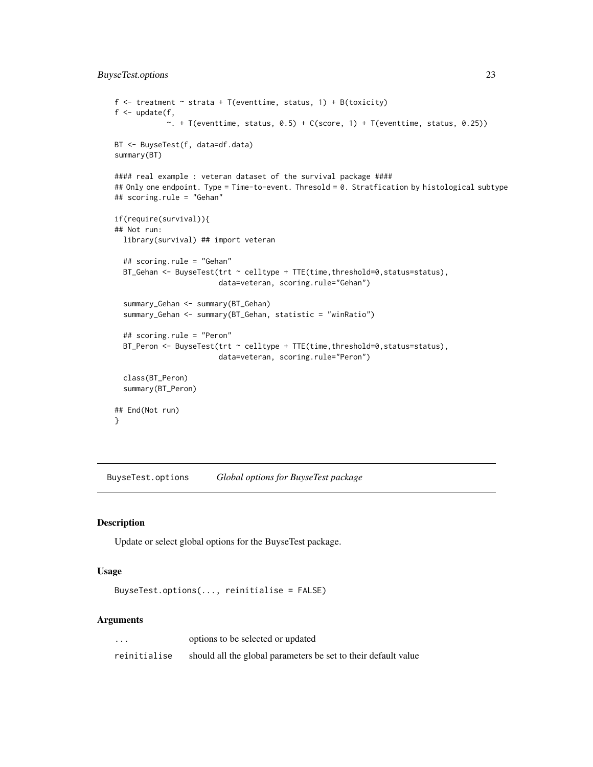```r
f <- treatment ~ strata + T(eventtime, status, 1) + B(toxicity)
f <- update(f,
            ~. + T(eventtime, status, 0.5) + C(score, 1) + T(eventtime, status, 0.25))

BT <- BuyseTest(f, data=df.data)
summary(BT)

#### real example : veteran dataset of the survival package ####
## Only one endpoint. Type = Time-to-event. Thresold = 0. Stratfication by histological subtype
## scoring.rule = "Gehan"

if(require(survival)){
## Not run:
  library(survival) ## import veteran

  ## scoring.rule = "Gehan"
  BT_Gehan <- BuyseTest(trt ~ celltype + TTE(time,threshold=0,status=status),
                        data=veteran, scoring.rule="Gehan")

  summary_Gehan <- summary(BT_Gehan)
  summary_Gehan <- summary(BT_Gehan, statistic = "winRatio")

  ## scoring.rule = "Peron"
  BT_Peron <- BuyseTest(trt ~ celltype + TTE(time,threshold=0,status=status),
                        data=veteran, scoring.rule="Peron")

  class(BT_Peron)
  summary(BT_Peron)

## End(Not run)
}
```

## BuyseTest.options    *Global options for BuyseTest package*

### Description

Update or select global options for the BuyseTest package.

### Usage

```r
BuyseTest.options(..., reinitialise = FALSE)
```

### Arguments

| | |
|---|---|
| `...` | options to be selected or updated |
| `reinitialise` | should all the global parameters be set to their default value |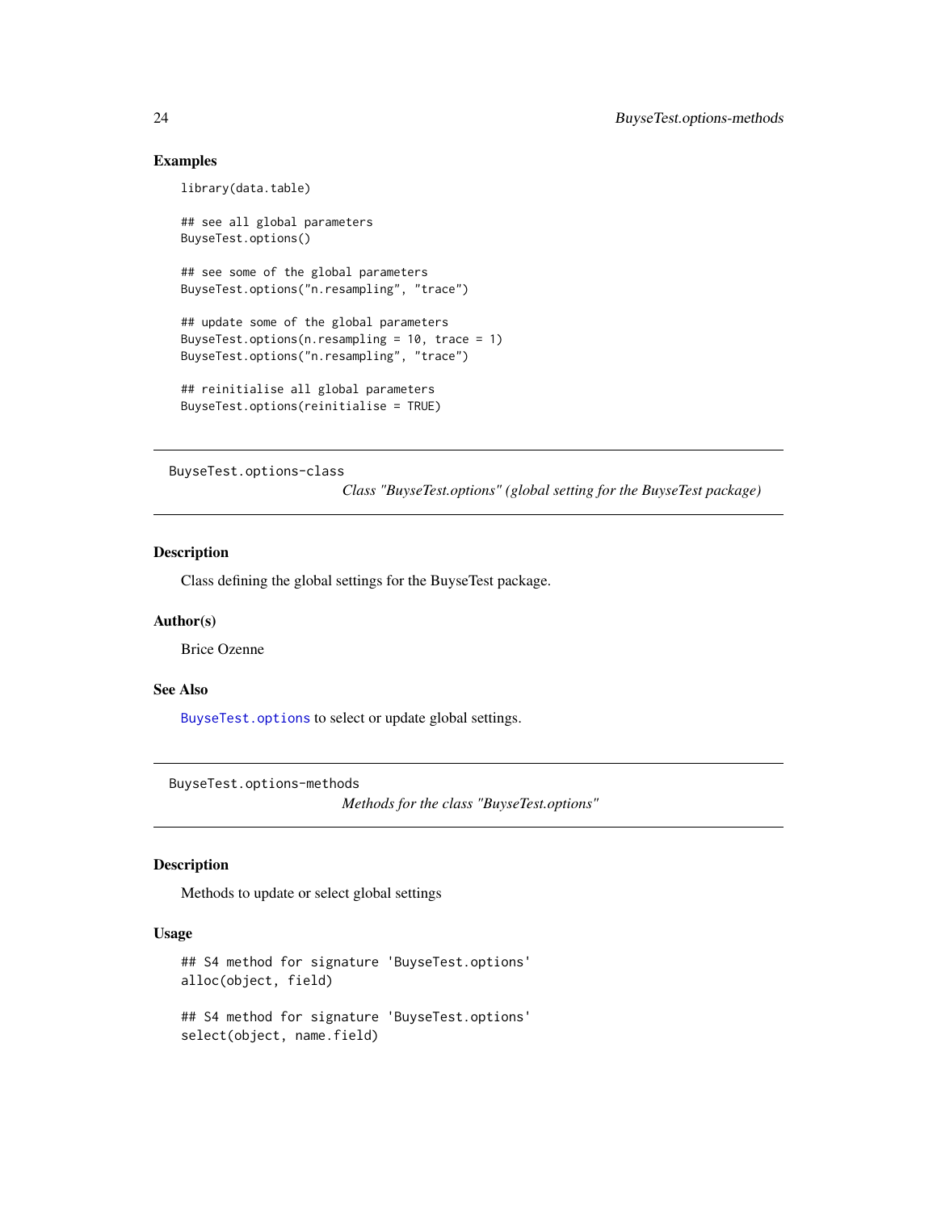### Examples

```
library(data.table)

## see all global parameters
BuyseTest.options()

## see some of the global parameters
BuyseTest.options("n.resampling", "trace")

## update some of the global parameters
BuyseTest.options(n.resampling = 10, trace = 1)
BuyseTest.options("n.resampling", "trace")

## reinitialise all global parameters
BuyseTest.options(reinitialise = TRUE)
```

---

## BuyseTest.options-class

*Class "BuyseTest.options" (global setting for the BuyseTest package)*

---

### Description

Class defining the global settings for the BuyseTest package.

### Author(s)

Brice Ozenne

### See Also

`BuyseTest.options` to select or update global settings.

---

## BuyseTest.options-methods

*Methods for the class "BuyseTest.options"*

---

### Description

Methods to update or select global settings

### Usage

```
## S4 method for signature 'BuyseTest.options'
alloc(object, field)

## S4 method for signature 'BuyseTest.options'
select(object, name.field)
```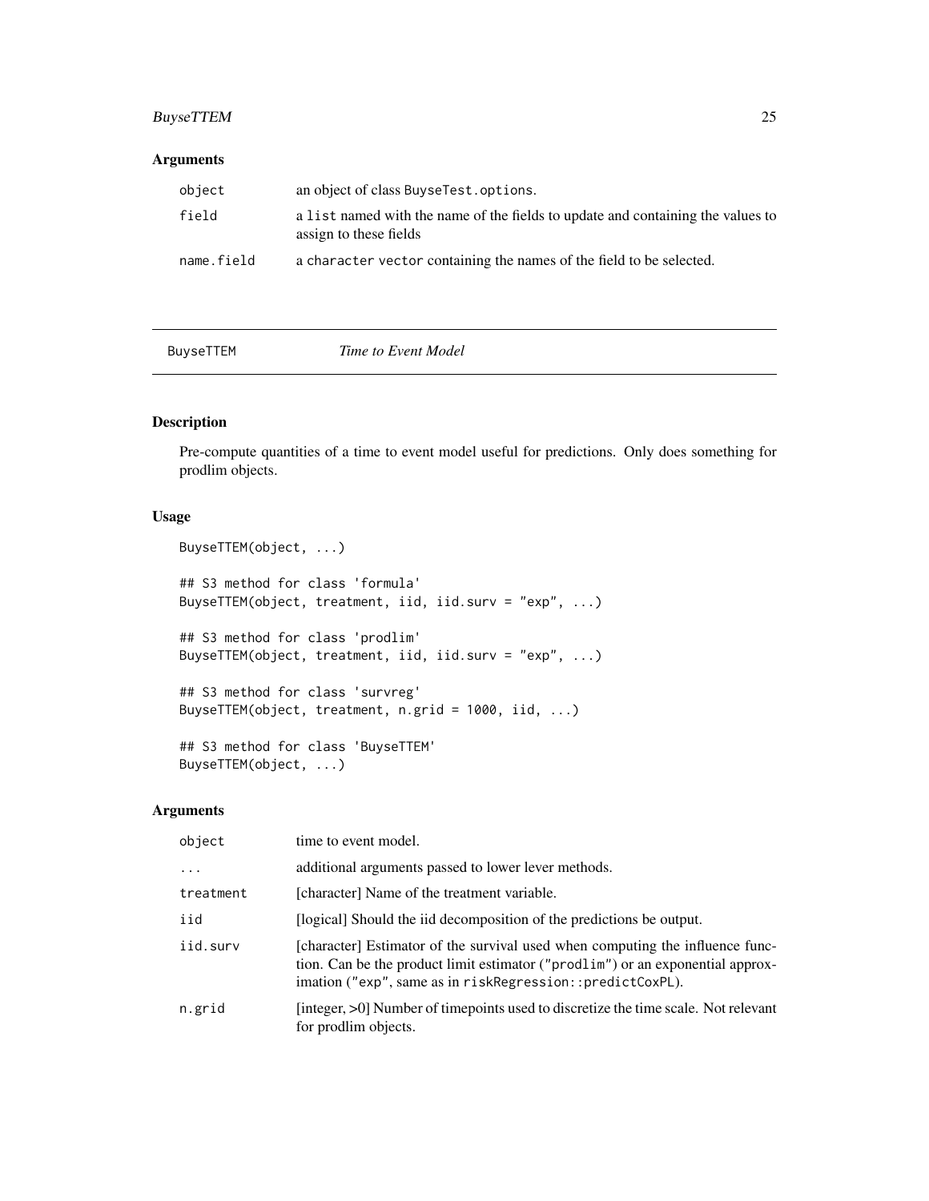## Arguments

| | |
|---|---|
| object | an object of class BuyseTest.options. |
| field | a list named with the name of the fields to update and containing the values to assign to these fields |
| name.field | a character vector containing the names of the field to be selected. |

---

# BuyseTTEM *Time to Event Model*

---

## Description

Pre-compute quantities of a time to event model useful for predictions. Only does something for prodlim objects.

## Usage

```
BuyseTTEM(object, ...)

## S3 method for class 'formula'
BuyseTTEM(object, treatment, iid, iid.surv = "exp", ...)

## S3 method for class 'prodlim'
BuyseTTEM(object, treatment, iid, iid.surv = "exp", ...)

## S3 method for class 'survreg'
BuyseTTEM(object, treatment, n.grid = 1000, iid, ...)

## S3 method for class 'BuyseTTEM'
BuyseTTEM(object, ...)
```

## Arguments

| | |
|---|---|
| object | time to event model. |
| ... | additional arguments passed to lower lever methods. |
| treatment | [character] Name of the treatment variable. |
| iid | [logical] Should the iid decomposition of the predictions be output. |
| iid.surv | [character] Estimator of the survival used when computing the influence function. Can be the product limit estimator ("prodlim") or an exponential approximation ("exp", same as in riskRegression::predictCoxPL). |
| n.grid | [integer, >0] Number of timepoints used to discretize the time scale. Not relevant for prodlim objects. |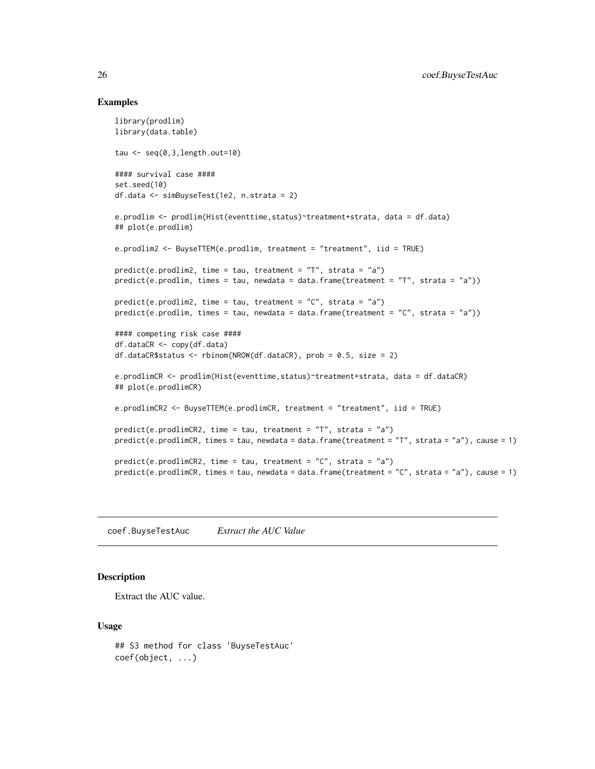## Examples

```
library(prodlim)
library(data.table)

tau <- seq(0,3,length.out=10)

#### survival case ####
set.seed(10)
df.data <- simBuyseTest(1e2, n.strata = 2)

e.prodlim <- prodlim(Hist(eventtime,status)~treatment+strata, data = df.data)
## plot(e.prodlim)

e.prodlim2 <- BuyseTTEM(e.prodlim, treatment = "treatment", iid = TRUE)

predict(e.prodlim2, time = tau, treatment = "T", strata = "a")
predict(e.prodlim, times = tau, newdata = data.frame(treatment = "T", strata = "a"))

predict(e.prodlim2, time = tau, treatment = "C", strata = "a")
predict(e.prodlim, times = tau, newdata = data.frame(treatment = "C", strata = "a"))

#### competing risk case ####
df.dataCR <- copy(df.data)
df.dataCR$status <- rbinom(NROW(df.dataCR), prob = 0.5, size = 2)

e.prodlimCR <- prodlim(Hist(eventtime,status)~treatment+strata, data = df.dataCR)
## plot(e.prodlimCR)

e.prodlimCR2 <- BuyseTTEM(e.prodlimCR, treatment = "treatment", iid = TRUE)

predict(e.prodlimCR2, time = tau, treatment = "T", strata = "a")
predict(e.prodlimCR, times = tau, newdata = data.frame(treatment = "T", strata = "a"), cause = 1)

predict(e.prodlimCR2, time = tau, treatment = "C", strata = "a")
predict(e.prodlimCR, times = tau, newdata = data.frame(treatment = "C", strata = "a"), cause = 1)
```

---

# coef.BuyseTestAuc — *Extract the AUC Value*

## Description

Extract the AUC value.

## Usage

```
## S3 method for class 'BuyseTestAuc'
coef(object, ...)
```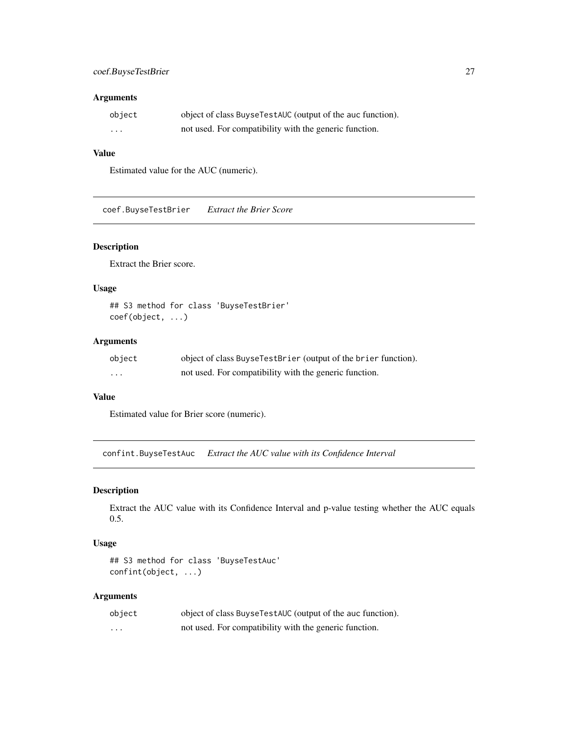### Arguments

| | |
|---|---|
| `object` | object of class `BuyseTestAUC` (output of the `auc` function). |
| `...` | not used. For compatibility with the generic function. |

### Value

Estimated value for the AUC (numeric).

---

## coef.BuyseTestBrier &nbsp;&nbsp; *Extract the Brier Score*

### Description

Extract the Brier score.

### Usage

```
## S3 method for class 'BuyseTestBrier'
coef(object, ...)
```

### Arguments

| | |
|---|---|
| `object` | object of class `BuyseTestBrier` (output of the `brier` function). |
| `...` | not used. For compatibility with the generic function. |

### Value

Estimated value for Brier score (numeric).

---

## confint.BuyseTestAuc &nbsp;&nbsp; *Extract the AUC value with its Confidence Interval*

### Description

Extract the AUC value with its Confidence Interval and p-value testing whether the AUC equals 0.5.

### Usage

```
## S3 method for class 'BuyseTestAuc'
confint(object, ...)
```

### Arguments

| | |
|---|---|
| `object` | object of class `BuyseTestAUC` (output of the `auc` function). |
| `...` | not used. For compatibility with the generic function. |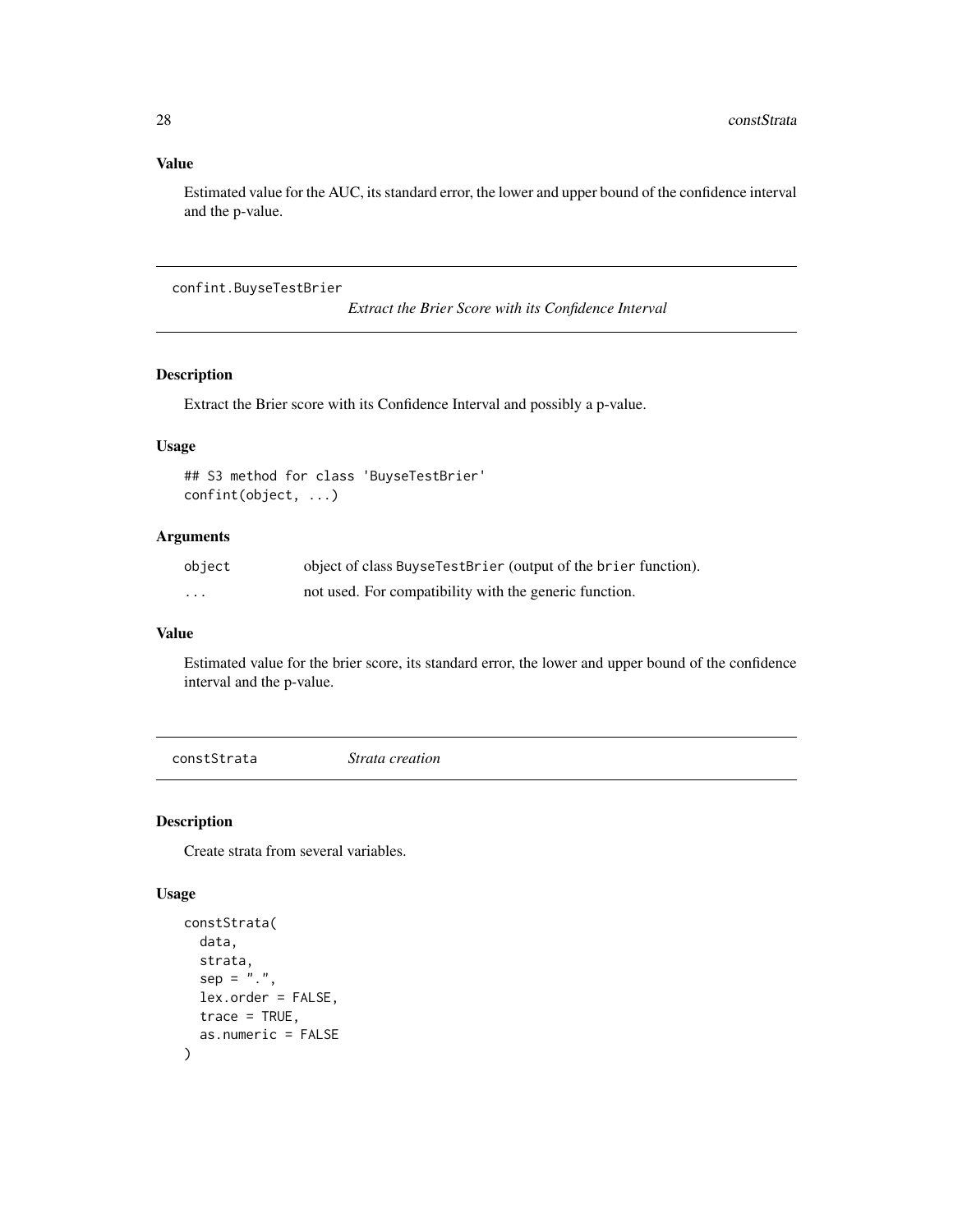### Value

Estimated value for the AUC, its standard error, the lower and upper bound of the confidence interval and the p-value.

---

## confint.BuyseTestBrier    *Extract the Brier Score with its Confidence Interval*

### Description

Extract the Brier score with its Confidence Interval and possibly a p-value.

### Usage

```
## S3 method for class 'BuyseTestBrier'
confint(object, ...)
```

### Arguments

| | |
|---|---|
| object | object of class BuyseTestBrier (output of the brier function). |
| ... | not used. For compatibility with the generic function. |

### Value

Estimated value for the brier score, its standard error, the lower and upper bound of the confidence interval and the p-value.

---

## constStrata    *Strata creation*

### Description

Create strata from several variables.

### Usage

```
constStrata(
  data,
  strata,
  sep = ".",
  lex.order = FALSE,
  trace = TRUE,
  as.numeric = FALSE
)
```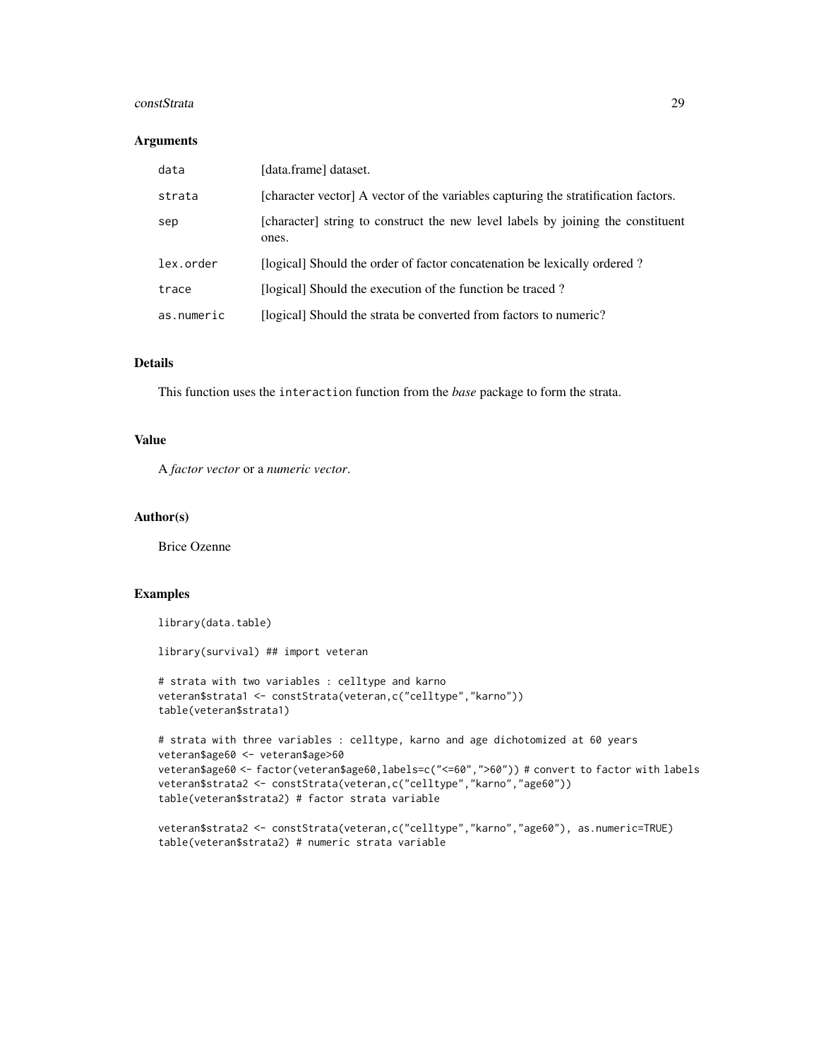## Arguments

| | |
|---|---|
| data | [data.frame] dataset. |
| strata | [character vector] A vector of the variables capturing the stratification factors. |
| sep | [character] string to construct the new level labels by joining the constituent ones. |
| lex.order | [logical] Should the order of factor concatenation be lexically ordered ? |
| trace | [logical] Should the execution of the function be traced ? |
| as.numeric | [logical] Should the strata be converted from factors to numeric? |

## Details

This function uses the interaction function from the *base* package to form the strata.

## Value

A *factor vector* or a *numeric vector*.

## Author(s)

Brice Ozenne

## Examples

```
library(data.table)

library(survival) ## import veteran

# strata with two variables : celltype and karno
veteran$strata1 <- constStrata(veteran,c("celltype","karno"))
table(veteran$strata1)

# strata with three variables : celltype, karno and age dichotomized at 60 years
veteran$age60 <- veteran$age>60
veteran$age60 <- factor(veteran$age60,labels=c("<=60",">60")) # convert to factor with labels
veteran$strata2 <- constStrata(veteran,c("celltype","karno","age60"))
table(veteran$strata2) # factor strata variable

veteran$strata2 <- constStrata(veteran,c("celltype","karno","age60"), as.numeric=TRUE)
table(veteran$strata2) # numeric strata variable
```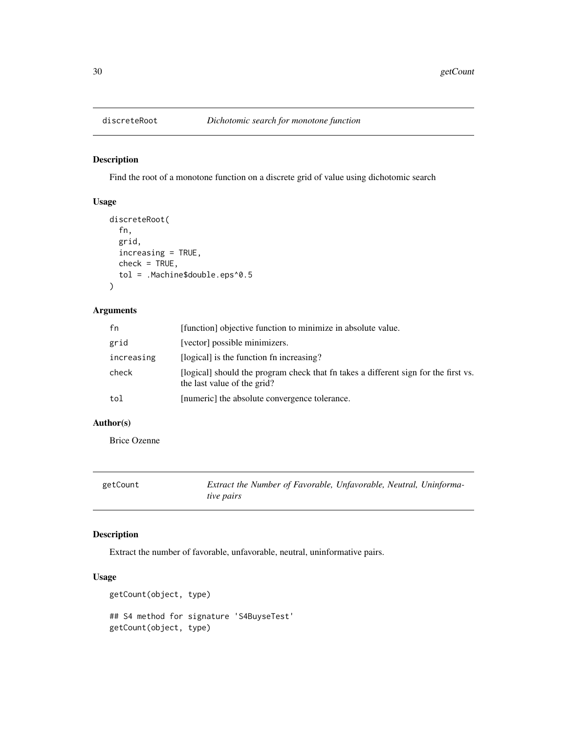## discreteRoot — *Dichotomic search for monotone function*

### Description

Find the root of a monotone function on a discrete grid of value using dichotomic search

### Usage

```
discreteRoot(
  fn,
  grid,
  increasing = TRUE,
  check = TRUE,
  tol = .Machine$double.eps^0.5
)
```

### Arguments

| | |
|---|---|
| fn | [function] objective function to minimize in absolute value. |
| grid | [vector] possible minimizers. |
| increasing | [logical] is the function fn increasing? |
| check | [logical] should the program check that fn takes a different sign for the first vs. the last value of the grid? |
| tol | [numeric] the absolute convergence tolerance. |

### Author(s)

Brice Ozenne

## getCount — *Extract the Number of Favorable, Unfavorable, Neutral, Uninformative pairs*

### Description

Extract the number of favorable, unfavorable, neutral, uninformative pairs.

### Usage

```
getCount(object, type)

## S4 method for signature 'S4BuyseTest'
getCount(object, type)
```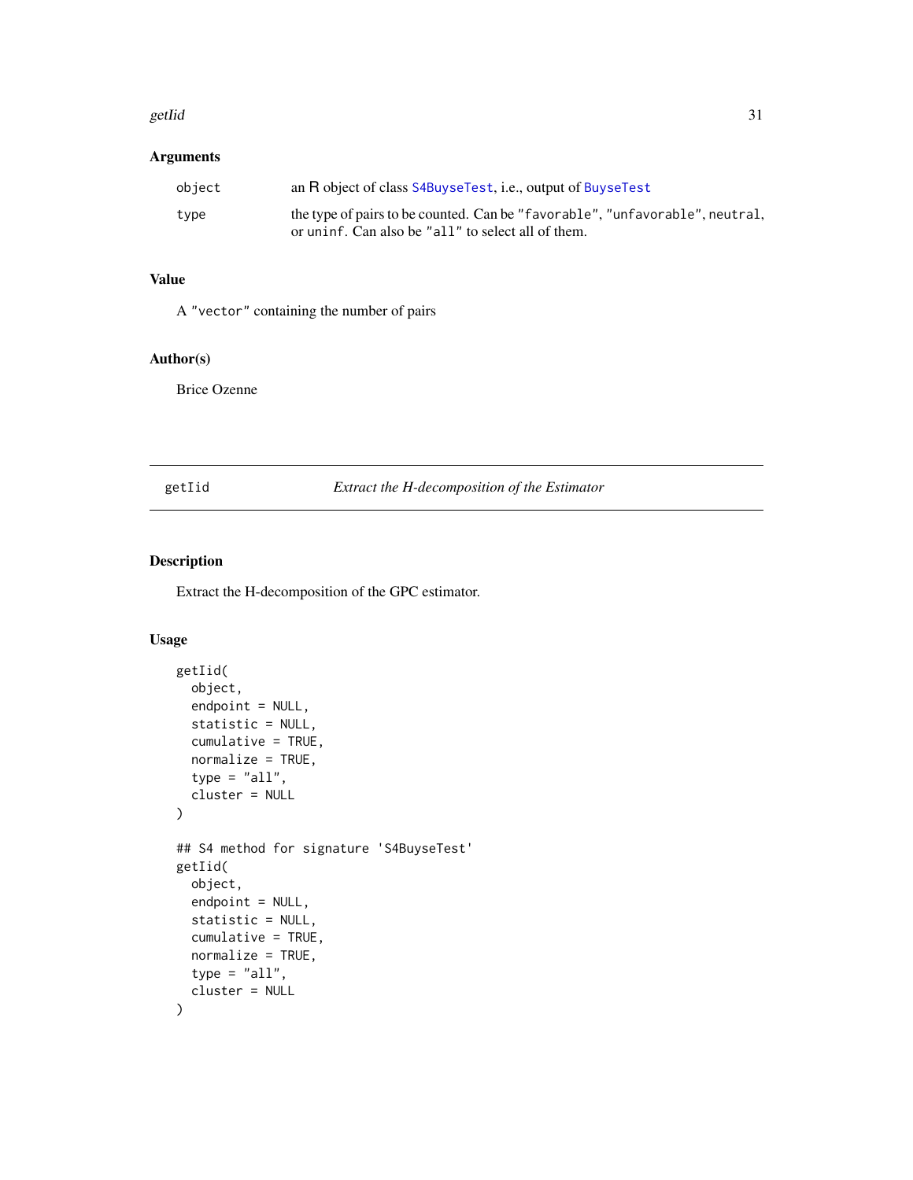## Arguments

| | |
|---|---|
| object | an R object of class S4BuyseTest, i.e., output of BuyseTest |
| type | the type of pairs to be counted. Can be "favorable", "unfavorable", neutral, or uninf. Can also be "all" to select all of them. |

## Value

A "vector" containing the number of pairs

## Author(s)

Brice Ozenne

---

# getIid — *Extract the H-decomposition of the Estimator*

## Description

Extract the H-decomposition of the GPC estimator.

## Usage

```
getIid(
  object,
  endpoint = NULL,
  statistic = NULL,
  cumulative = TRUE,
  normalize = TRUE,
  type = "all",
  cluster = NULL
)

## S4 method for signature 'S4BuyseTest'
getIid(
  object,
  endpoint = NULL,
  statistic = NULL,
  cumulative = TRUE,
  normalize = TRUE,
  type = "all",
  cluster = NULL
)
```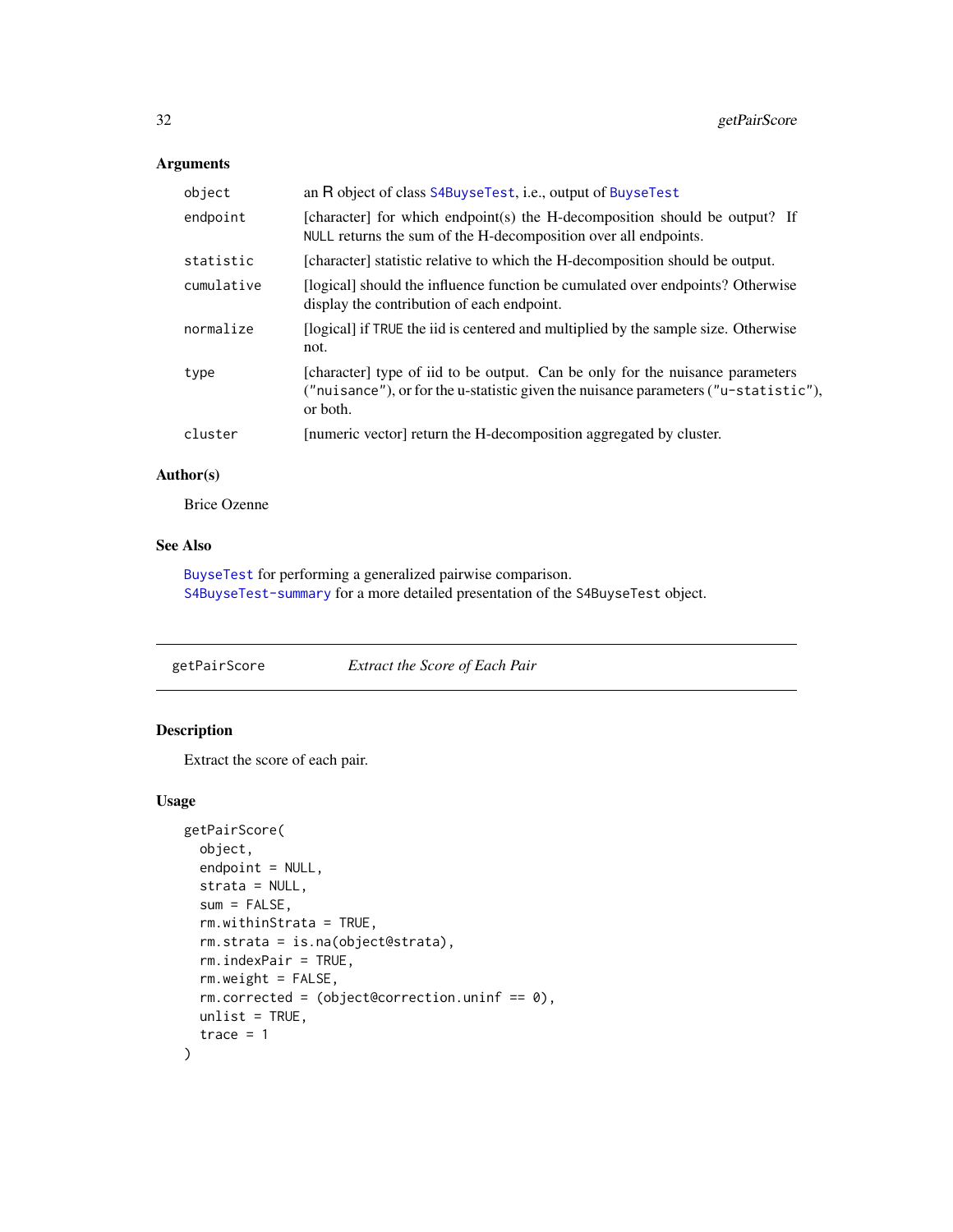## Arguments

| | |
|---|---|
| `object` | an R object of class `S4BuyseTest`, i.e., output of `BuyseTest` |
| `endpoint` | [character] for which endpoint(s) the H-decomposition should be output? If `NULL` returns the sum of the H-decomposition over all endpoints. |
| `statistic` | [character] statistic relative to which the H-decomposition should be output. |
| `cumulative` | [logical] should the influence function be cumulated over endpoints? Otherwise display the contribution of each endpoint. |
| `normalize` | [logical] if `TRUE` the iid is centered and multiplied by the sample size. Otherwise not. |
| `type` | [character] type of iid to be output. Can be only for the nuisance parameters (`"nuisance"`), or for the u-statistic given the nuisance parameters (`"u-statistic"`), or both. |
| `cluster` | [numeric vector] return the H-decomposition aggregated by cluster. |

## Author(s)

Brice Ozenne

## See Also

`BuyseTest` for performing a generalized pairwise comparison.
`S4BuyseTest-summary` for a more detailed presentation of the `S4BuyseTest` object.

---

# getPairScore — *Extract the Score of Each Pair*

## Description

Extract the score of each pair.

## Usage

```
getPairScore(
  object,
  endpoint = NULL,
  strata = NULL,
  sum = FALSE,
  rm.withinStrata = TRUE,
  rm.strata = is.na(object@strata),
  rm.indexPair = TRUE,
  rm.weight = FALSE,
  rm.corrected = (object@correction.uninf == 0),
  unlist = TRUE,
  trace = 1
)
```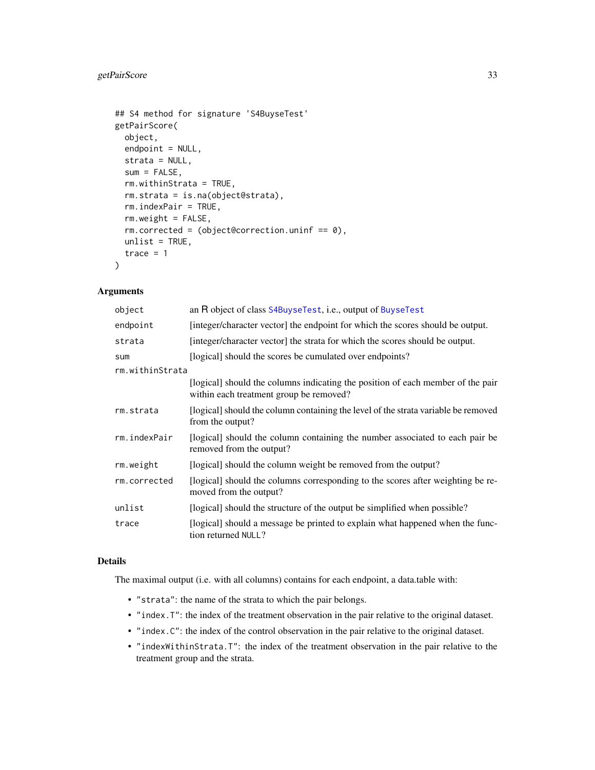```
## S4 method for signature 'S4BuyseTest'
getPairScore(
  object,
  endpoint = NULL,
  strata = NULL,
  sum = FALSE,
  rm.withinStrata = TRUE,
  rm.strata = is.na(object@strata),
  rm.indexPair = TRUE,
  rm.weight = FALSE,
  rm.corrected = (object@correction.uninf == 0),
  unlist = TRUE,
  trace = 1
)
```

### Arguments

| | |
|---|---|
| `object` | an R object of class `S4BuyseTest`, i.e., output of `BuyseTest` |
| `endpoint` | [integer/character vector] the endpoint for which the scores should be output. |
| `strata` | [integer/character vector] the strata for which the scores should be output. |
| `sum` | [logical] should the scores be cumulated over endpoints? |
| `rm.withinStrata` | [logical] should the columns indicating the position of each member of the pair within each treatment group be removed? |
| `rm.strata` | [logical] should the column containing the level of the strata variable be removed from the output? |
| `rm.indexPair` | [logical] should the column containing the number associated to each pair be removed from the output? |
| `rm.weight` | [logical] should the column weight be removed from the output? |
| `rm.corrected` | [logical] should the columns corresponding to the scores after weighting be removed from the output? |
| `unlist` | [logical] should the structure of the output be simplified when possible? |
| `trace` | [logical] should a message be printed to explain what happened when the function returned `NULL`? |

### Details

The maximal output (i.e. with all columns) contains for each endpoint, a data.table with:

- `"strata"`: the name of the strata to which the pair belongs.
- `"index.T"`: the index of the treatment observation in the pair relative to the original dataset.
- `"index.C"`: the index of the control observation in the pair relative to the original dataset.
- `"indexWithinStrata.T"`: the index of the treatment observation in the pair relative to the treatment group and the strata.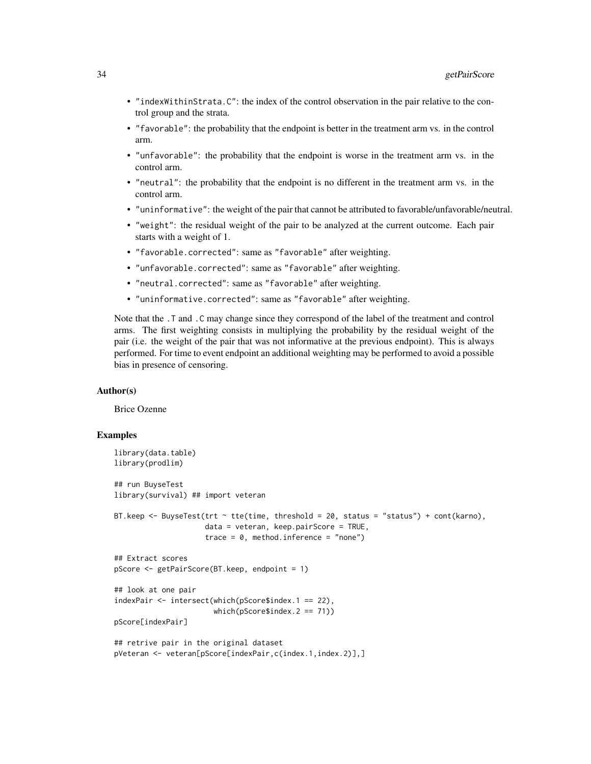- "indexWithinStrata.C": the index of the control observation in the pair relative to the control group and the strata.
- "favorable": the probability that the endpoint is better in the treatment arm vs. in the control arm.
- "unfavorable": the probability that the endpoint is worse in the treatment arm vs. in the control arm.
- "neutral": the probability that the endpoint is no different in the treatment arm vs. in the control arm.
- "uninformative": the weight of the pair that cannot be attributed to favorable/unfavorable/neutral.
- "weight": the residual weight of the pair to be analyzed at the current outcome. Each pair starts with a weight of 1.
- "favorable.corrected": same as "favorable" after weighting.
- "unfavorable.corrected": same as "favorable" after weighting.
- "neutral.corrected": same as "favorable" after weighting.
- "uninformative.corrected": same as "favorable" after weighting.

Note that the .T and .C may change since they correspond of the label of the treatment and control arms. The first weighting consists in multiplying the probability by the residual weight of the pair (i.e. the weight of the pair that was not informative at the previous endpoint). This is always performed. For time to event endpoint an additional weighting may be performed to avoid a possible bias in presence of censoring.

### Author(s)

Brice Ozenne

### Examples

```
library(data.table)
library(prodlim)

## run BuyseTest
library(survival) ## import veteran

BT.keep <- BuyseTest(trt ~ tte(time, threshold = 20, status = "status") + cont(karno),
                     data = veteran, keep.pairScore = TRUE,
                     trace = 0, method.inference = "none")

## Extract scores
pScore <- getPairScore(BT.keep, endpoint = 1)

## look at one pair
indexPair <- intersect(which(pScore$index.1 == 22),
                       which(pScore$index.2 == 71))
pScore[indexPair]

## retrive pair in the original dataset
pVeteran <- veteran[pScore[indexPair,c(index.1,index.2)],]
```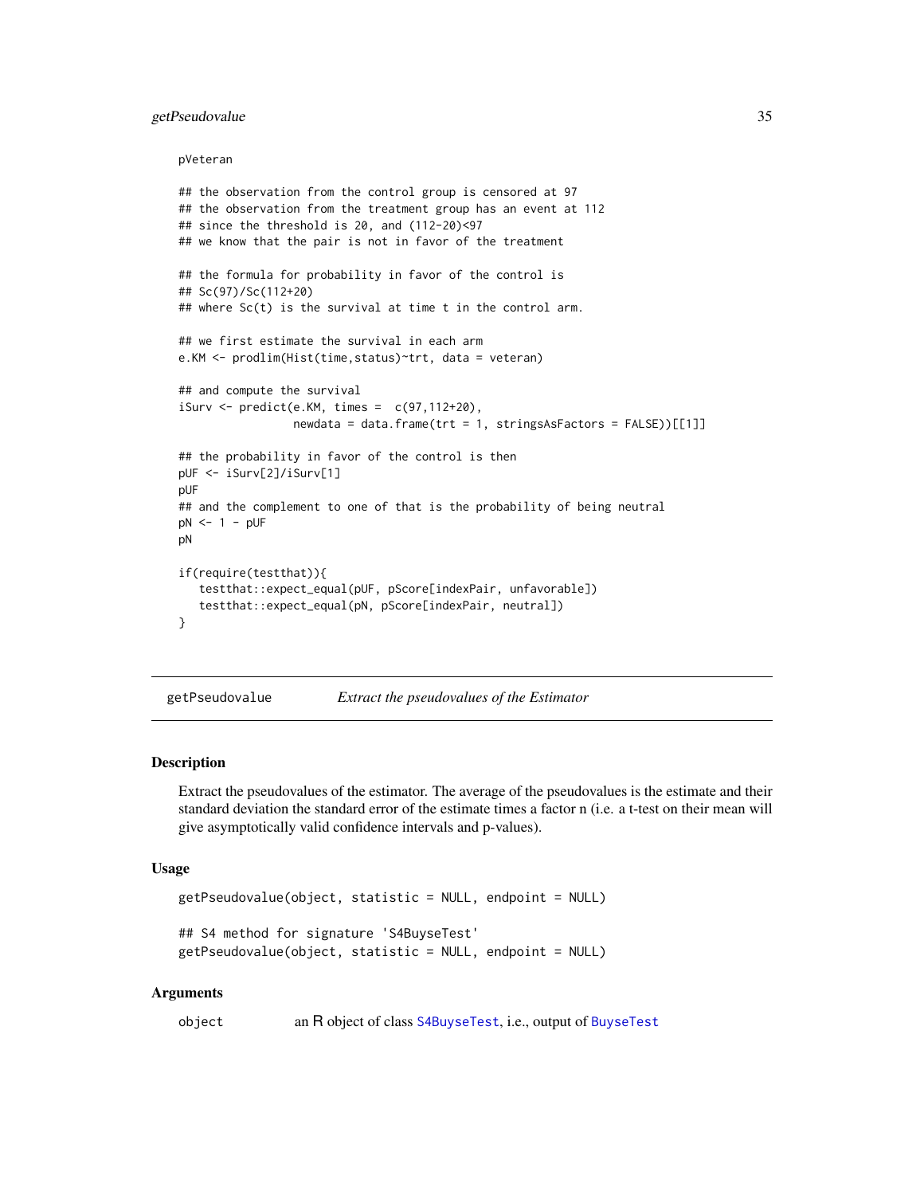```
pVeteran

## the observation from the control group is censored at 97
## the observation from the treatment group has an event at 112
## since the threshold is 20, and (112-20)<97
## we know that the pair is not in favor of the treatment

## the formula for probability in favor of the control is
## Sc(97)/Sc(112+20)
## where Sc(t) is the survival at time t in the control arm.

## we first estimate the survival in each arm
e.KM <- prodlim(Hist(time,status)~trt, data = veteran)

## and compute the survival
iSurv <- predict(e.KM, times =  c(97,112+20),
                 newdata = data.frame(trt = 1, stringsAsFactors = FALSE))[[1]]

## the probability in favor of the control is then
pUF <- iSurv[2]/iSurv[1]
pUF
## and the complement to one of that is the probability of being neutral
pN <- 1 - pUF
pN

if(require(testthat)){
   testthat::expect_equal(pUF, pScore[indexPair, unfavorable])
   testthat::expect_equal(pN, pScore[indexPair, neutral])
}
```

---

## getPseudovalue — *Extract the pseudovalues of the Estimator*

### Description

Extract the pseudovalues of the estimator. The average of the pseudovalues is the estimate and their standard deviation the standard error of the estimate times a factor n (i.e. a t-test on their mean will give asymptotically valid confidence intervals and p-values).

### Usage

```
getPseudovalue(object, statistic = NULL, endpoint = NULL)

## S4 method for signature 'S4BuyseTest'
getPseudovalue(object, statistic = NULL, endpoint = NULL)
```

### Arguments

| | |
|---|---|
| object | an R object of class S4BuyseTest, i.e., output of BuyseTest |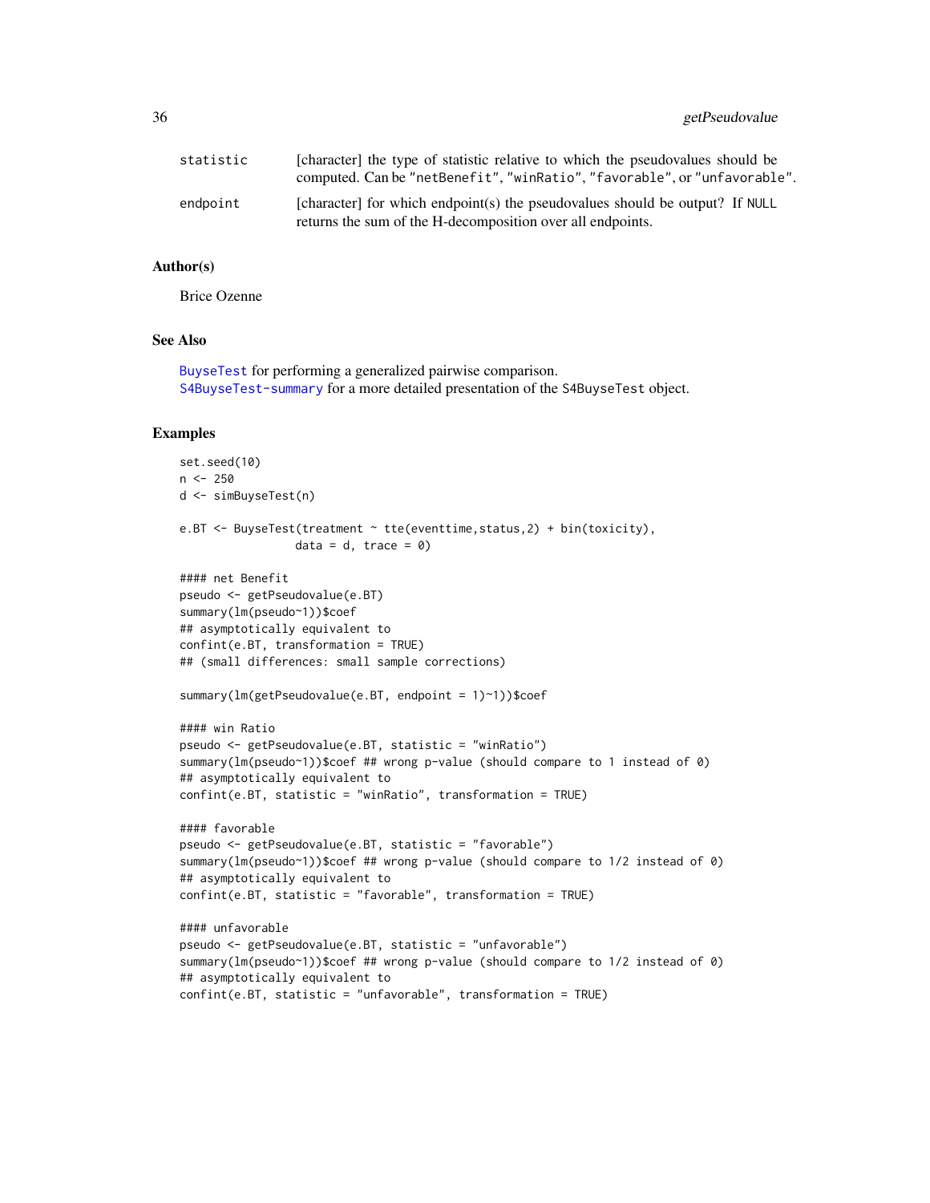| | |
|---|---|
| statistic | [character] the type of statistic relative to which the pseudovalues should be computed. Can be "netBenefit", "winRatio", "favorable", or "unfavorable". |
| endpoint | [character] for which endpoint(s) the pseudovalues should be output? If NULL returns the sum of the H-decomposition over all endpoints. |

## Author(s)

Brice Ozenne

## See Also

BuyseTest for performing a generalized pairwise comparison.
S4BuyseTest-summary for a more detailed presentation of the S4BuyseTest object.

## Examples

```
set.seed(10)
n <- 250
d <- simBuyseTest(n)

e.BT <- BuyseTest(treatment ~ tte(eventtime,status,2) + bin(toxicity),
                  data = d, trace = 0)

#### net Benefit
pseudo <- getPseudovalue(e.BT)
summary(lm(pseudo~1))$coef
## asymptotically equivalent to
confint(e.BT, transformation = TRUE)
## (small differences: small sample corrections)

summary(lm(getPseudovalue(e.BT, endpoint = 1)~1))$coef

#### win Ratio
pseudo <- getPseudovalue(e.BT, statistic = "winRatio")
summary(lm(pseudo~1))$coef ## wrong p-value (should compare to 1 instead of 0)
## asymptotically equivalent to
confint(e.BT, statistic = "winRatio", transformation = TRUE)

#### favorable
pseudo <- getPseudovalue(e.BT, statistic = "favorable")
summary(lm(pseudo~1))$coef ## wrong p-value (should compare to 1/2 instead of 0)
## asymptotically equivalent to
confint(e.BT, statistic = "favorable", transformation = TRUE)

#### unfavorable
pseudo <- getPseudovalue(e.BT, statistic = "unfavorable")
summary(lm(pseudo~1))$coef ## wrong p-value (should compare to 1/2 instead of 0)
## asymptotically equivalent to
confint(e.BT, statistic = "unfavorable", transformation = TRUE)
```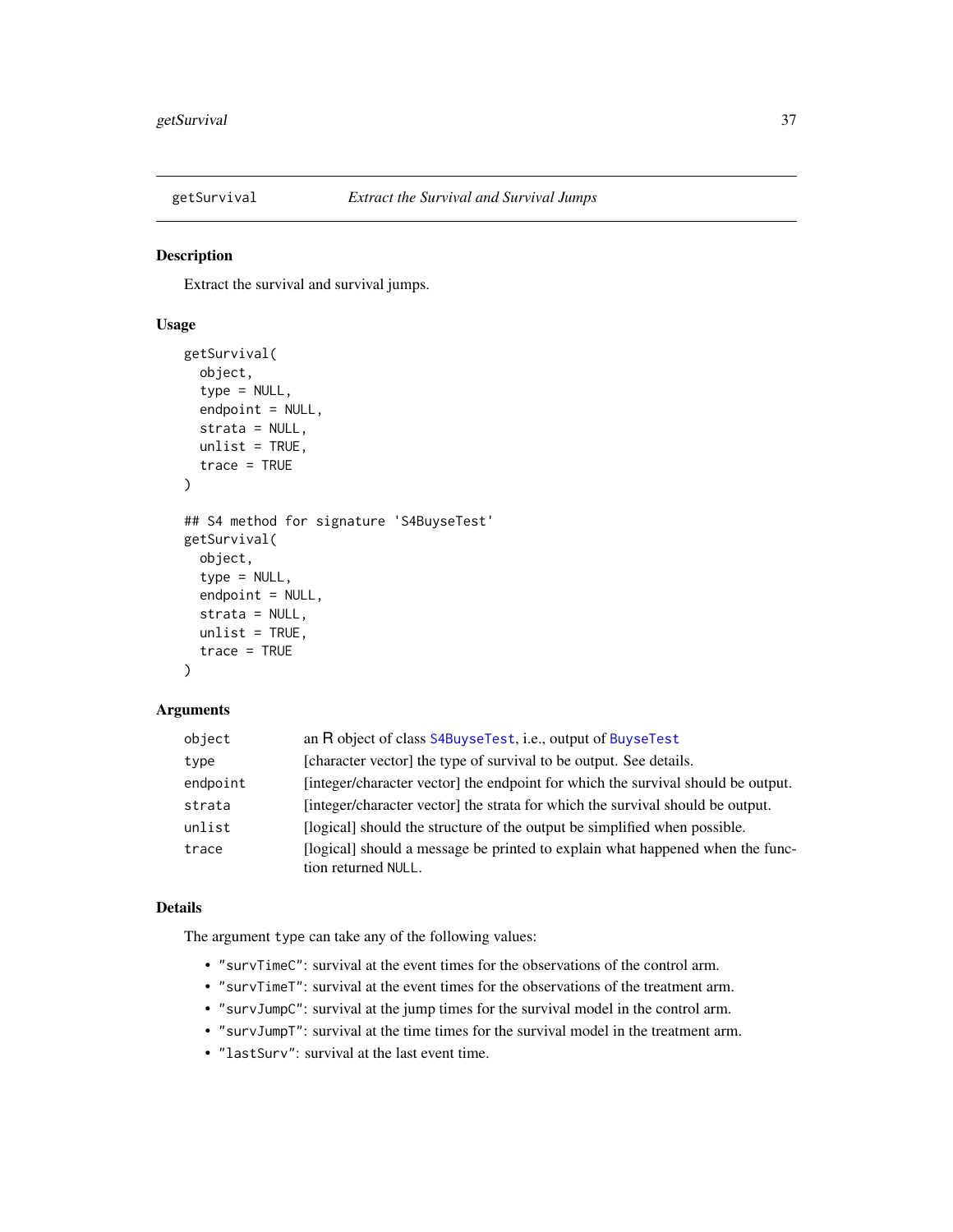## getSurvival — *Extract the Survival and Survival Jumps*

### Description

Extract the survival and survival jumps.

### Usage

```
getSurvival(
  object,
  type = NULL,
  endpoint = NULL,
  strata = NULL,
  unlist = TRUE,
  trace = TRUE
)

## S4 method for signature 'S4BuyseTest'
getSurvival(
  object,
  type = NULL,
  endpoint = NULL,
  strata = NULL,
  unlist = TRUE,
  trace = TRUE
)
```

### Arguments

| | |
|---|---|
| `object` | an R object of class `S4BuyseTest`, i.e., output of `BuyseTest` |
| `type` | [character vector] the type of survival to be output. See details. |
| `endpoint` | [integer/character vector] the endpoint for which the survival should be output. |
| `strata` | [integer/character vector] the strata for which the survival should be output. |
| `unlist` | [logical] should the structure of the output be simplified when possible. |
| `trace` | [logical] should a message be printed to explain what happened when the function returned `NULL`. |

### Details

The argument `type` can take any of the following values:

- `"survTimeC"`: survival at the event times for the observations of the control arm.
- `"survTimeT"`: survival at the event times for the observations of the treatment arm.
- `"survJumpC"`: survival at the jump times for the survival model in the control arm.
- `"survJumpT"`: survival at the time times for the survival model in the treatment arm.
- `"lastSurv"`: survival at the last event time.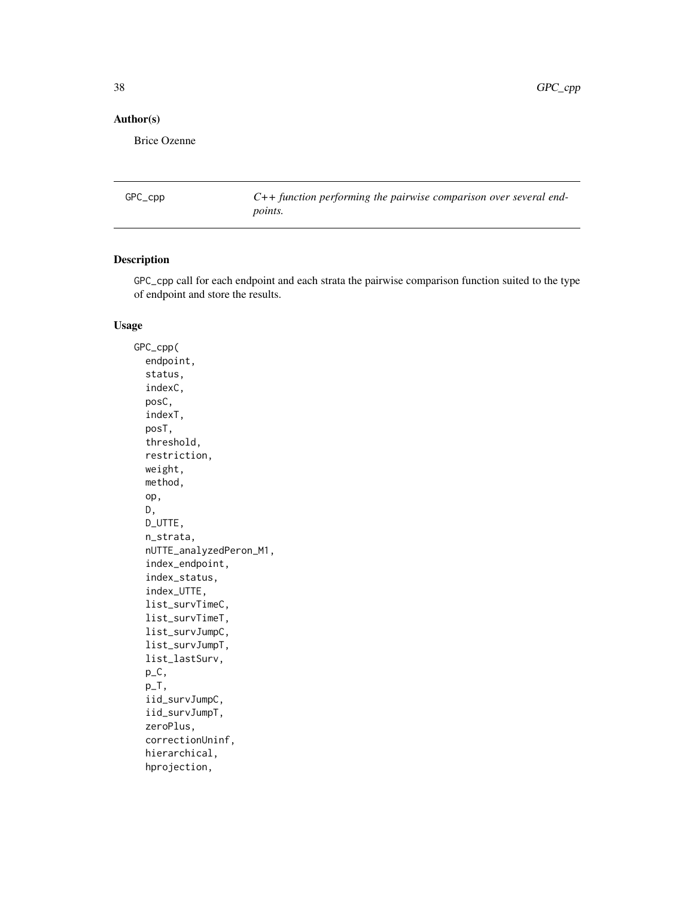## Author(s)

Brice Ozenne

---

GPC_cpp *C++ function performing the pairwise comparison over several endpoints.*

---

## Description

GPC_cpp call for each endpoint and each strata the pairwise comparison function suited to the type of endpoint and store the results.

## Usage

```
GPC_cpp(
  endpoint,
  status,
  indexC,
  posC,
  indexT,
  posT,
  threshold,
  restriction,
  weight,
  method,
  op,
  D,
  D_UTTE,
  n_strata,
  nUTTE_analyzedPeron_M1,
  index_endpoint,
  index_status,
  index_UTTE,
  list_survTimeC,
  list_survTimeT,
  list_survJumpC,
  list_survJumpT,
  list_lastSurv,
  p_C,
  p_T,
  iid_survJumpC,
  iid_survJumpT,
  zeroPlus,
  correctionUninf,
  hierarchical,
  hprojection,
```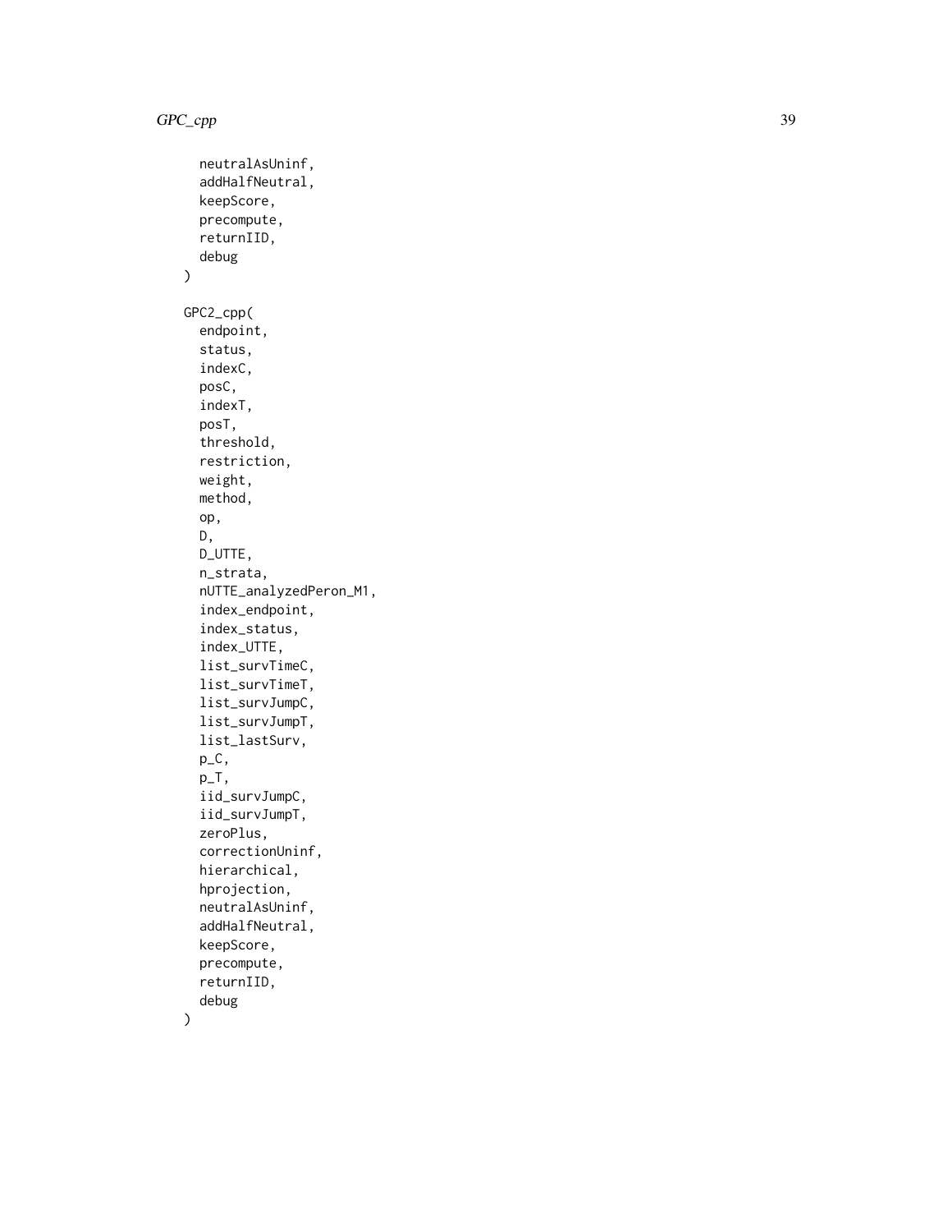```
  neutralAsUninf,
  addHalfNeutral,
  keepScore,
  precompute,
  returnIID,
  debug
)

GPC2_cpp(
  endpoint,
  status,
  indexC,
  posC,
  indexT,
  posT,
  threshold,
  restriction,
  weight,
  method,
  op,
  D,
  D_UTTE,
  n_strata,
  nUTTE_analyzedPeron_M1,
  index_endpoint,
  index_status,
  index_UTTE,
  list_survTimeC,
  list_survTimeT,
  list_survJumpC,
  list_survJumpT,
  list_lastSurv,
  p_C,
  p_T,
  iid_survJumpC,
  iid_survJumpT,
  zeroPlus,
  correctionUninf,
  hierarchical,
  hprojection,
  neutralAsUninf,
  addHalfNeutral,
  keepScore,
  precompute,
  returnIID,
  debug
)
```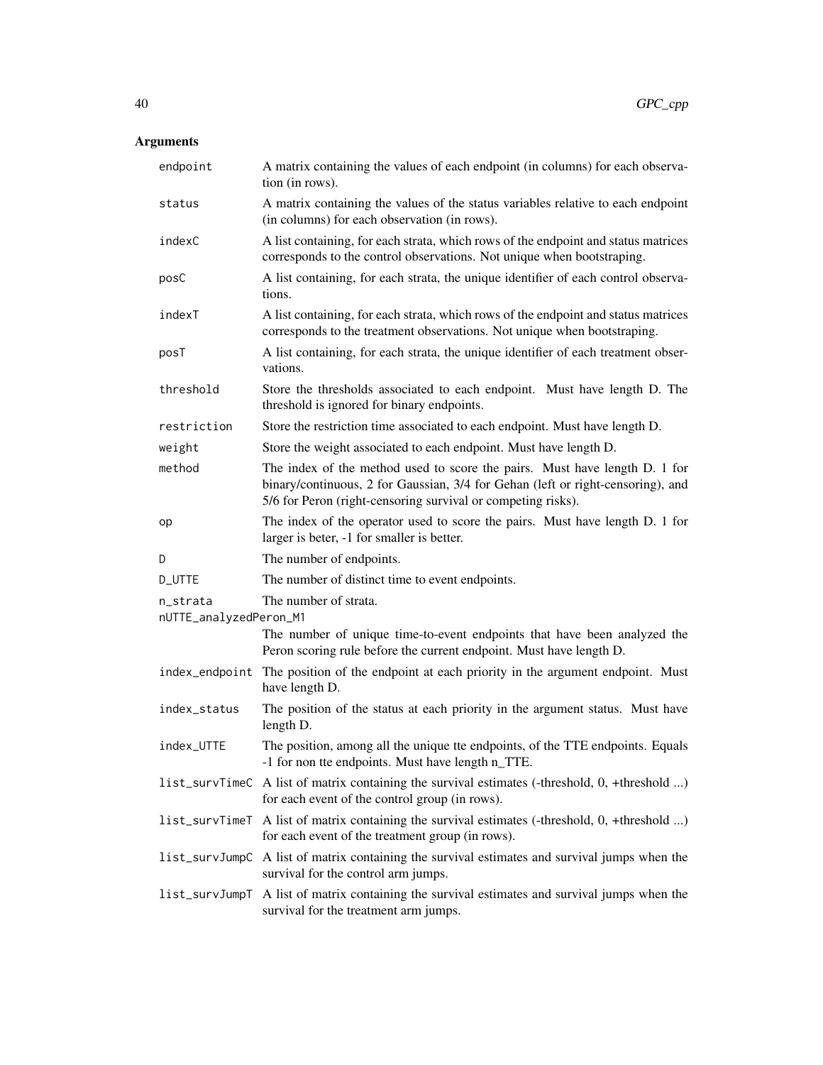## Arguments

| | |
|---|---|
| endpoint | A matrix containing the values of each endpoint (in columns) for each observation (in rows). |
| status | A matrix containing the values of the status variables relative to each endpoint (in columns) for each observation (in rows). |
| indexC | A list containing, for each strata, which rows of the endpoint and status matrices corresponds to the control observations. Not unique when bootstraping. |
| posC | A list containing, for each strata, the unique identifier of each control observations. |
| indexT | A list containing, for each strata, which rows of the endpoint and status matrices corresponds to the treatment observations. Not unique when bootstraping. |
| posT | A list containing, for each strata, the unique identifier of each treatment observations. |
| threshold | Store the thresholds associated to each endpoint. Must have length D. The threshold is ignored for binary endpoints. |
| restriction | Store the restriction time associated to each endpoint. Must have length D. |
| weight | Store the weight associated to each endpoint. Must have length D. |
| method | The index of the method used to score the pairs. Must have length D. 1 for binary/continuous, 2 for Gaussian, 3/4 for Gehan (left or right-censoring), and 5/6 for Peron (right-censoring survival or competing risks). |
| op | The index of the operator used to score the pairs. Must have length D. 1 for larger is beter, -1 for smaller is better. |
| D | The number of endpoints. |
| D_UTTE | The number of distinct time to event endpoints. |
| n_strata | The number of strata. |
| nUTTE_analyzedPeron_M1 | The number of unique time-to-event endpoints that have been analyzed the Peron scoring rule before the current endpoint. Must have length D. |
| index_endpoint | The position of the endpoint at each priority in the argument endpoint. Must have length D. |
| index_status | The position of the status at each priority in the argument status. Must have length D. |
| index_UTTE | The position, among all the unique tte endpoints, of the TTE endpoints. Equals -1 for non tte endpoints. Must have length n_TTE. |
| list_survTimeC | A list of matrix containing the survival estimates (-threshold, 0, +threshold ...) for each event of the control group (in rows). |
| list_survTimeT | A list of matrix containing the survival estimates (-threshold, 0, +threshold ...) for each event of the treatment group (in rows). |
| list_survJumpC | A list of matrix containing the survival estimates and survival jumps when the survival for the control arm jumps. |
| list_survJumpT | A list of matrix containing the survival estimates and survival jumps when the survival for the treatment arm jumps. |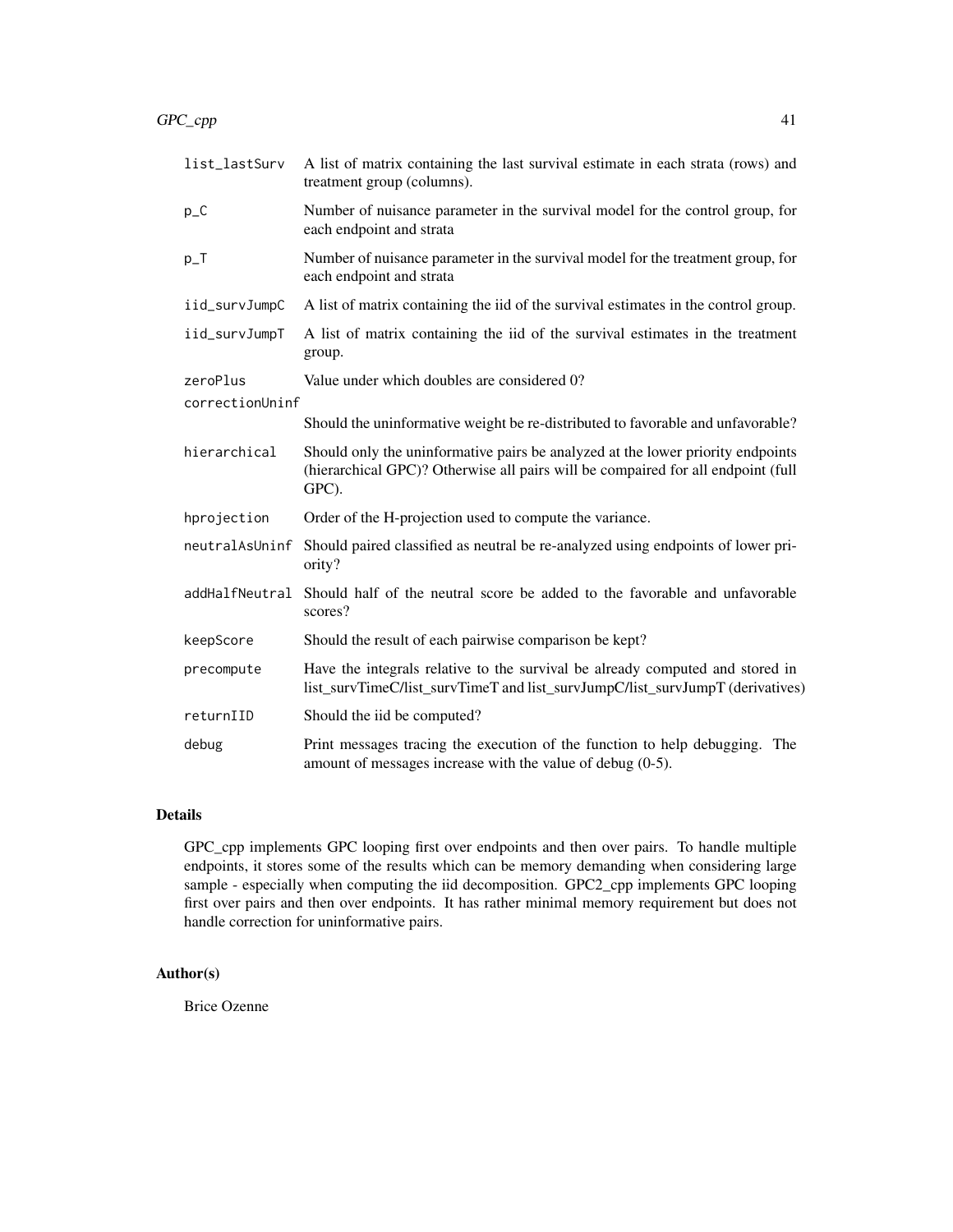| | |
|---|---|
| list_lastSurv | A list of matrix containing the last survival estimate in each strata (rows) and treatment group (columns). |
| p_C | Number of nuisance parameter in the survival model for the control group, for each endpoint and strata |
| p_T | Number of nuisance parameter in the survival model for the treatment group, for each endpoint and strata |
| iid_survJumpC | A list of matrix containing the iid of the survival estimates in the control group. |
| iid_survJumpT | A list of matrix containing the iid of the survival estimates in the treatment group. |
| zeroPlus | Value under which doubles are considered 0? |
| correctionUninf | Should the uninformative weight be re-distributed to favorable and unfavorable? |
| hierarchical | Should only the uninformative pairs be analyzed at the lower priority endpoints (hierarchical GPC)? Otherwise all pairs will be compaired for all endpoint (full GPC). |
| hprojection | Order of the H-projection used to compute the variance. |
| neutralAsUninf | Should paired classified as neutral be re-analyzed using endpoints of lower priority? |
| addHalfNeutral | Should half of the neutral score be added to the favorable and unfavorable scores? |
| keepScore | Should the result of each pairwise comparison be kept? |
| precompute | Have the integrals relative to the survival be already computed and stored in list_survTimeC/list_survTimeT and list_survJumpC/list_survJumpT (derivatives) |
| returnIID | Should the iid be computed? |
| debug | Print messages tracing the execution of the function to help debugging. The amount of messages increase with the value of debug (0-5). |

## Details

GPC_cpp implements GPC looping first over endpoints and then over pairs. To handle multiple endpoints, it stores some of the results which can be memory demanding when considering large sample - especially when computing the iid decomposition. GPC2_cpp implements GPC looping first over pairs and then over endpoints. It has rather minimal memory requirement but does not handle correction for uninformative pairs.

## Author(s)

Brice Ozenne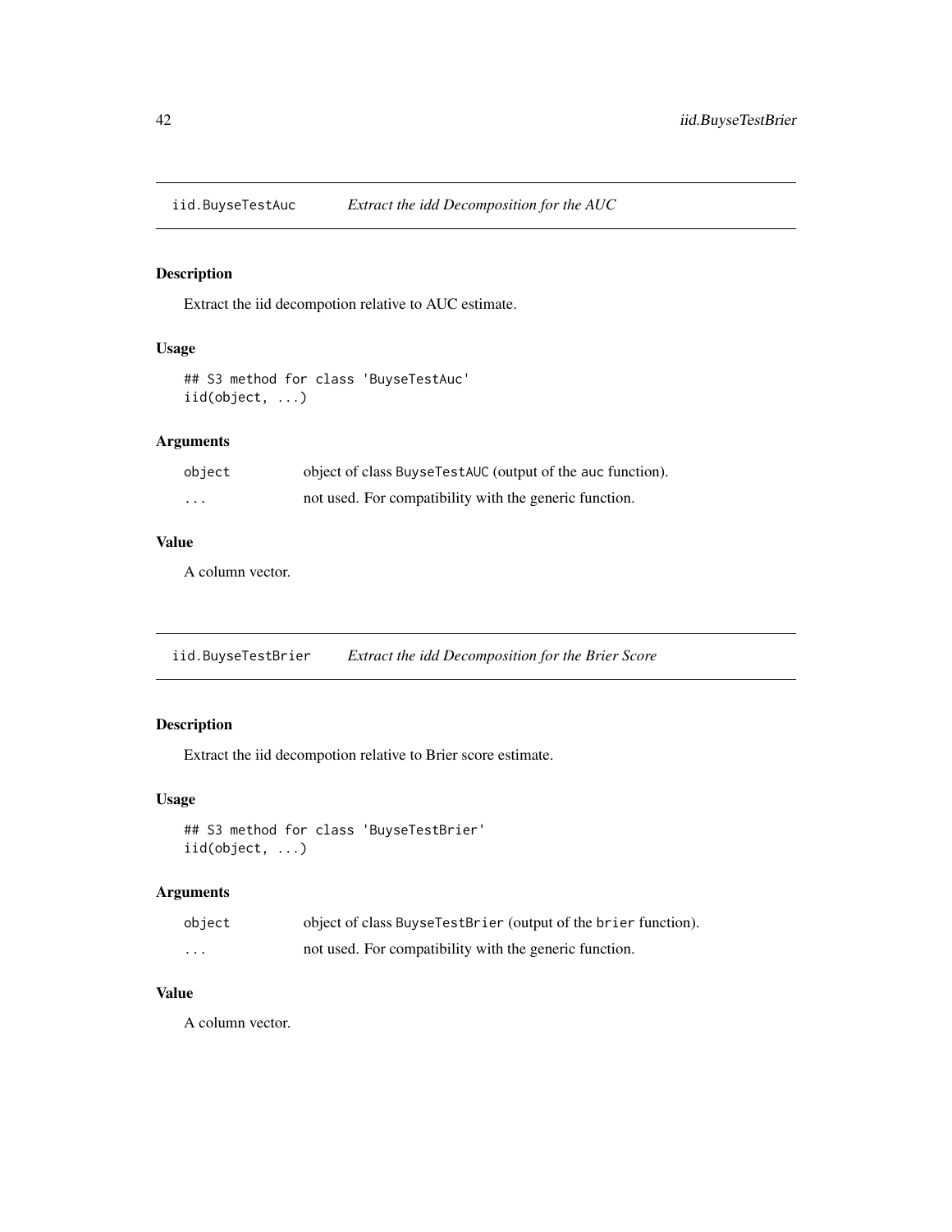## iid.BuyseTestAuc *Extract the idd Decomposition for the AUC*

### Description

Extract the iid decompotion relative to AUC estimate.

### Usage

```
## S3 method for class 'BuyseTestAuc'
iid(object, ...)
```

### Arguments

| | |
|---|---|
| object | object of class `BuyseTestAUC` (output of the `auc` function). |
| ... | not used. For compatibility with the generic function. |

### Value

A column vector.

## iid.BuyseTestBrier *Extract the idd Decomposition for the Brier Score*

### Description

Extract the iid decompotion relative to Brier score estimate.

### Usage

```
## S3 method for class 'BuyseTestBrier'
iid(object, ...)
```

### Arguments

| | |
|---|---|
| object | object of class `BuyseTestBrier` (output of the `brier` function). |
| ... | not used. For compatibility with the generic function. |

### Value

A column vector.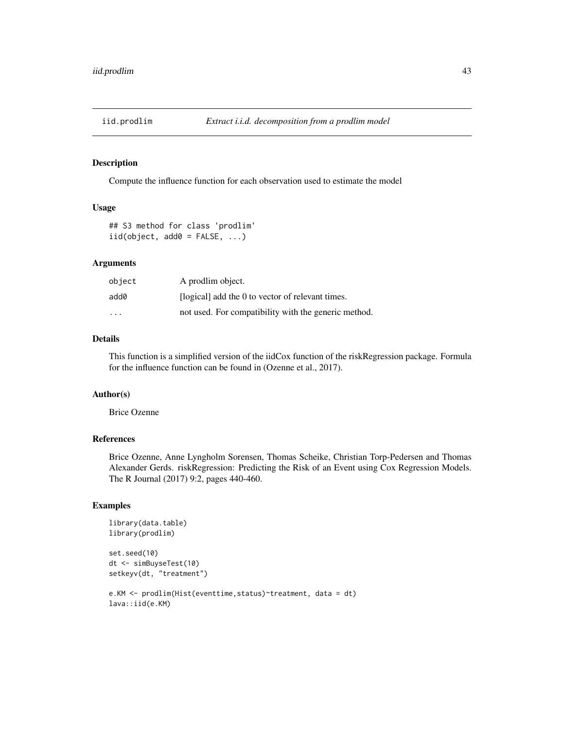# iid.prodlim — *Extract i.i.d. decomposition from a prodlim model*

## Description

Compute the influence function for each observation used to estimate the model

## Usage

```
## S3 method for class 'prodlim'
iid(object, add0 = FALSE, ...)
```

## Arguments

| | |
|---|---|
| object | A prodlim object. |
| add0 | [logical] add the 0 to vector of relevant times. |
| ... | not used. For compatibility with the generic method. |

## Details

This function is a simplified version of the iidCox function of the riskRegression package. Formula for the influence function can be found in (Ozenne et al., 2017).

## Author(s)

Brice Ozenne

## References

Brice Ozenne, Anne Lyngholm Sorensen, Thomas Scheike, Christian Torp-Pedersen and Thomas Alexander Gerds. riskRegression: Predicting the Risk of an Event using Cox Regression Models. The R Journal (2017) 9:2, pages 440-460.

## Examples

```
library(data.table)
library(prodlim)

set.seed(10)
dt <- simBuyseTest(10)
setkeyv(dt, "treatment")

e.KM <- prodlim(Hist(eventtime,status)~treatment, data = dt)
lava::iid(e.KM)
```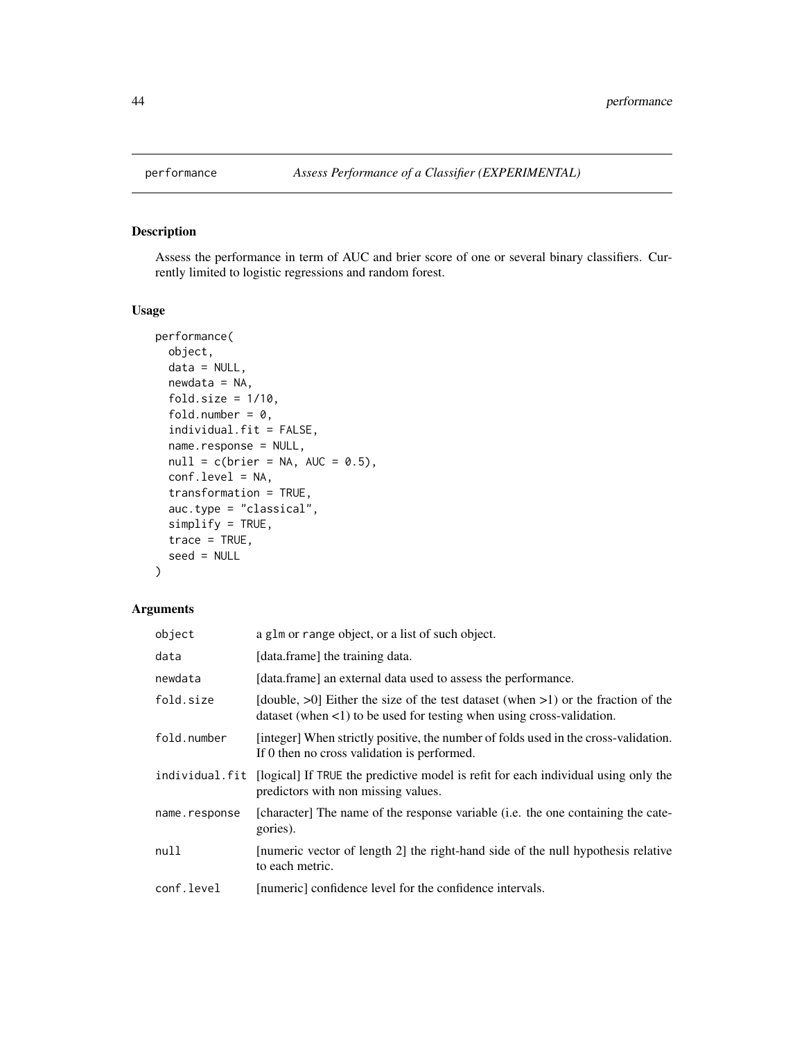performance *Assess Performance of a Classifier (EXPERIMENTAL)*

## Description

Assess the performance in term of AUC and brier score of one or several binary classifiers. Currently limited to logistic regressions and random forest.

## Usage

```
performance(
  object,
  data = NULL,
  newdata = NA,
  fold.size = 1/10,
  fold.number = 0,
  individual.fit = FALSE,
  name.response = NULL,
  null = c(brier = NA, AUC = 0.5),
  conf.level = NA,
  transformation = TRUE,
  auc.type = "classical",
  simplify = TRUE,
  trace = TRUE,
  seed = NULL
)
```

## Arguments

| | |
|---|---|
| object | a glm or range object, or a list of such object. |
| data | [data.frame] the training data. |
| newdata | [data.frame] an external data used to assess the performance. |
| fold.size | [double, >0] Either the size of the test dataset (when >1) or the fraction of the dataset (when <1) to be used for testing when using cross-validation. |
| fold.number | [integer] When strictly positive, the number of folds used in the cross-validation. If 0 then no cross validation is performed. |
| individual.fit | [logical] If TRUE the predictive model is refit for each individual using only the predictors with non missing values. |
| name.response | [character] The name of the response variable (i.e. the one containing the categories). |
| null | [numeric vector of length 2] the right-hand side of the null hypothesis relative to each metric. |
| conf.level | [numeric] confidence level for the confidence intervals. |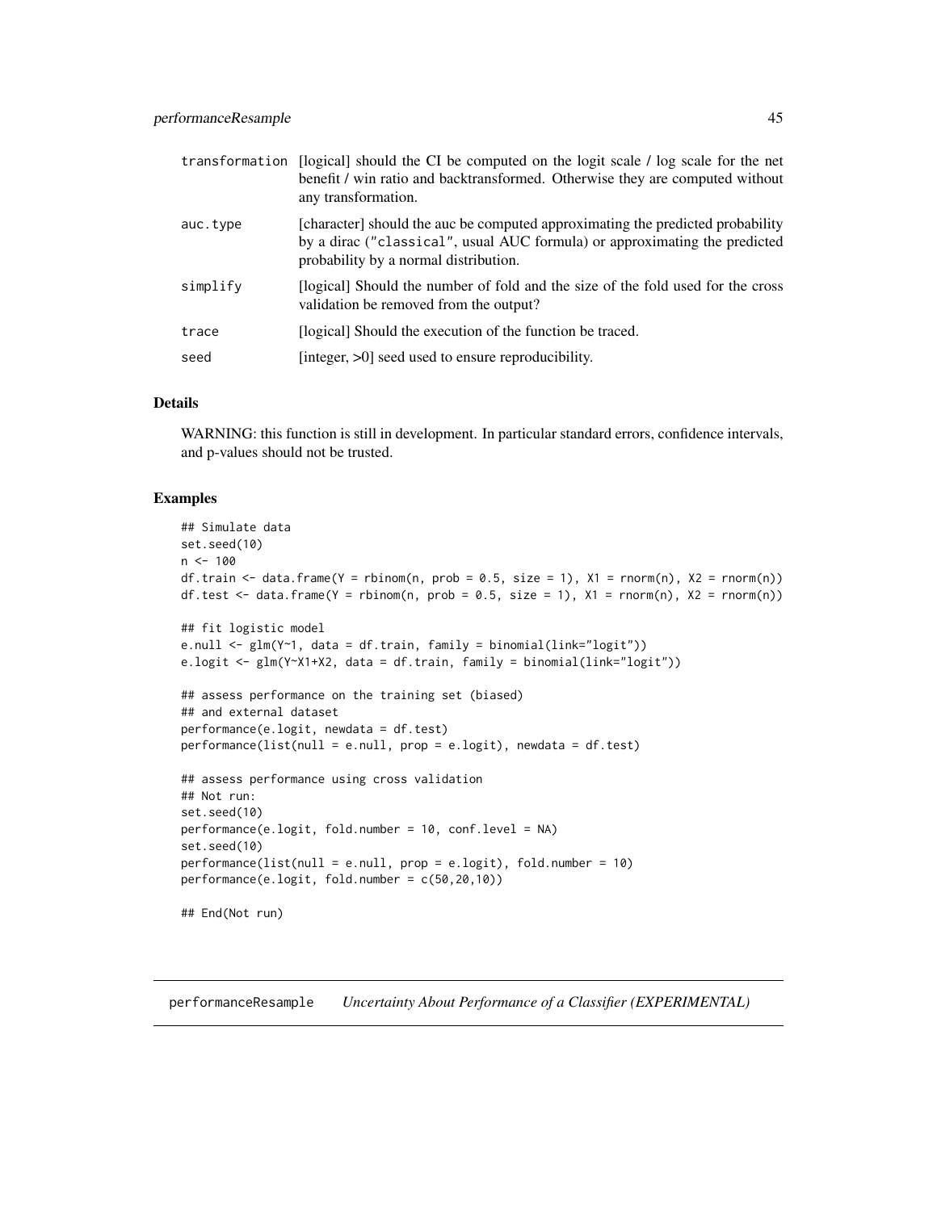| | |
|---|---|
| transformation | [logical] should the CI be computed on the logit scale / log scale for the net benefit / win ratio and backtransformed. Otherwise they are computed without any transformation. |
| auc.type | [character] should the auc be computed approximating the predicted probability by a dirac ("classical", usual AUC formula) or approximating the predicted probability by a normal distribution. |
| simplify | [logical] Should the number of fold and the size of the fold used for the cross validation be removed from the output? |
| trace | [logical] Should the execution of the function be traced. |
| seed | [integer, >0] seed used to ensure reproducibility. |

### Details

WARNING: this function is still in development. In particular standard errors, confidence intervals, and p-values should not be trusted.

### Examples

```
## Simulate data
set.seed(10)
n <- 100
df.train <- data.frame(Y = rbinom(n, prob = 0.5, size = 1), X1 = rnorm(n), X2 = rnorm(n))
df.test <- data.frame(Y = rbinom(n, prob = 0.5, size = 1), X1 = rnorm(n), X2 = rnorm(n))

## fit logistic model
e.null <- glm(Y~1, data = df.train, family = binomial(link="logit"))
e.logit <- glm(Y~X1+X2, data = df.train, family = binomial(link="logit"))

## assess performance on the training set (biased)
## and external dataset
performance(e.logit, newdata = df.test)
performance(list(null = e.null, prop = e.logit), newdata = df.test)

## assess performance using cross validation
## Not run:
set.seed(10)
performance(e.logit, fold.number = 10, conf.level = NA)
set.seed(10)
performance(list(null = e.null, prop = e.logit), fold.number = 10)
performance(e.logit, fold.number = c(50,20,10))

## End(Not run)
```

## performanceResample    *Uncertainty About Performance of a Classifier (EXPERIMENTAL)*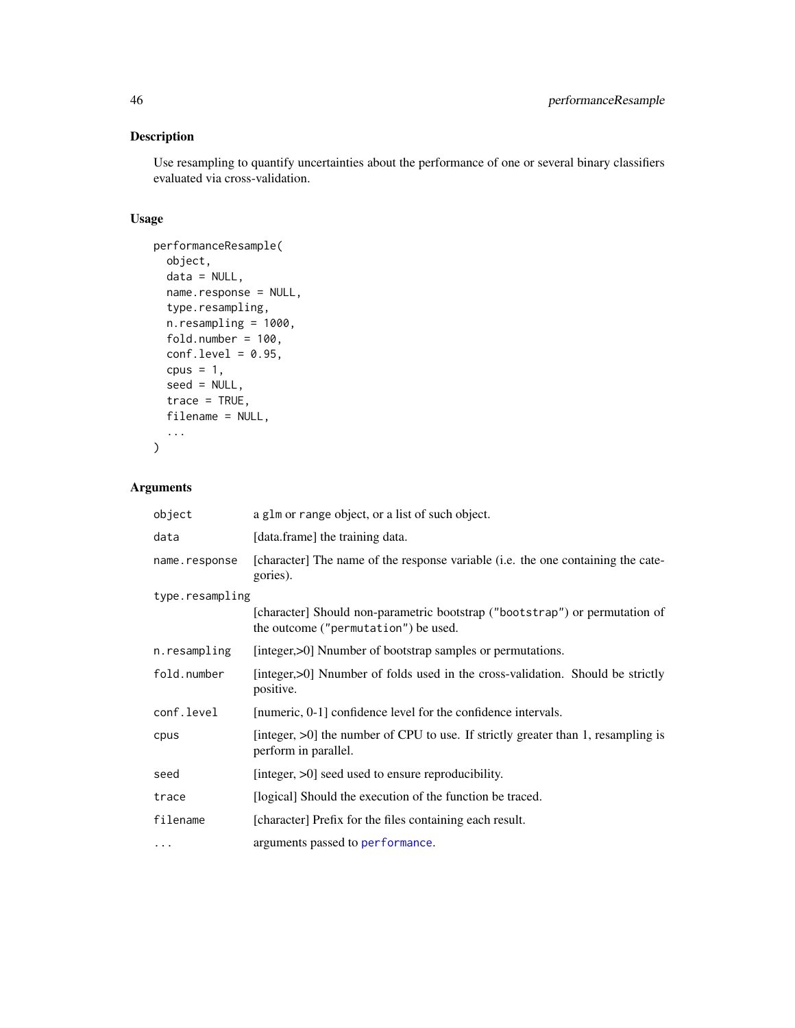## Description

Use resampling to quantify uncertainties about the performance of one or several binary classifiers evaluated via cross-validation.

## Usage

```
performanceResample(
  object,
  data = NULL,
  name.response = NULL,
  type.resampling,
  n.resampling = 1000,
  fold.number = 100,
  conf.level = 0.95,
  cpus = 1,
  seed = NULL,
  trace = TRUE,
  filename = NULL,
  ...
)
```

## Arguments

| Argument | Description |
|---|---|
| `object` | a `glm` or `range` object, or a list of such object. |
| `data` | [data.frame] the training data. |
| `name.response` | [character] The name of the response variable (i.e. the one containing the categories). |
| `type.resampling` | [character] Should non-parametric bootstrap (`"bootstrap"`) or permutation of the outcome (`"permutation"`) be used. |
| `n.resampling` | [integer,>0] Nnumber of bootstrap samples or permutations. |
| `fold.number` | [integer,>0] Nnumber of folds used in the cross-validation. Should be strictly positive. |
| `conf.level` | [numeric, 0-1] confidence level for the confidence intervals. |
| `cpus` | [integer, >0] the number of CPU to use. If strictly greater than 1, resampling is perform in parallel. |
| `seed` | [integer, >0] seed used to ensure reproducibility. |
| `trace` | [logical] Should the execution of the function be traced. |
| `filename` | [character] Prefix for the files containing each result. |
| `...` | arguments passed to `performance`. |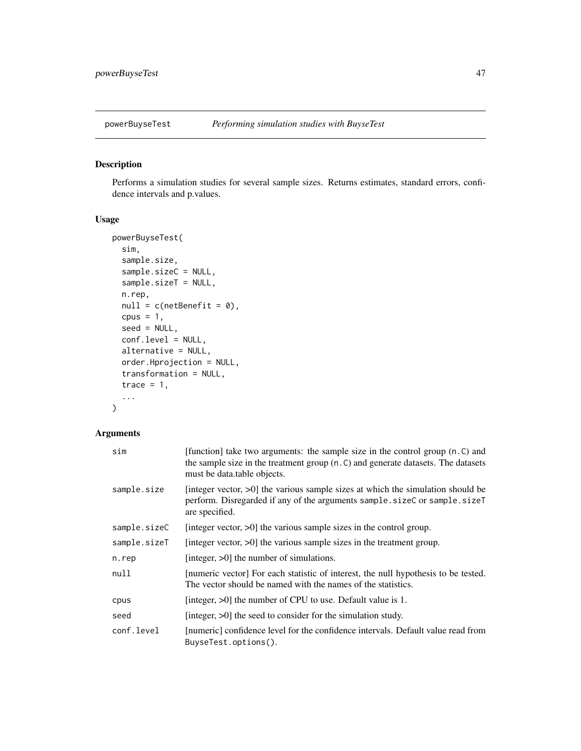powerBuyseTest *Performing simulation studies with BuyseTest*

## Description

Performs a simulation studies for several sample sizes. Returns estimates, standard errors, confidence intervals and p.values.

## Usage

```
powerBuyseTest(
  sim,
  sample.size,
  sample.sizeC = NULL,
  sample.sizeT = NULL,
  n.rep,
  null = c(netBenefit = 0),
  cpus = 1,
  seed = NULL,
  conf.level = NULL,
  alternative = NULL,
  order.Hprojection = NULL,
  transformation = NULL,
  trace = 1,
  ...
)
```

## Arguments

| | |
|---|---|
| `sim` | [function] take two arguments: the sample size in the control group (`n.C`) and the sample size in the treatment group (`n.C`) and generate datasets. The datasets must be data.table objects. |
| `sample.size` | [integer vector, >0] the various sample sizes at which the simulation should be perform. Disregarded if any of the arguments `sample.sizeC` or `sample.sizeT` are specified. |
| `sample.sizeC` | [integer vector, >0] the various sample sizes in the control group. |
| `sample.sizeT` | [integer vector, >0] the various sample sizes in the treatment group. |
| `n.rep` | [integer, >0] the number of simulations. |
| `null` | [numeric vector] For each statistic of interest, the null hypothesis to be tested. The vector should be named with the names of the statistics. |
| `cpus` | [integer, >0] the number of CPU to use. Default value is 1. |
| `seed` | [integer, >0] the seed to consider for the simulation study. |
| `conf.level` | [numeric] confidence level for the confidence intervals. Default value read from `BuyseTest.options()`. |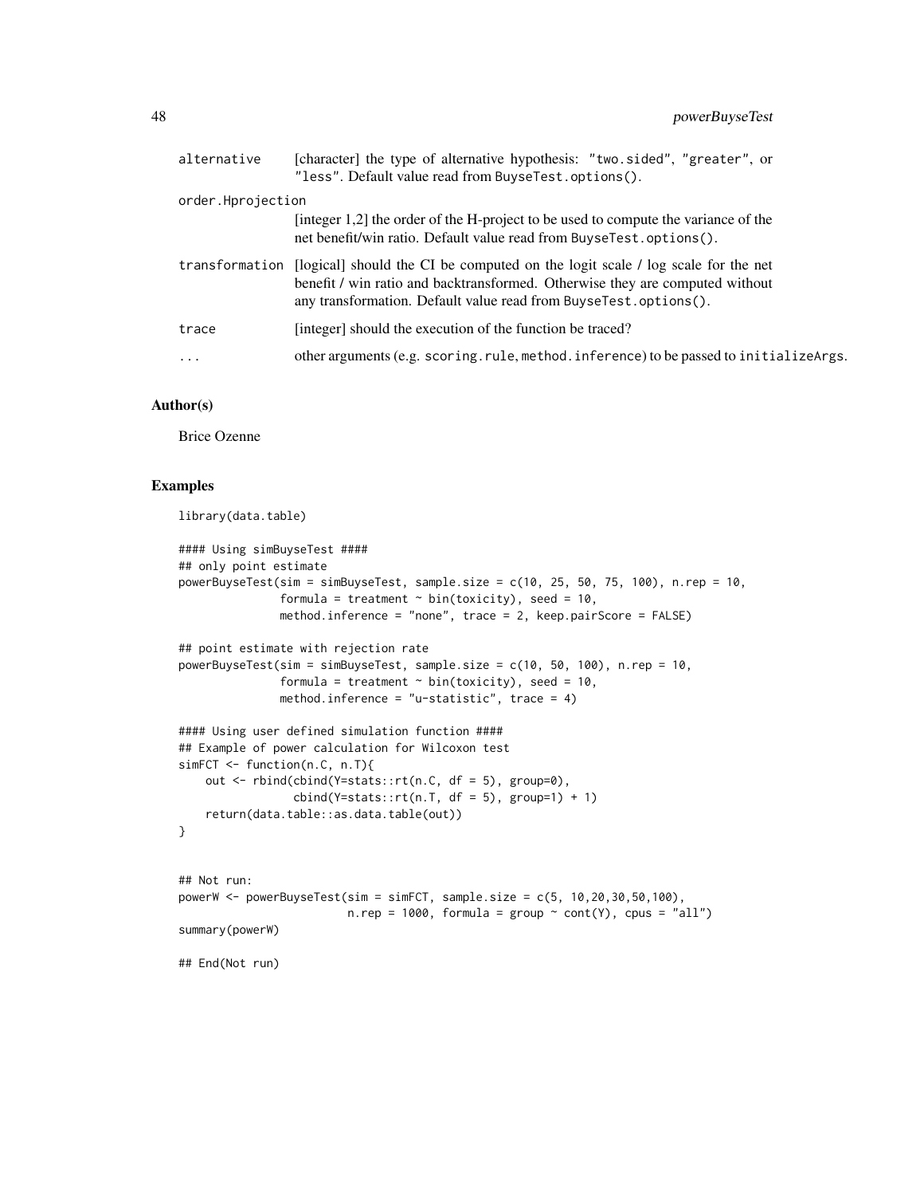| | |
|---|---|
| alternative | [character] the type of alternative hypothesis: "two.sided", "greater", or "less". Default value read from BuyseTest.options(). |
| order.Hprojection | [integer 1,2] the order of the H-project to be used to compute the variance of the net benefit/win ratio. Default value read from BuyseTest.options(). |
| transformation | [logical] should the CI be computed on the logit scale / log scale for the net benefit / win ratio and backtransformed. Otherwise they are computed without any transformation. Default value read from BuyseTest.options(). |
| trace | [integer] should the execution of the function be traced? |
| ... | other arguments (e.g. scoring.rule, method.inference) to be passed to initializeArgs. |

## Author(s)

Brice Ozenne

## Examples

```
library(data.table)

#### Using simBuyseTest ####
## only point estimate
powerBuyseTest(sim = simBuyseTest, sample.size = c(10, 25, 50, 75, 100), n.rep = 10,
               formula = treatment ~ bin(toxicity), seed = 10,
               method.inference = "none", trace = 2, keep.pairScore = FALSE)

## point estimate with rejection rate
powerBuyseTest(sim = simBuyseTest, sample.size = c(10, 50, 100), n.rep = 10,
               formula = treatment ~ bin(toxicity), seed = 10,
               method.inference = "u-statistic", trace = 4)

#### Using user defined simulation function ####
## Example of power calculation for Wilcoxon test
simFCT <- function(n.C, n.T){
    out <- rbind(cbind(Y=stats::rt(n.C, df = 5), group=0),
                 cbind(Y=stats::rt(n.T, df = 5), group=1) + 1)
    return(data.table::as.data.table(out))
}


## Not run:
powerW <- powerBuyseTest(sim = simFCT, sample.size = c(5, 10,20,30,50,100),
                         n.rep = 1000, formula = group ~ cont(Y), cpus = "all")
summary(powerW)

## End(Not run)
```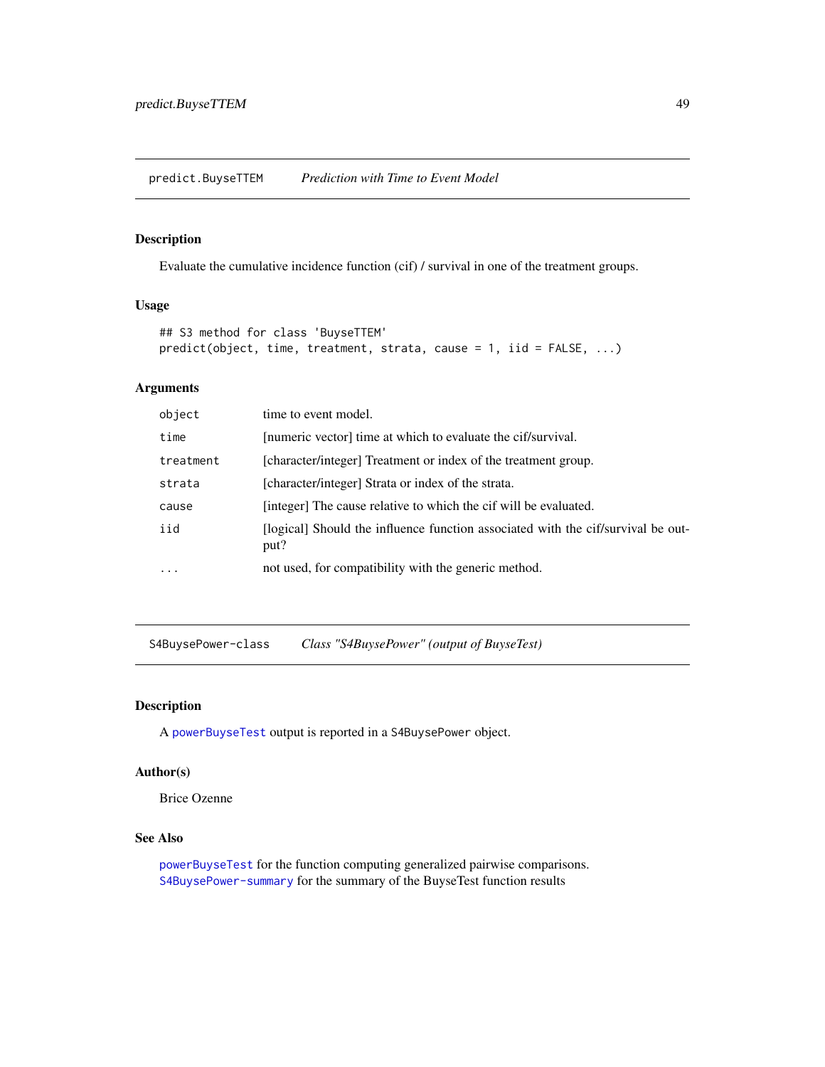## predict.BuyseTTEM — *Prediction with Time to Event Model*

### Description

Evaluate the cumulative incidence function (cif) / survival in one of the treatment groups.

### Usage

```
## S3 method for class 'BuyseTTEM'
predict(object, time, treatment, strata, cause = 1, iid = FALSE, ...)
```

### Arguments

| | |
|---|---|
| `object` | time to event model. |
| `time` | [numeric vector] time at which to evaluate the cif/survival. |
| `treatment` | [character/integer] Treatment or index of the treatment group. |
| `strata` | [character/integer] Strata or index of the strata. |
| `cause` | [integer] The cause relative to which the cif will be evaluated. |
| `iid` | [logical] Should the influence function associated with the cif/survival be output? |
| `...` | not used, for compatibility with the generic method. |

## S4BuysePower-class — *Class "S4BuysePower" (output of BuyseTest)*

### Description

A `powerBuyseTest` output is reported in a `S4BuysePower` object.

### Author(s)

Brice Ozenne

### See Also

`powerBuyseTest` for the function computing generalized pairwise comparisons.
`S4BuysePower-summary` for the summary of the BuyseTest function results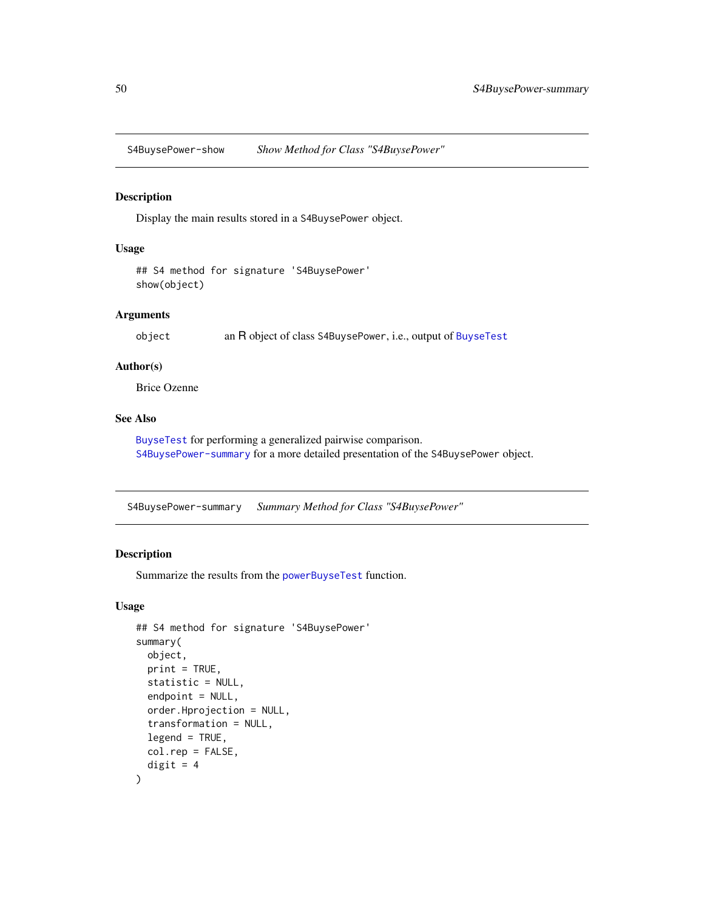## S4BuysePower-show — *Show Method for Class "S4BuysePower"*

### Description

Display the main results stored in a S4BuysePower object.

### Usage

```
## S4 method for signature 'S4BuysePower'
show(object)
```

### Arguments

| | |
|---|---|
| object | an R object of class S4BuysePower, i.e., output of BuyseTest |

### Author(s)

Brice Ozenne

### See Also

BuyseTest for performing a generalized pairwise comparison.
S4BuysePower-summary for a more detailed presentation of the S4BuysePower object.

## S4BuysePower-summary — *Summary Method for Class "S4BuysePower"*

### Description

Summarize the results from the powerBuyseTest function.

### Usage

```
## S4 method for signature 'S4BuysePower'
summary(
  object,
  print = TRUE,
  statistic = NULL,
  endpoint = NULL,
  order.Hprojection = NULL,
  transformation = NULL,
  legend = TRUE,
  col.rep = FALSE,
  digit = 4
)
```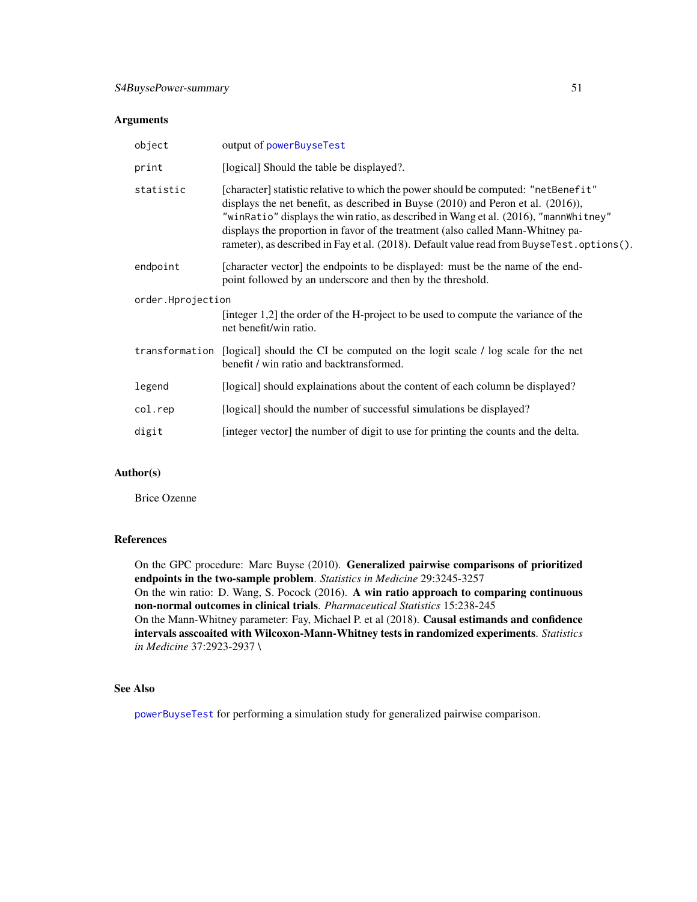## Arguments

| | |
|---|---|
| object | output of powerBuyseTest |
| print | [logical] Should the table be displayed?. |
| statistic | [character] statistic relative to which the power should be computed: "netBenefit" displays the net benefit, as described in Buyse (2010) and Peron et al. (2016)), "winRatio" displays the win ratio, as described in Wang et al. (2016), "mannWhitney" displays the proportion in favor of the treatment (also called Mann-Whitney parameter), as described in Fay et al. (2018). Default value read from `BuyseTest.options()`. |
| endpoint | [character vector] the endpoints to be displayed: must be the name of the endpoint followed by an underscore and then by the threshold. |
| order.Hprojection | [integer 1,2] the order of the H-project to be used to compute the variance of the net benefit/win ratio. |
| transformation | [logical] should the CI be computed on the logit scale / log scale for the net benefit / win ratio and backtransformed. |
| legend | [logical] should explainations about the content of each column be displayed? |
| col.rep | [logical] should the number of successful simulations be displayed? |
| digit | [integer vector] the number of digit to use for printing the counts and the delta. |

## Author(s)

Brice Ozenne

## References

On the GPC procedure: Marc Buyse (2010). **Generalized pairwise comparisons of prioritized endpoints in the two-sample problem**. *Statistics in Medicine* 29:3245-3257
On the win ratio: D. Wang, S. Pocock (2016). **A win ratio approach to comparing continuous non-normal outcomes in clinical trials**. *Pharmaceutical Statistics* 15:238-245
On the Mann-Whitney parameter: Fay, Michael P. et al (2018). **Causal estimands and confidence intervals asscoaited with Wilcoxon-Mann-Whitney tests in randomized experiments**. *Statistics in Medicine* 37:2923-2937 \

## See Also

powerBuyseTest for performing a simulation study for generalized pairwise comparison.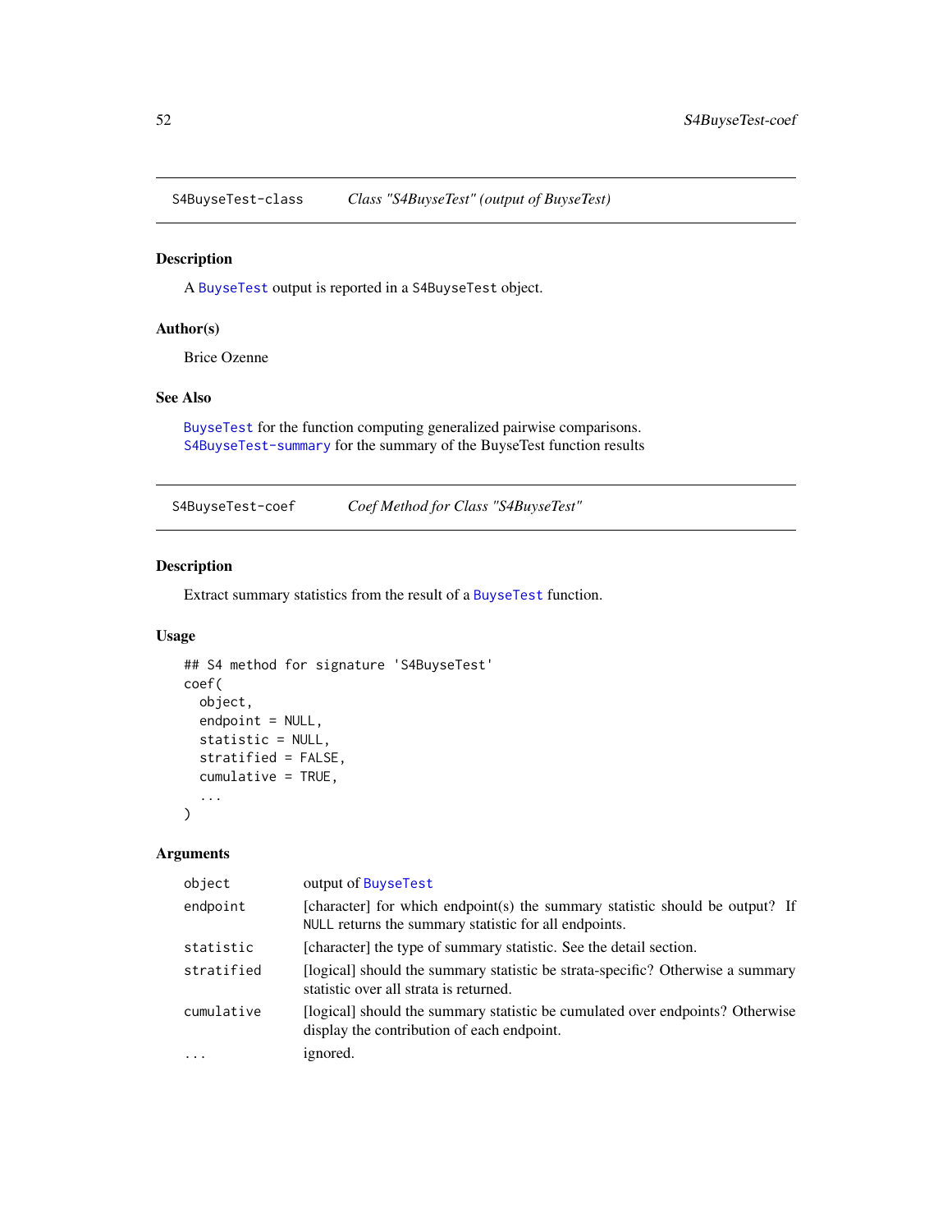## S4BuyseTest-class — *Class "S4BuyseTest" (output of BuyseTest)*

### Description

A BuyseTest output is reported in a S4BuyseTest object.

### Author(s)

Brice Ozenne

### See Also

BuyseTest for the function computing generalized pairwise comparisons.
S4BuyseTest-summary for the summary of the BuyseTest function results

## S4BuyseTest-coef — *Coef Method for Class "S4BuyseTest"*

### Description

Extract summary statistics from the result of a BuyseTest function.

### Usage

```
## S4 method for signature 'S4BuyseTest'
coef(
  object,
  endpoint = NULL,
  statistic = NULL,
  stratified = FALSE,
  cumulative = TRUE,
  ...
)
```

### Arguments

| | |
|---|---|
| object | output of BuyseTest |
| endpoint | [character] for which endpoint(s) the summary statistic should be output? If NULL returns the summary statistic for all endpoints. |
| statistic | [character] the type of summary statistic. See the detail section. |
| stratified | [logical] should the summary statistic be strata-specific? Otherwise a summary statistic over all strata is returned. |
| cumulative | [logical] should the summary statistic be cumulated over endpoints? Otherwise display the contribution of each endpoint. |
| ... | ignored. |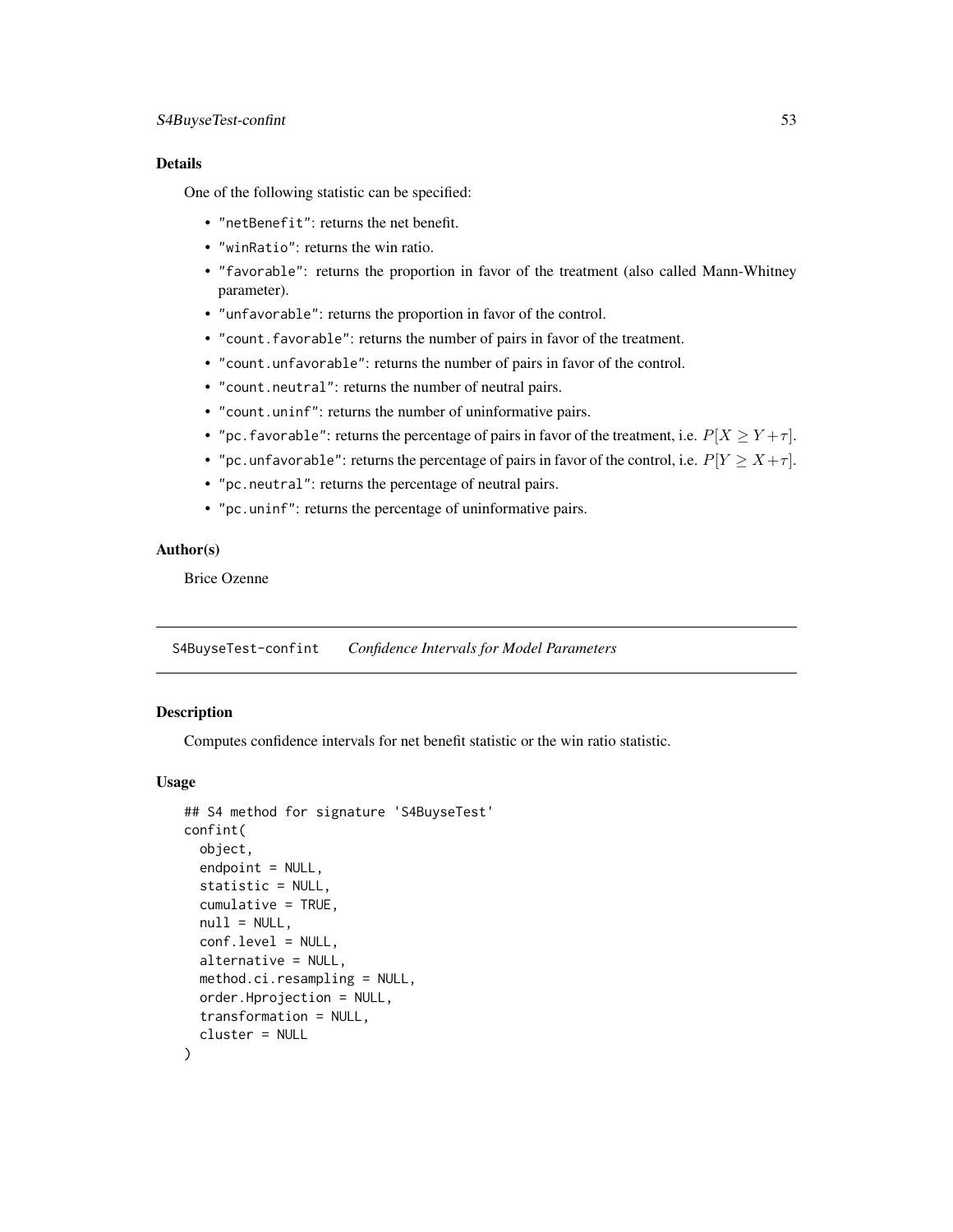### Details

One of the following statistic can be specified:

- "netBenefit": returns the net benefit.
- "winRatio": returns the win ratio.
- "favorable": returns the proportion in favor of the treatment (also called Mann-Whitney parameter).
- "unfavorable": returns the proportion in favor of the control.
- "count.favorable": returns the number of pairs in favor of the treatment.
- "count.unfavorable": returns the number of pairs in favor of the control.
- "count.neutral": returns the number of neutral pairs.
- "count.uninf": returns the number of uninformative pairs.
- "pc.favorable": returns the percentage of pairs in favor of the treatment, i.e. $P[X \geq Y + \tau]$.
- "pc.unfavorable": returns the percentage of pairs in favor of the control, i.e. $P[Y \geq X + \tau]$.
- "pc.neutral": returns the percentage of neutral pairs.
- "pc.uninf": returns the percentage of uninformative pairs.

### Author(s)

Brice Ozenne

---

## S4BuyseTest-confint *Confidence Intervals for Model Parameters*

### Description

Computes confidence intervals for net benefit statistic or the win ratio statistic.

### Usage

```
## S4 method for signature 'S4BuyseTest'
confint(
  object,
  endpoint = NULL,
  statistic = NULL,
  cumulative = TRUE,
  null = NULL,
  conf.level = NULL,
  alternative = NULL,
  method.ci.resampling = NULL,
  order.Hprojection = NULL,
  transformation = NULL,
  cluster = NULL
)
```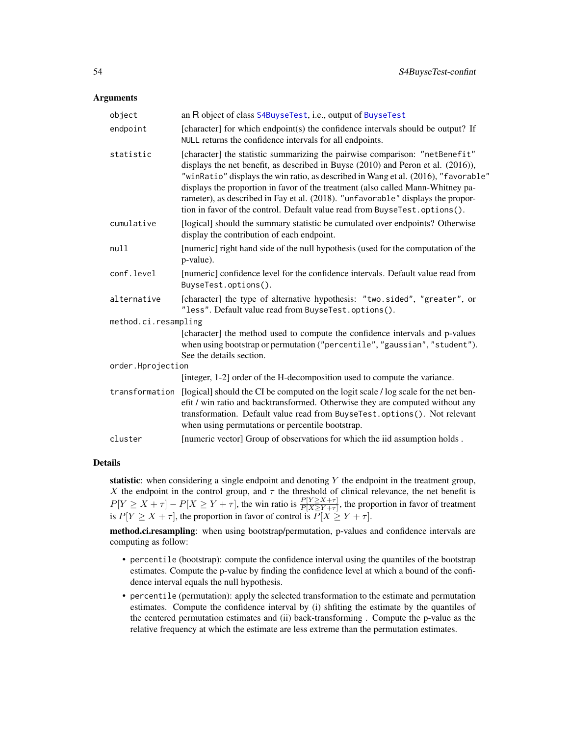### Arguments

| | |
|---|---|
| `object` | an R object of class `S4BuyseTest`, i.e., output of `BuyseTest` |
| `endpoint` | [character] for which endpoint(s) the confidence intervals should be output? If `NULL` returns the confidence intervals for all endpoints. |
| `statistic` | [character] the statistic summarizing the pairwise comparison: `"netBenefit"` displays the net benefit, as described in Buyse (2010) and Peron et al. (2016)), `"winRatio"` displays the win ratio, as described in Wang et al. (2016), `"favorable"` displays the proportion in favor of the treatment (also called Mann-Whitney parameter), as described in Fay et al. (2018). `"unfavorable"` displays the proportion in favor of the control. Default value read from `BuyseTest.options()`. |
| `cumulative` | [logical] should the summary statistic be cumulated over endpoints? Otherwise display the contribution of each endpoint. |
| `null` | [numeric] right hand side of the null hypothesis (used for the computation of the p-value). |
| `conf.level` | [numeric] confidence level for the confidence intervals. Default value read from `BuyseTest.options()`. |
| `alternative` | [character] the type of alternative hypothesis: `"two.sided"`, `"greater"`, or `"less"`. Default value read from `BuyseTest.options()`. |
| `method.ci.resampling` | [character] the method used to compute the confidence intervals and p-values when using bootstrap or permutation (`"percentile"`, `"gaussian"`, `"student"`). See the details section. |
| `order.Hprojection` | [integer, 1-2] order of the H-decomposition used to compute the variance. |
| `transformation` | [logical] should the CI be computed on the logit scale / log scale for the net benefit / win ratio and backtransformed. Otherwise they are computed without any transformation. Default value read from `BuyseTest.options()`. Not relevant when using permutations or percentile bootstrap. |
| `cluster` | [numeric vector] Group of observations for which the iid assumption holds . |

### Details

**statistic**: when considering a single endpoint and denoting $Y$ the endpoint in the treatment group, $X$ the endpoint in the control group, and $\tau$ the threshold of clinical relevance, the net benefit is $P[Y \geq X + \tau] - P[X \geq Y + \tau]$, the win ratio is $\frac{P[Y \geq X + \tau]}{P[X \geq Y + \tau]}$, the proportion in favor of treatment is $P[Y \geq X + \tau]$, the proportion in favor of control is $P[X \geq Y + \tau]$.

**method.ci.resampling**: when using bootstrap/permutation, p-values and confidence intervals are computing as follow:

- `percentile` (bootstrap): compute the confidence interval using the quantiles of the bootstrap estimates. Compute the p-value by finding the confidence level at which a bound of the confidence interval equals the null hypothesis.
- `percentile` (permutation): apply the selected transformation to the estimate and permutation estimates. Compute the confidence interval by (i) shfiting the estimate by the quantiles of the centered permutation estimates and (ii) back-transforming . Compute the p-value as the relative frequency at which the estimate are less extreme than the permutation estimates.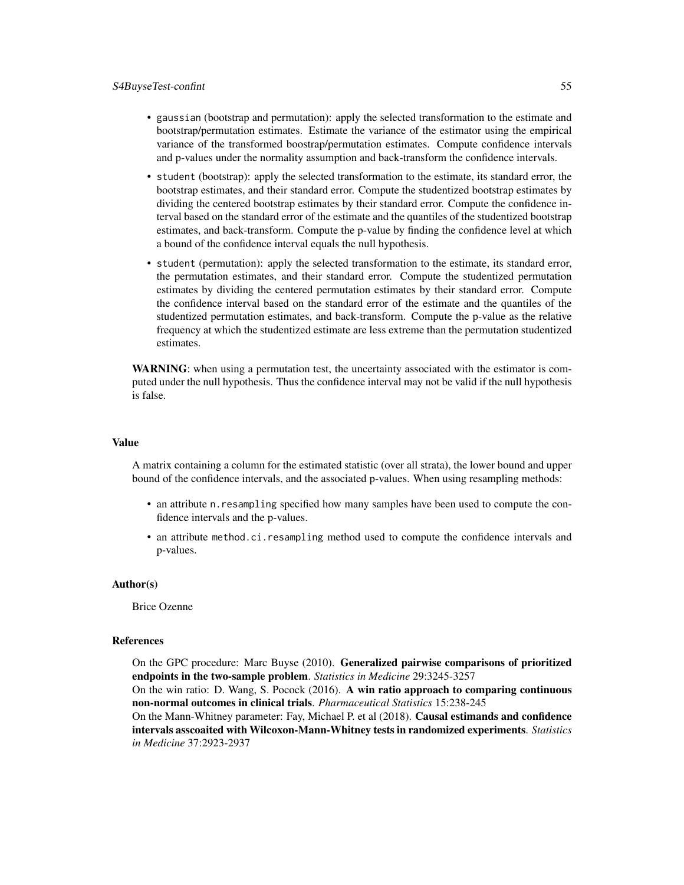- `gaussian` (bootstrap and permutation): apply the selected transformation to the estimate and bootstrap/permutation estimates. Estimate the variance of the estimator using the empirical variance of the transformed boostrap/permutation estimates. Compute confidence intervals and p-values under the normality assumption and back-transform the confidence intervals.
- `student` (bootstrap): apply the selected transformation to the estimate, its standard error, the bootstrap estimates, and their standard error. Compute the studentized bootstrap estimates by dividing the centered bootstrap estimates by their standard error. Compute the confidence interval based on the standard error of the estimate and the quantiles of the studentized bootstrap estimates, and back-transform. Compute the p-value by finding the confidence level at which a bound of the confidence interval equals the null hypothesis.
- `student` (permutation): apply the selected transformation to the estimate, its standard error, the permutation estimates, and their standard error. Compute the studentized permutation estimates by dividing the centered permutation estimates by their standard error. Compute the confidence interval based on the standard error of the estimate and the quantiles of the studentized permutation estimates, and back-transform. Compute the p-value as the relative frequency at which the studentized estimate are less extreme than the permutation studentized estimates.

**WARNING**: when using a permutation test, the uncertainty associated with the estimator is computed under the null hypothesis. Thus the confidence interval may not be valid if the null hypothesis is false.

### Value

A matrix containing a column for the estimated statistic (over all strata), the lower bound and upper bound of the confidence intervals, and the associated p-values. When using resampling methods:

- an attribute `n.resampling` specified how many samples have been used to compute the confidence intervals and the p-values.
- an attribute `method.ci.resampling` method used to compute the confidence intervals and p-values.

### Author(s)

Brice Ozenne

### References

On the GPC procedure: Marc Buyse (2010). **Generalized pairwise comparisons of prioritized endpoints in the two-sample problem**. *Statistics in Medicine* 29:3245-3257
On the win ratio: D. Wang, S. Pocock (2016). **A win ratio approach to comparing continuous non-normal outcomes in clinical trials**. *Pharmaceutical Statistics* 15:238-245
On the Mann-Whitney parameter: Fay, Michael P. et al (2018). **Causal estimands and confidence intervals asscoaited with Wilcoxon-Mann-Whitney tests in randomized experiments**. *Statistics in Medicine* 37:2923-2937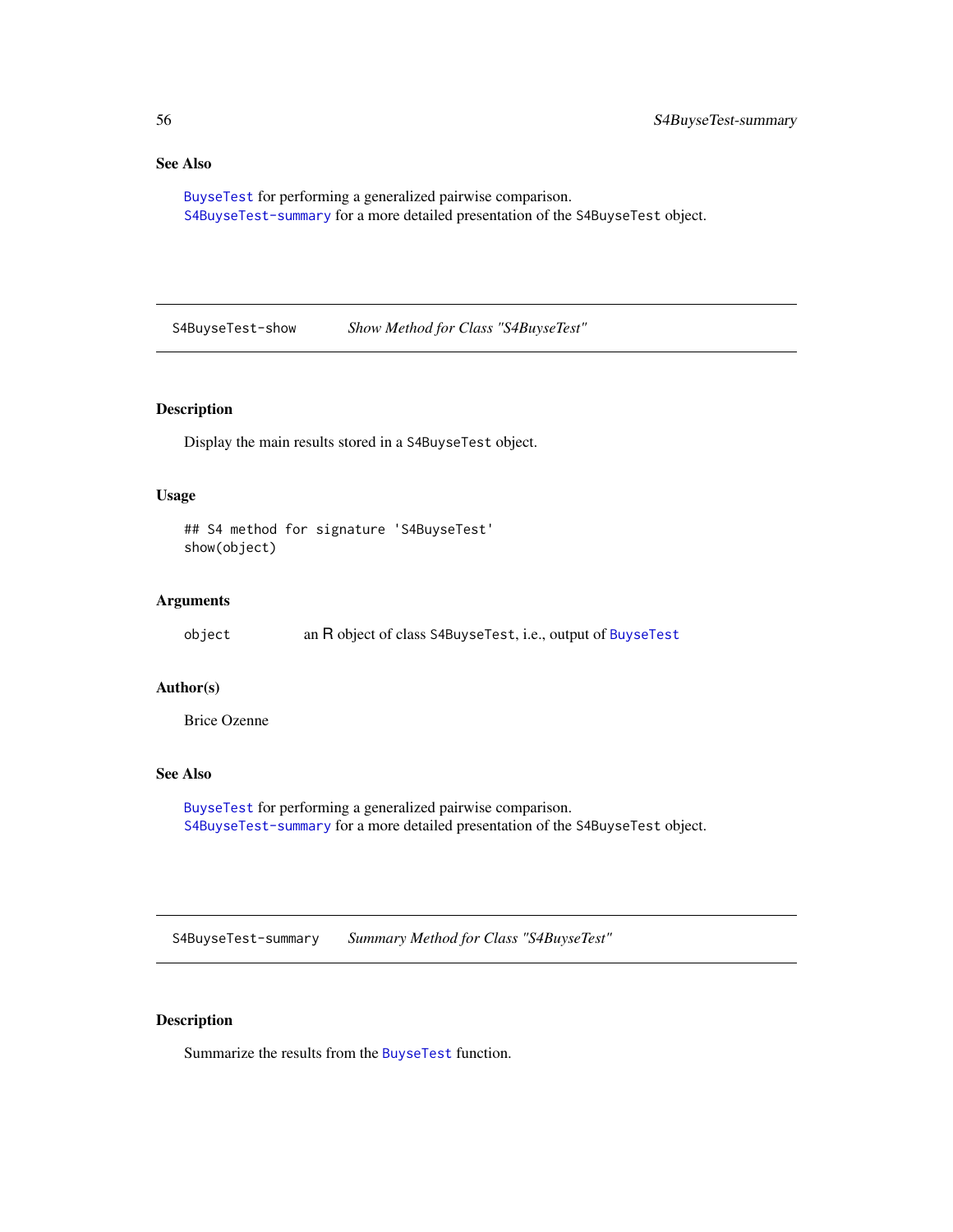## See Also

BuyseTest for performing a generalized pairwise comparison.
S4BuyseTest-summary for a more detailed presentation of the S4BuyseTest object.

---

S4BuyseTest-show *Show Method for Class "S4BuyseTest"*

---

### Description

Display the main results stored in a S4BuyseTest object.

### Usage

```
## S4 method for signature 'S4BuyseTest'
show(object)
```

### Arguments

| | |
|---|---|
| object | an R object of class S4BuyseTest, i.e., output of BuyseTest |

### Author(s)

Brice Ozenne

### See Also

BuyseTest for performing a generalized pairwise comparison.
S4BuyseTest-summary for a more detailed presentation of the S4BuyseTest object.

---

S4BuyseTest-summary *Summary Method for Class "S4BuyseTest"*

---

### Description

Summarize the results from the BuyseTest function.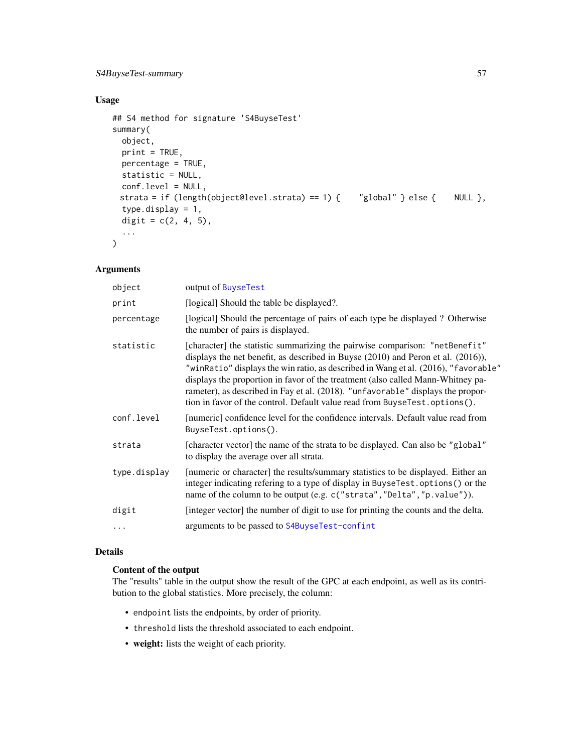## Usage

```
## S4 method for signature 'S4BuyseTest'
summary(
  object,
  print = TRUE,
  percentage = TRUE,
  statistic = NULL,
  conf.level = NULL,
 strata = if (length(object@level.strata) == 1) {    "global" } else {    NULL },
  type.display = 1,
  digit = c(2, 4, 5),
  ...
)
```

## Arguments

| | |
|---|---|
| `object` | output of `BuyseTest` |
| `print` | [logical] Should the table be displayed?. |
| `percentage` | [logical] Should the percentage of pairs of each type be displayed ? Otherwise the number of pairs is displayed. |
| `statistic` | [character] the statistic summarizing the pairwise comparison: `"netBenefit"` displays the net benefit, as described in Buyse (2010) and Peron et al. (2016)), `"winRatio"` displays the win ratio, as described in Wang et al. (2016), `"favorable"` displays the proportion in favor of the treatment (also called Mann-Whitney parameter), as described in Fay et al. (2018). `"unfavorable"` displays the proportion in favor of the control. Default value read from `BuyseTest.options()`. |
| `conf.level` | [numeric] confidence level for the confidence intervals. Default value read from `BuyseTest.options()`. |
| `strata` | [character vector] the name of the strata to be displayed. Can also be `"global"` to display the average over all strata. |
| `type.display` | [numeric or character] the results/summary statistics to be displayed. Either an integer indicating refering to a type of display in `BuyseTest.options()` or the name of the column to be output (e.g. `c("strata","Delta","p.value")`). |
| `digit` | [integer vector] the number of digit to use for printing the counts and the delta. |
| `...` | arguments to be passed to `S4BuyseTest-confint` |

## Details

**Content of the output**

The "results" table in the output show the result of the GPC at each endpoint, as well as its contribution to the global statistics. More precisely, the column:

- `endpoint` lists the endpoints, by order of priority.
- `threshold` lists the threshold associated to each endpoint.
- **weight:** lists the weight of each priority.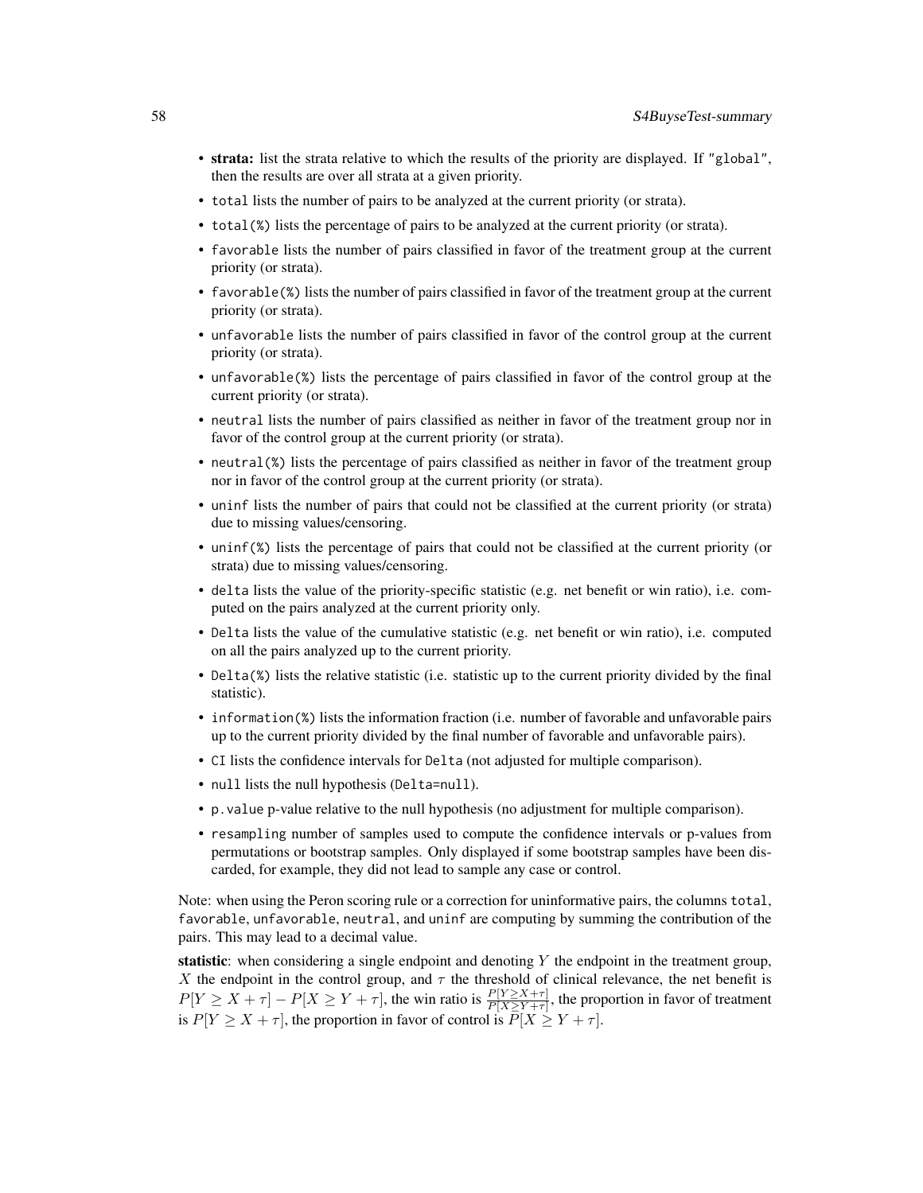- **strata:** list the strata relative to which the results of the priority are displayed. If `"global"`, then the results are over all strata at a given priority.
- `total` lists the number of pairs to be analyzed at the current priority (or strata).
- `total(%)` lists the percentage of pairs to be analyzed at the current priority (or strata).
- `favorable` lists the number of pairs classified in favor of the treatment group at the current priority (or strata).
- `favorable(%)` lists the number of pairs classified in favor of the treatment group at the current priority (or strata).
- `unfavorable` lists the number of pairs classified in favor of the control group at the current priority (or strata).
- `unfavorable(%)` lists the percentage of pairs classified in favor of the control group at the current priority (or strata).
- `neutral` lists the number of pairs classified as neither in favor of the treatment group nor in favor of the control group at the current priority (or strata).
- `neutral(%)` lists the percentage of pairs classified as neither in favor of the treatment group nor in favor of the control group at the current priority (or strata).
- `uninf` lists the number of pairs that could not be classified at the current priority (or strata) due to missing values/censoring.
- `uninf(%)` lists the percentage of pairs that could not be classified at the current priority (or strata) due to missing values/censoring.
- `delta` lists the value of the priority-specific statistic (e.g. net benefit or win ratio), i.e. computed on the pairs analyzed at the current priority only.
- `Delta` lists the value of the cumulative statistic (e.g. net benefit or win ratio), i.e. computed on all the pairs analyzed up to the current priority.
- `Delta(%)` lists the relative statistic (i.e. statistic up to the current priority divided by the final statistic).
- `information(%)` lists the information fraction (i.e. number of favorable and unfavorable pairs up to the current priority divided by the final number of favorable and unfavorable pairs).
- `CI` lists the confidence intervals for `Delta` (not adjusted for multiple comparison).
- `null` lists the null hypothesis (`Delta=null`).
- `p.value` p-value relative to the null hypothesis (no adjustment for multiple comparison).
- `resampling` number of samples used to compute the confidence intervals or p-values from permutations or bootstrap samples. Only displayed if some bootstrap samples have been discarded, for example, they did not lead to sample any case or control.

Note: when using the Peron scoring rule or a correction for uninformative pairs, the columns `total`, `favorable`, `unfavorable`, `neutral`, and `uninf` are computing by summing the contribution of the pairs. This may lead to a decimal value.

**statistic**: when considering a single endpoint and denoting $Y$ the endpoint in the treatment group, $X$ the endpoint in the control group, and $\tau$ the threshold of clinical relevance, the net benefit is $P[Y \geq X + \tau] - P[X \geq Y + \tau]$, the win ratio is $\frac{P[Y \geq X+\tau]}{P[X \geq Y+\tau]}$, the proportion in favor of treatment is $P[Y \geq X + \tau]$, the proportion in favor of control is $P[X \geq Y + \tau]$.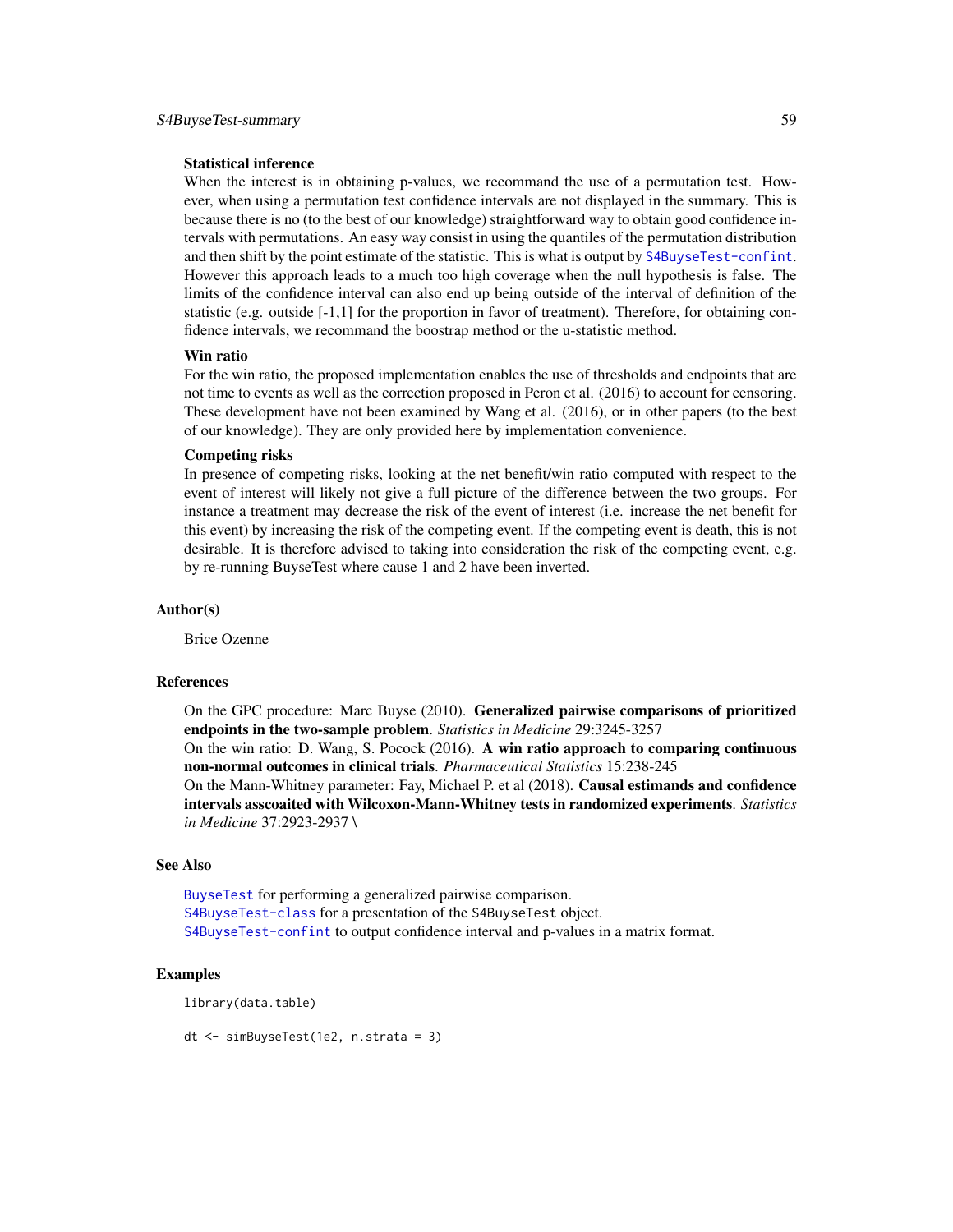**Statistical inference**

When the interest is in obtaining p-values, we recommand the use of a permutation test. However, when using a permutation test confidence intervals are not displayed in the summary. This is because there is no (to the best of our knowledge) straightforward way to obtain good confidence intervals with permutations. An easy way consist in using the quantiles of the permutation distribution and then shift by the point estimate of the statistic. This is what is output by S4BuyseTest-confint. However this approach leads to a much too high coverage when the null hypothesis is false. The limits of the confidence interval can also end up being outside of the interval of definition of the statistic (e.g. outside [-1,1] for the proportion in favor of treatment). Therefore, for obtaining confidence intervals, we recommand the boostrap method or the u-statistic method.

**Win ratio**

For the win ratio, the proposed implementation enables the use of thresholds and endpoints that are not time to events as well as the correction proposed in Peron et al. (2016) to account for censoring. These development have not been examined by Wang et al. (2016), or in other papers (to the best of our knowledge). They are only provided here by implementation convenience.

**Competing risks**

In presence of competing risks, looking at the net benefit/win ratio computed with respect to the event of interest will likely not give a full picture of the difference between the two groups. For instance a treatment may decrease the risk of the event of interest (i.e. increase the net benefit for this event) by increasing the risk of the competing event. If the competing event is death, this is not desirable. It is therefore advised to taking into consideration the risk of the competing event, e.g. by re-running BuyseTest where cause 1 and 2 have been inverted.

## Author(s)

Brice Ozenne

## References

On the GPC procedure: Marc Buyse (2010). **Generalized pairwise comparisons of prioritized endpoints in the two-sample problem**. *Statistics in Medicine* 29:3245-3257
On the win ratio: D. Wang, S. Pocock (2016). **A win ratio approach to comparing continuous non-normal outcomes in clinical trials**. *Pharmaceutical Statistics* 15:238-245
On the Mann-Whitney parameter: Fay, Michael P. et al (2018). **Causal estimands and confidence intervals asscoaited with Wilcoxon-Mann-Whitney tests in randomized experiments**. *Statistics in Medicine* 37:2923-2937 \

## See Also

BuyseTest for performing a generalized pairwise comparison.
S4BuyseTest-class for a presentation of the S4BuyseTest object.
S4BuyseTest-confint to output confidence interval and p-values in a matrix format.

## Examples

```
library(data.table)

dt <- simBuyseTest(1e2, n.strata = 3)
```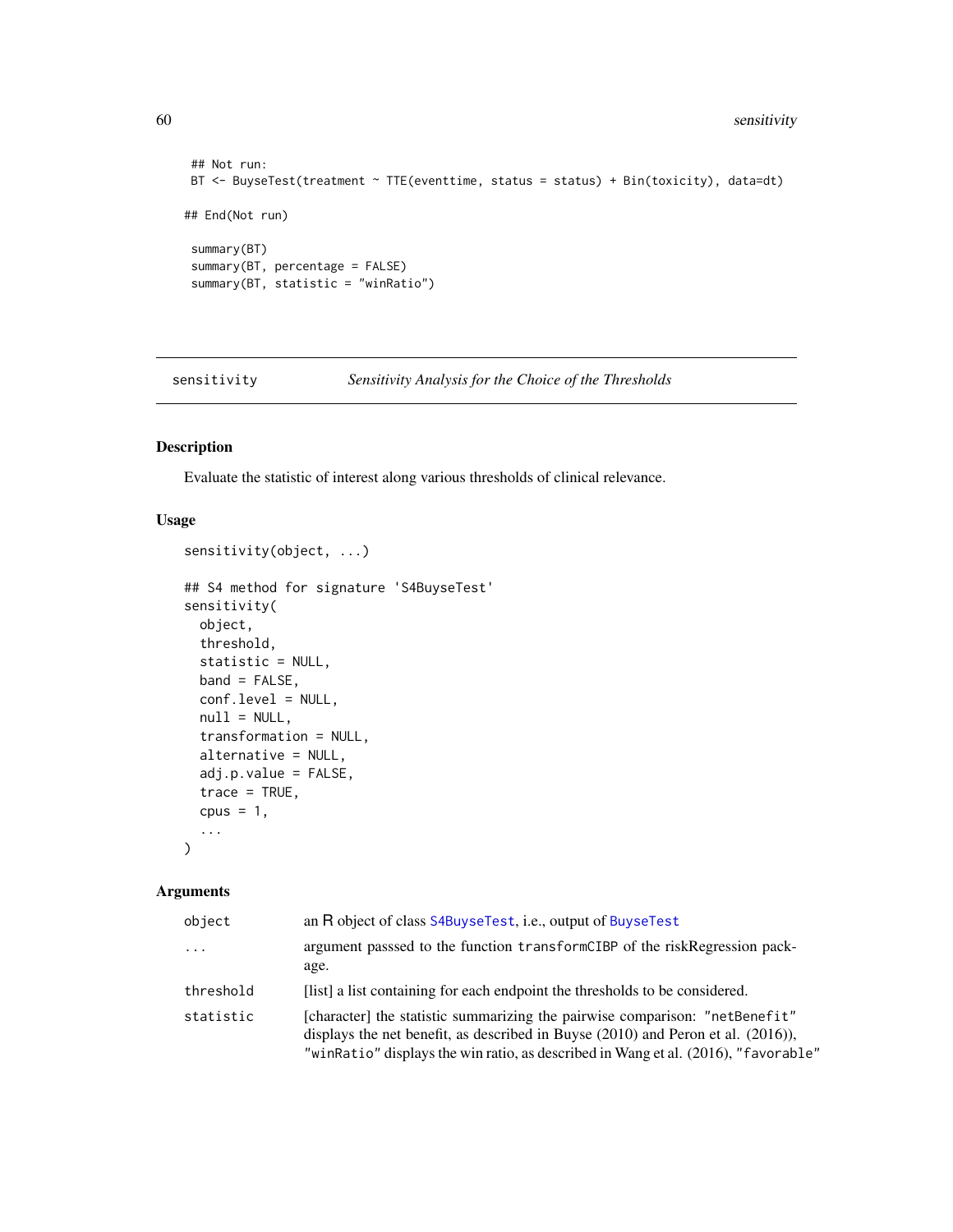```
## Not run:
BT <- BuyseTest(treatment ~ TTE(eventtime, status = status) + Bin(toxicity), data=dt)

## End(Not run)

summary(BT)
summary(BT, percentage = FALSE)
summary(BT, statistic = "winRatio")
```

---

sensitivity    *Sensitivity Analysis for the Choice of the Thresholds*

---

## Description

Evaluate the statistic of interest along various thresholds of clinical relevance.

## Usage

```
sensitivity(object, ...)

## S4 method for signature 'S4BuyseTest'
sensitivity(
  object,
  threshold,
  statistic = NULL,
  band = FALSE,
  conf.level = NULL,
  null = NULL,
  transformation = NULL,
  alternative = NULL,
  adj.p.value = FALSE,
  trace = TRUE,
  cpus = 1,
  ...
)
```

## Arguments

| | |
|---|---|
| `object` | an R object of class `S4BuyseTest`, i.e., output of `BuyseTest` |
| `...` | argument passsed to the function `transformCIBP` of the riskRegression package. |
| `threshold` | [list] a list containing for each endpoint the thresholds to be considered. |
| `statistic` | [character] the statistic summarizing the pairwise comparison: `"netBenefit"` displays the net benefit, as described in Buyse (2010) and Peron et al. (2016)), `"winRatio"` displays the win ratio, as described in Wang et al. (2016), `"favorable"` |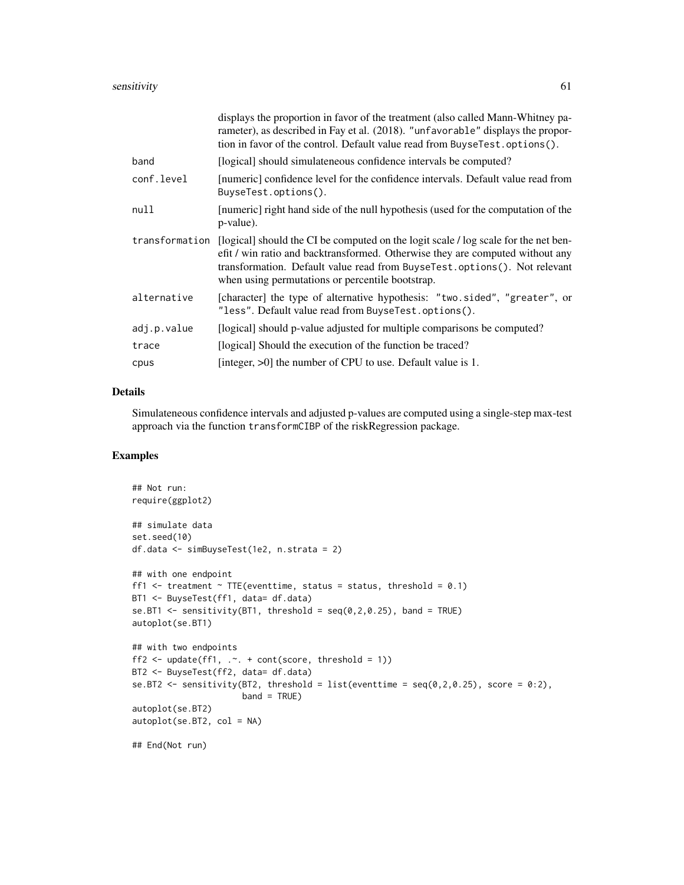displays the proportion in favor of the treatment (also called Mann-Whitney parameter), as described in Fay et al. (2018). "unfavorable" displays the proportion in favor of the control. Default value read from BuyseTest.options().

| | |
|---|---|
| band | [logical] should simulateneous confidence intervals be computed? |
| conf.level | [numeric] confidence level for the confidence intervals. Default value read from BuyseTest.options(). |
| null | [numeric] right hand side of the null hypothesis (used for the computation of the p-value). |
| transformation | [logical] should the CI be computed on the logit scale / log scale for the net benefit / win ratio and backtransformed. Otherwise they are computed without any transformation. Default value read from BuyseTest.options(). Not relevant when using permutations or percentile bootstrap. |
| alternative | [character] the type of alternative hypothesis: "two.sided", "greater", or "less". Default value read from BuyseTest.options(). |
| adj.p.value | [logical] should p-value adjusted for multiple comparisons be computed? |
| trace | [logical] Should the execution of the function be traced? |
| cpus | [integer, >0] the number of CPU to use. Default value is 1. |

## Details

Simulateneous confidence intervals and adjusted p-values are computed using a single-step max-test approach via the function transformCIBP of the riskRegression package.

## Examples

```
## Not run:
require(ggplot2)

## simulate data
set.seed(10)
df.data <- simBuyseTest(1e2, n.strata = 2)

## with one endpoint
ff1 <- treatment ~ TTE(eventtime, status = status, threshold = 0.1)
BT1 <- BuyseTest(ff1, data= df.data)
se.BT1 <- sensitivity(BT1, threshold = seq(0,2,0.25), band = TRUE)
autoplot(se.BT1)

## with two endpoints
ff2 <- update(ff1, .~. + cont(score, threshold = 1))
BT2 <- BuyseTest(ff2, data= df.data)
se.BT2 <- sensitivity(BT2, threshold = list(eventtime = seq(0,2,0.25), score = 0:2),
                      band = TRUE)
autoplot(se.BT2)
autoplot(se.BT2, col = NA)

## End(Not run)
```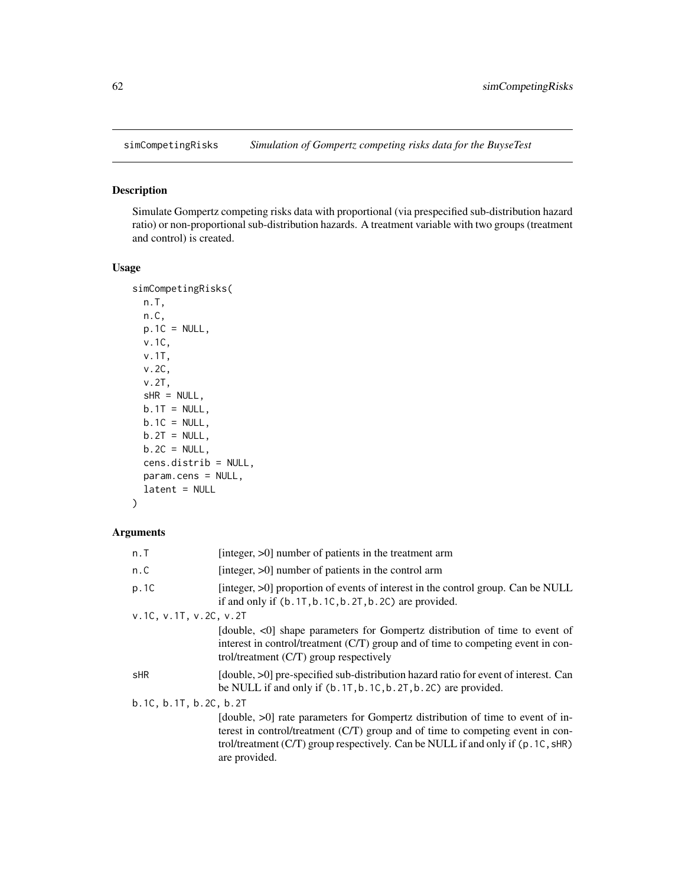## simCompetingRisks — *Simulation of Gompertz competing risks data for the BuyseTest*

### Description

Simulate Gompertz competing risks data with proportional (via prespecified sub-distribution hazard ratio) or non-proportional sub-distribution hazards. A treatment variable with two groups (treatment and control) is created.

### Usage

```
simCompetingRisks(
  n.T,
  n.C,
  p.1C = NULL,
  v.1C,
  v.1T,
  v.2C,
  v.2T,
  sHR = NULL,
  b.1T = NULL,
  b.1C = NULL,
  b.2T = NULL,
  b.2C = NULL,
  cens.distrib = NULL,
  param.cens = NULL,
  latent = NULL
)
```

### Arguments

| Argument | Description |
|---|---|
| `n.T` | [integer, >0] number of patients in the treatment arm |
| `n.C` | [integer, >0] number of patients in the control arm |
| `p.1C` | [integer, >0] proportion of events of interest in the control group. Can be NULL if and only if `(b.1T,b.1C,b.2T,b.2C)` are provided. |
| `v.1C, v.1T, v.2C, v.2T` | [double, <0] shape parameters for Gompertz distribution of time to event of interest in control/treatment (C/T) group and of time to competing event in control/treatment (C/T) group respectively |
| `sHR` | [double, >0] pre-specified sub-distribution hazard ratio for event of interest. Can be NULL if and only if `(b.1T,b.1C,b.2T,b.2C)` are provided. |
| `b.1C, b.1T, b.2C, b.2T` | [double, >0] rate parameters for Gompertz distribution of time to event of interest in control/treatment (C/T) group and of time to competing event in control/treatment (C/T) group respectively. Can be NULL if and only if `(p.1C,sHR)` are provided. |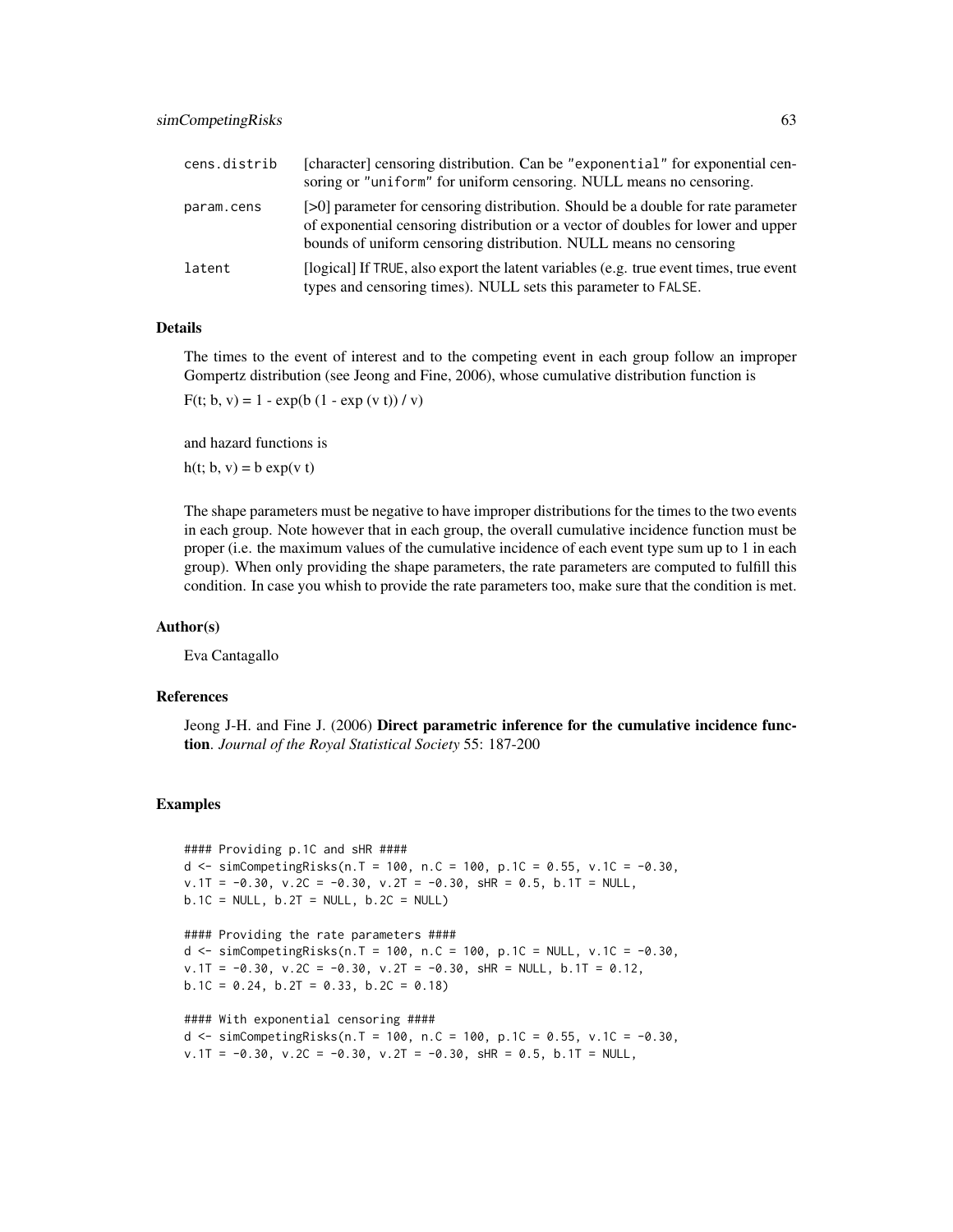| | |
|---|---|
| cens.distrib | [character] censoring distribution. Can be "exponential" for exponential censoring or "uniform" for uniform censoring. NULL means no censoring. |
| param.cens | [>0] parameter for censoring distribution. Should be a double for rate parameter of exponential censoring distribution or a vector of doubles for lower and upper bounds of uniform censoring distribution. NULL means no censoring |
| latent | [logical] If TRUE, also export the latent variables (e.g. true event times, true event types and censoring times). NULL sets this parameter to FALSE. |

## Details

The times to the event of interest and to the competing event in each group follow an improper Gompertz distribution (see Jeong and Fine, 2006), whose cumulative distribution function is

$F(t; b, v) = 1 - \exp(b (1 - \exp (v t)) / v)$

and hazard functions is

$h(t; b, v) = b \exp(v t)$

The shape parameters must be negative to have improper distributions for the times to the two events in each group. Note however that in each group, the overall cumulative incidence function must be proper (i.e. the maximum values of the cumulative incidence of each event type sum up to 1 in each group). When only providing the shape parameters, the rate parameters are computed to fulfill this condition. In case you whish to provide the rate parameters too, make sure that the condition is met.

## Author(s)

Eva Cantagallo

## References

Jeong J-H. and Fine J. (2006) **Direct parametric inference for the cumulative incidence function**. *Journal of the Royal Statistical Society* 55: 187-200

## Examples

```
#### Providing p.1C and sHR ####
d <- simCompetingRisks(n.T = 100, n.C = 100, p.1C = 0.55, v.1C = -0.30,
v.1T = -0.30, v.2C = -0.30, v.2T = -0.30, sHR = 0.5, b.1T = NULL,
b.1C = NULL, b.2T = NULL, b.2C = NULL)

#### Providing the rate parameters ####
d <- simCompetingRisks(n.T = 100, n.C = 100, p.1C = NULL, v.1C = -0.30,
v.1T = -0.30, v.2C = -0.30, v.2T = -0.30, sHR = NULL, b.1T = 0.12,
b.1C = 0.24, b.2T = 0.33, b.2C = 0.18)

#### With exponential censoring ####
d <- simCompetingRisks(n.T = 100, n.C = 100, p.1C = 0.55, v.1C = -0.30,
v.1T = -0.30, v.2C = -0.30, v.2T = -0.30, sHR = 0.5, b.1T = NULL,
```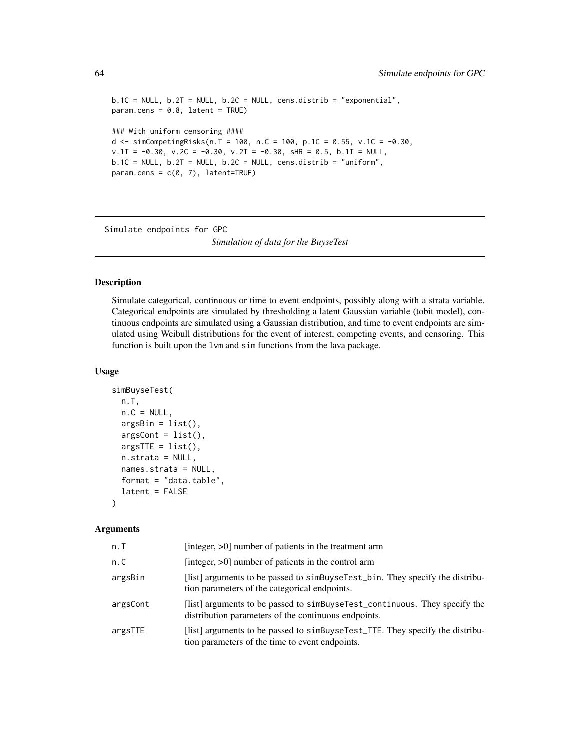```
b.1C = NULL, b.2T = NULL, b.2C = NULL, cens.distrib = "exponential",
param.cens = 0.8, latent = TRUE)

### With uniform censoring ####
d <- simCompetingRisks(n.T = 100, n.C = 100, p.1C = 0.55, v.1C = -0.30,
v.1T = -0.30, v.2C = -0.30, v.2T = -0.30, sHR = 0.5, b.1T = NULL,
b.1C = NULL, b.2T = NULL, b.2C = NULL, cens.distrib = "uniform",
param.cens = c(0, 7), latent=TRUE)
```

---

## Simulate endpoints for GPC

*Simulation of data for the BuyseTest*

---

### Description

Simulate categorical, continuous or time to event endpoints, possibly along with a strata variable. Categorical endpoints are simulated by thresholding a latent Gaussian variable (tobit model), continuous endpoints are simulated using a Gaussian distribution, and time to event endpoints are simulated using Weibull distributions for the event of interest, competing events, and censoring. This function is built upon the lvm and sim functions from the lava package.

### Usage

```
simBuyseTest(
  n.T,
  n.C = NULL,
  argsBin = list(),
  argsCont = list(),
  argsTTE = list(),
  n.strata = NULL,
  names.strata = NULL,
  format = "data.table",
  latent = FALSE
)
```

### Arguments

| | |
|---|---|
| n.T | [integer, >0] number of patients in the treatment arm |
| n.C | [integer, >0] number of patients in the control arm |
| argsBin | [list] arguments to be passed to simBuyseTest_bin. They specify the distribution parameters of the categorical endpoints. |
| argsCont | [list] arguments to be passed to simBuyseTest_continuous. They specify the distribution parameters of the continuous endpoints. |
| argsTTE | [list] arguments to be passed to simBuyseTest_TTE. They specify the distribution parameters of the time to event endpoints. |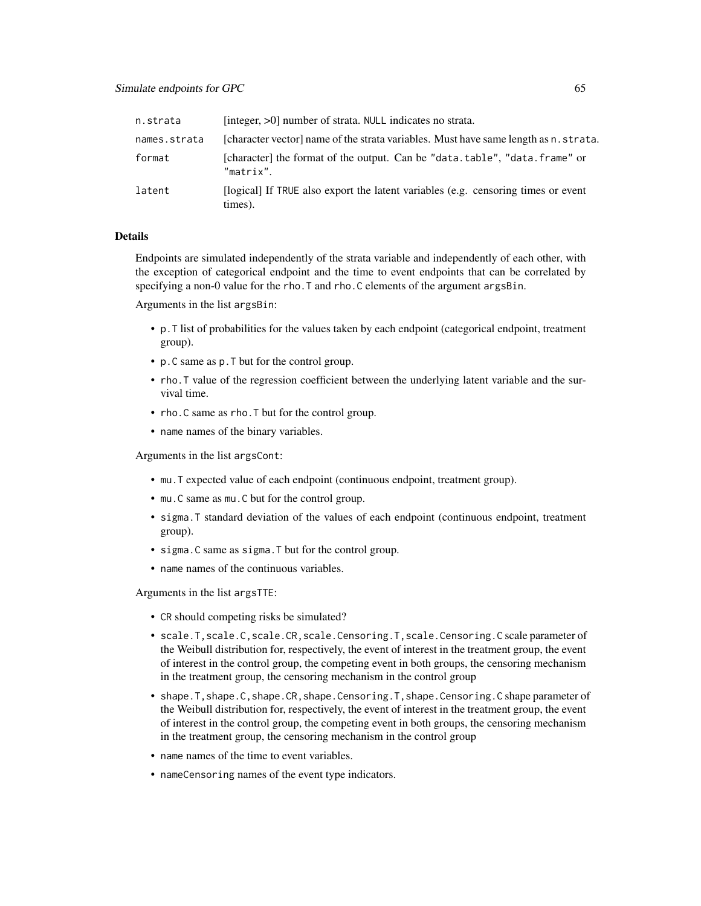| | |
|---|---|
| `n.strata` | [integer, >0] number of strata. `NULL` indicates no strata. |
| `names.strata` | [character vector] name of the strata variables. Must have same length as `n.strata`. |
| `format` | [character] the format of the output. Can be `"data.table"`, `"data.frame"` or `"matrix"`. |
| `latent` | [logical] If `TRUE` also export the latent variables (e.g. censoring times or event times). |

## Details

Endpoints are simulated independently of the strata variable and independently of each other, with the exception of categorical endpoint and the time to event endpoints that can be correlated by specifying a non-0 value for the `rho.T` and `rho.C` elements of the argument `argsBin`.

Arguments in the list `argsBin`:

- `p.T` list of probabilities for the values taken by each endpoint (categorical endpoint, treatment group).
- `p.C` same as `p.T` but for the control group.
- `rho.T` value of the regression coefficient between the underlying latent variable and the survival time.
- `rho.C` same as `rho.T` but for the control group.
- `name` names of the binary variables.

Arguments in the list `argsCont`:

- `mu.T` expected value of each endpoint (continuous endpoint, treatment group).
- `mu.C` same as `mu.C` but for the control group.
- `sigma.T` standard deviation of the values of each endpoint (continuous endpoint, treatment group).
- `sigma.C` same as `sigma.T` but for the control group.
- `name` names of the continuous variables.

Arguments in the list `argsTTE`:

- `CR` should competing risks be simulated?
- `scale.T,scale.C,scale.CR,scale.Censoring.T,scale.Censoring.C` scale parameter of the Weibull distribution for, respectively, the event of interest in the treatment group, the event of interest in the control group, the competing event in both groups, the censoring mechanism in the treatment group, the censoring mechanism in the control group
- `shape.T,shape.C,shape.CR,shape.Censoring.T,shape.Censoring.C` shape parameter of the Weibull distribution for, respectively, the event of interest in the treatment group, the event of interest in the control group, the competing event in both groups, the censoring mechanism in the treatment group, the censoring mechanism in the control group
- `name` names of the time to event variables.
- `nameCensoring` names of the event type indicators.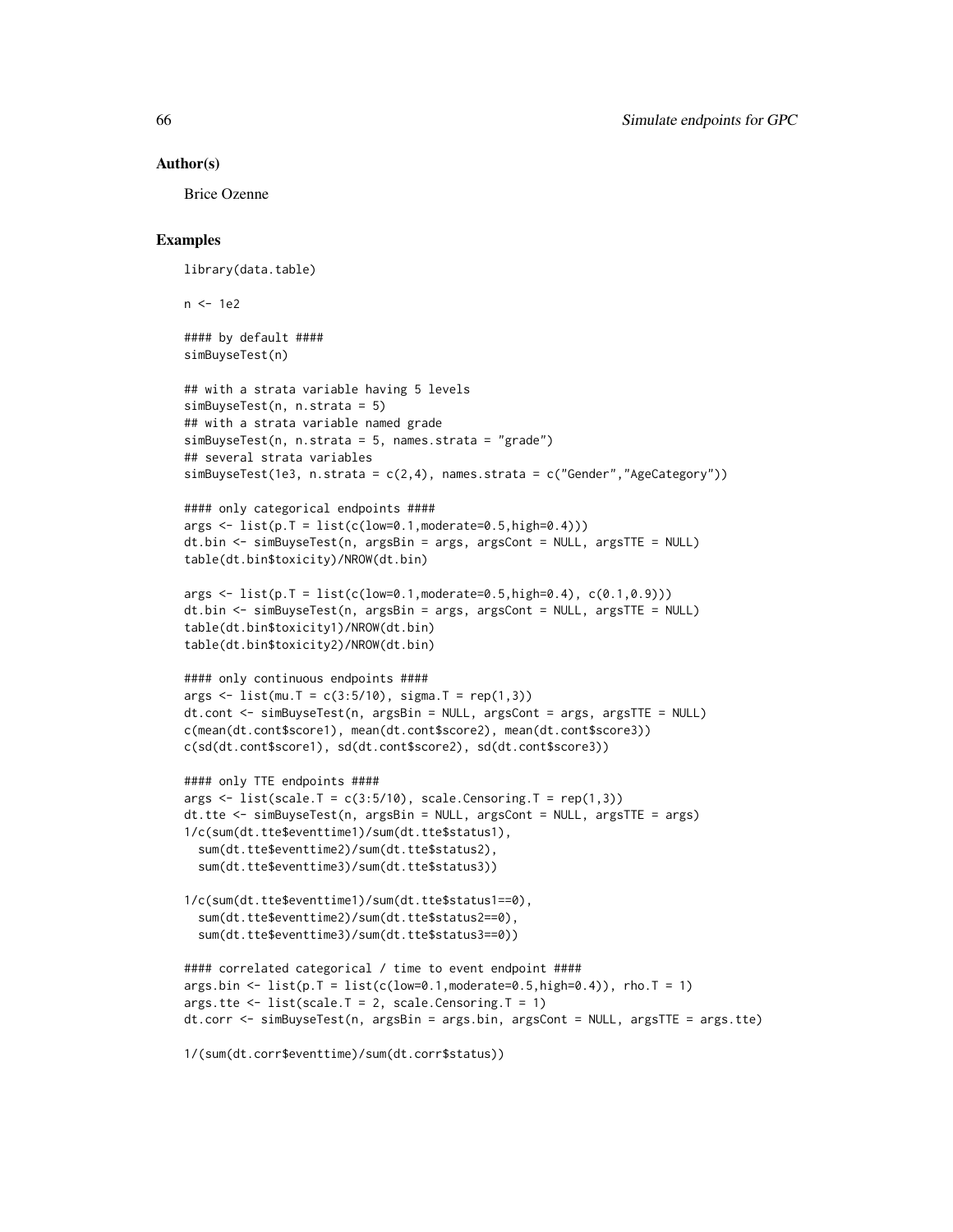## Author(s)

Brice Ozenne

## Examples

```
library(data.table)

n <- 1e2

#### by default ####
simBuyseTest(n)

## with a strata variable having 5 levels
simBuyseTest(n, n.strata = 5)
## with a strata variable named grade
simBuyseTest(n, n.strata = 5, names.strata = "grade")
## several strata variables
simBuyseTest(1e3, n.strata = c(2,4), names.strata = c("Gender","AgeCategory"))

#### only categorical endpoints ####
args <- list(p.T = list(c(low=0.1,moderate=0.5,high=0.4)))
dt.bin <- simBuyseTest(n, argsBin = args, argsCont = NULL, argsTTE = NULL)
table(dt.bin$toxicity)/NROW(dt.bin)

args <- list(p.T = list(c(low=0.1,moderate=0.5,high=0.4), c(0.1,0.9)))
dt.bin <- simBuyseTest(n, argsBin = args, argsCont = NULL, argsTTE = NULL)
table(dt.bin$toxicity1)/NROW(dt.bin)
table(dt.bin$toxicity2)/NROW(dt.bin)

#### only continuous endpoints ####
args <- list(mu.T = c(3:5/10), sigma.T = rep(1,3))
dt.cont <- simBuyseTest(n, argsBin = NULL, argsCont = args, argsTTE = NULL)
c(mean(dt.cont$score1), mean(dt.cont$score2), mean(dt.cont$score3))
c(sd(dt.cont$score1), sd(dt.cont$score2), sd(dt.cont$score3))

#### only TTE endpoints ####
args <- list(scale.T = c(3:5/10), scale.Censoring.T = rep(1,3))
dt.tte <- simBuyseTest(n, argsBin = NULL, argsCont = NULL, argsTTE = args)
1/c(sum(dt.tte$eventtime1)/sum(dt.tte$status1),
  sum(dt.tte$eventtime2)/sum(dt.tte$status2),
  sum(dt.tte$eventtime3)/sum(dt.tte$status3))

1/c(sum(dt.tte$eventtime1)/sum(dt.tte$status1==0),
  sum(dt.tte$eventtime2)/sum(dt.tte$status2==0),
  sum(dt.tte$eventtime3)/sum(dt.tte$status3==0))

#### correlated categorical / time to event endpoint ####
args.bin <- list(p.T = list(c(low=0.1,moderate=0.5,high=0.4)), rho.T = 1)
args.tte <- list(scale.T = 2, scale.Censoring.T = 1)
dt.corr <- simBuyseTest(n, argsBin = args.bin, argsCont = NULL, argsTTE = args.tte)

1/(sum(dt.corr$eventtime)/sum(dt.corr$status))
```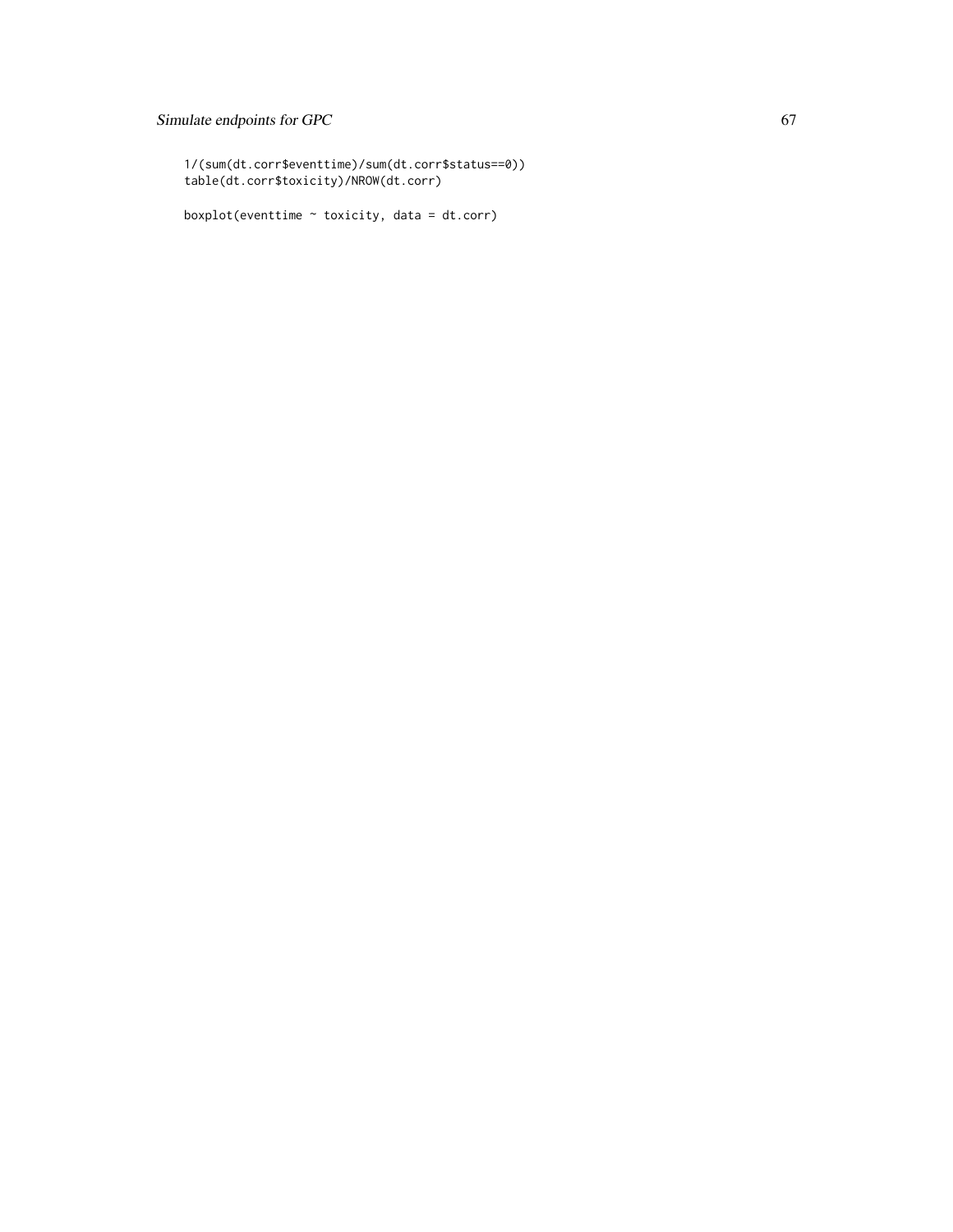```
1/(sum(dt.corr$eventtime)/sum(dt.corr$status==0))
table(dt.corr$toxicity)/NROW(dt.corr)

boxplot(eventtime ~ toxicity, data = dt.corr)
```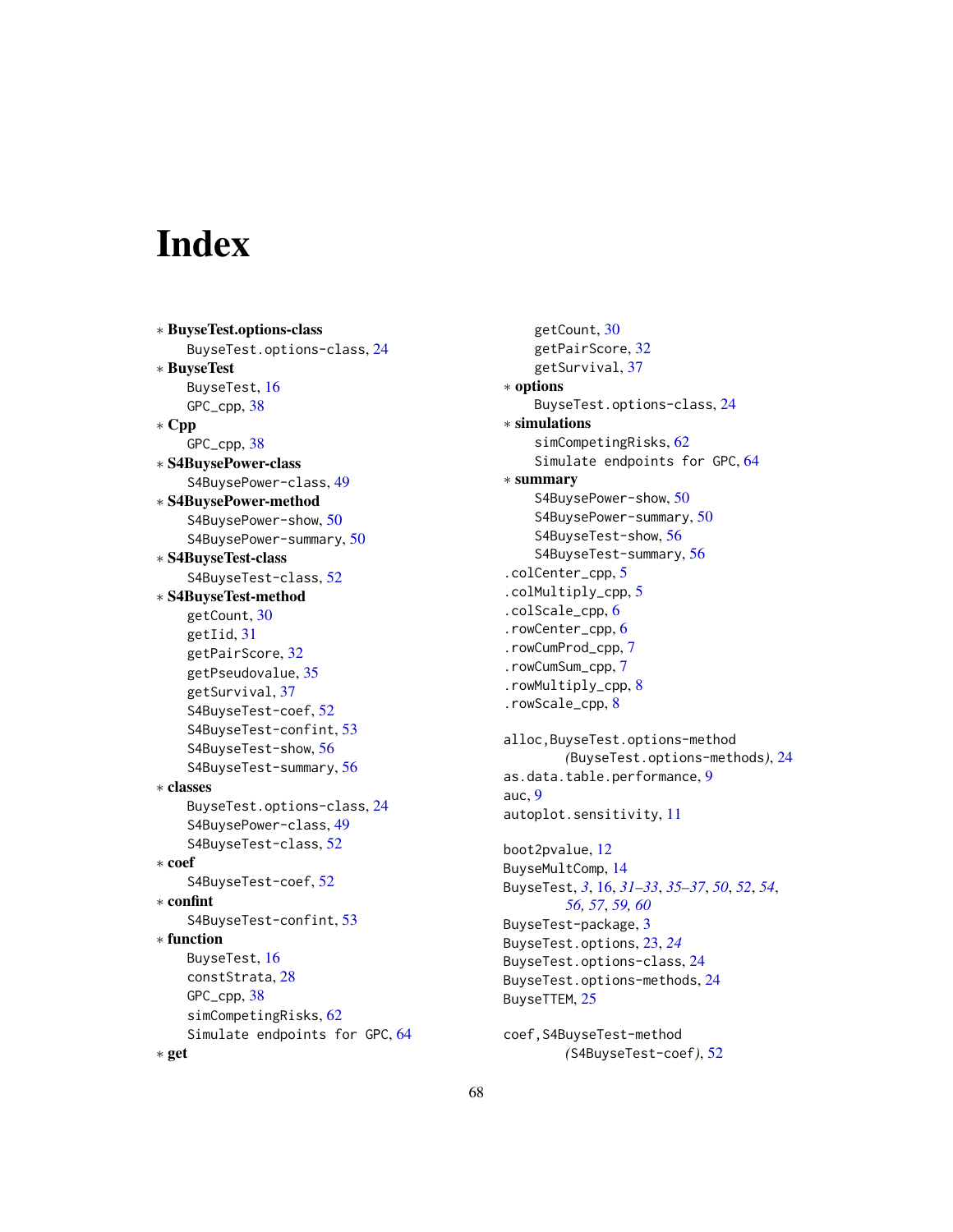# Index

* **BuyseTest.options-class**
  - BuyseTest.options-class, 24
* **BuyseTest**
  - BuyseTest, 16
  - GPC_cpp, 38
* **Cpp**
  - GPC_cpp, 38
* **S4BuysePower-class**
  - S4BuysePower-class, 49
* **S4BuysePower-method**
  - S4BuysePower-show, 50
  - S4BuysePower-summary, 50
* **S4BuyseTest-class**
  - S4BuyseTest-class, 52
* **S4BuyseTest-method**
  - getCount, 30
  - getIid, 31
  - getPairScore, 32
  - getPseudovalue, 35
  - getSurvival, 37
  - S4BuyseTest-coef, 52
  - S4BuyseTest-confint, 53
  - S4BuyseTest-show, 56
  - S4BuyseTest-summary, 56
* **classes**
  - BuyseTest.options-class, 24
  - S4BuysePower-class, 49
  - S4BuyseTest-class, 52
* **coef**
  - S4BuyseTest-coef, 52
* **confint**
  - S4BuyseTest-confint, 53
* **function**
  - BuyseTest, 16
  - constStrata, 28
  - GPC_cpp, 38
  - simCompetingRisks, 62
  - Simulate endpoints for GPC, 64
* **get**
  - getCount, 30
  - getPairScore, 32
  - getSurvival, 37
* **options**
  - BuyseTest.options-class, 24
* **simulations**
  - simCompetingRisks, 62
  - Simulate endpoints for GPC, 64
* **summary**
  - S4BuysePower-show, 50
  - S4BuysePower-summary, 50
  - S4BuyseTest-show, 56
  - S4BuyseTest-summary, 56

.colCenter_cpp, 5
.colMultiply_cpp, 5
.colScale_cpp, 6
.rowCenter_cpp, 6
.rowCumProd_cpp, 7
.rowCumSum_cpp, 7
.rowMultiply_cpp, 8
.rowScale_cpp, 8

alloc,BuyseTest.options-method *(BuyseTest.options-methods)*, 24
as.data.table.performance, 9
auc, 9
autoplot.sensitivity, 11

boot2pvalue, 12
BuyseMultComp, 14
BuyseTest, *3*, 16, *31–33*, *35–37*, *50*, *52*, *54*, *56*, *57*, *59*, *60*
BuyseTest-package, 3
BuyseTest.options, 23, *24*
BuyseTest.options-class, 24
BuyseTest.options-methods, 24
BuyseTTEM, 25

coef,S4BuyseTest-method *(S4BuyseTest-coef)*, 52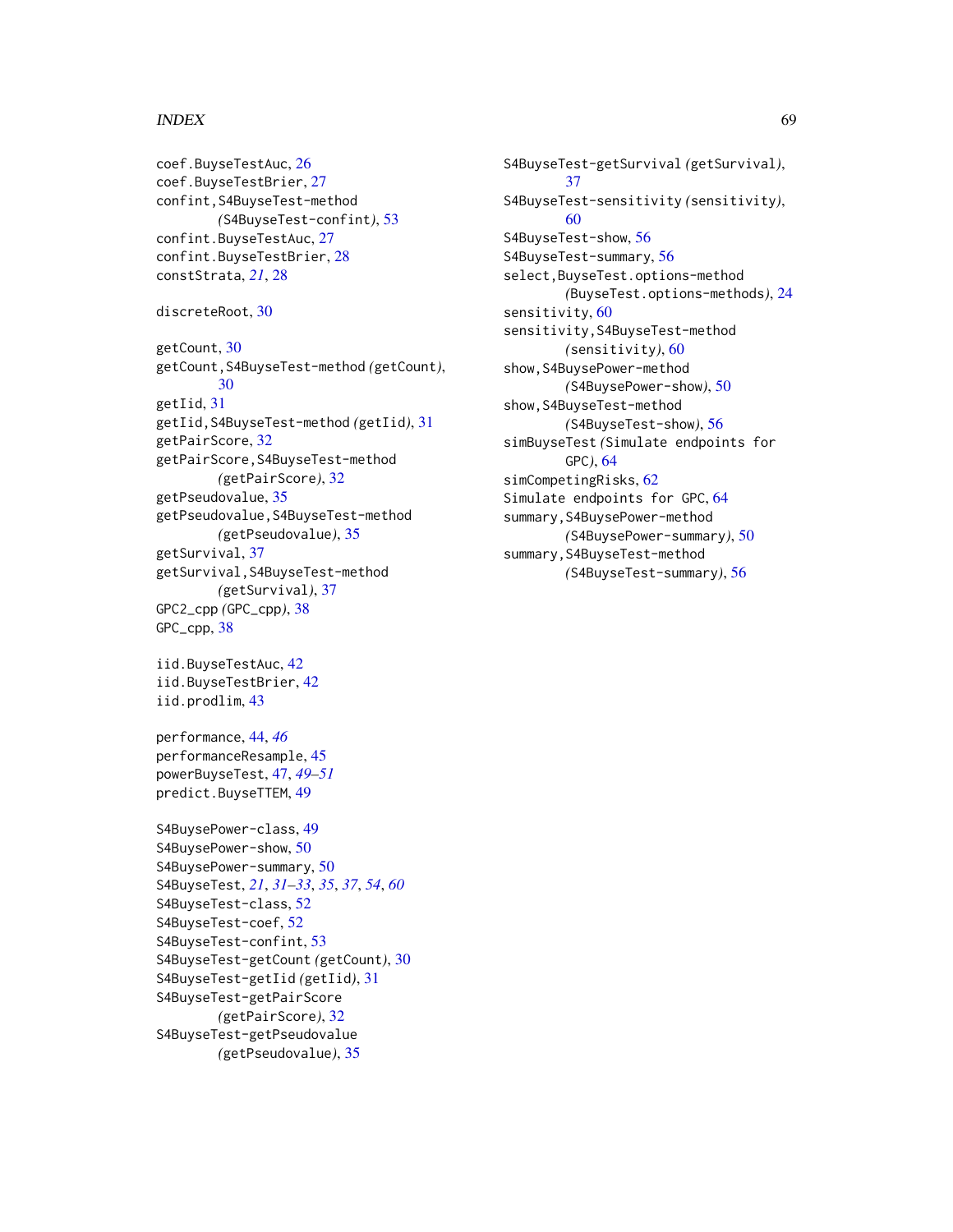coef.BuyseTestAuc, 26
coef.BuyseTestBrier, 27
confint,S4BuyseTest-method
    *(S4BuyseTest-confint)*, 53
confint.BuyseTestAuc, 27
confint.BuyseTestBrier, 28
constStrata, *21*, 28

discreteRoot, 30

getCount, 30
getCount,S4BuyseTest-method *(getCount)*,
    30
getIid, 31
getIid,S4BuyseTest-method *(getIid)*, 31
getPairScore, 32
getPairScore,S4BuyseTest-method
    *(getPairScore)*, 32
getPseudovalue, 35
getPseudovalue,S4BuyseTest-method
    *(getPseudovalue)*, 35
getSurvival, 37
getSurvival,S4BuyseTest-method
    *(getSurvival)*, 37
GPC2_cpp *(GPC_cpp)*, 38
GPC_cpp, 38

iid.BuyseTestAuc, 42
iid.BuyseTestBrier, 42
iid.prodlim, 43

performance, 44, *46*
performanceResample, 45
powerBuyseTest, 47, *49–51*
predict.BuyseTTEM, 49

S4BuysePower-class, 49
S4BuysePower-show, 50
S4BuysePower-summary, 50
S4BuyseTest, *21*, *31–33*, *35*, *37*, *54*, *60*
S4BuyseTest-class, 52
S4BuyseTest-coef, 52
S4BuyseTest-confint, 53
S4BuyseTest-getCount *(getCount)*, 30
S4BuyseTest-getIid *(getIid)*, 31
S4BuyseTest-getPairScore
    *(getPairScore)*, 32
S4BuyseTest-getPseudovalue
    *(getPseudovalue)*, 35
S4BuyseTest-getSurvival *(getSurvival)*,
    37
S4BuyseTest-sensitivity *(sensitivity)*,
    60
S4BuyseTest-show, 56
S4BuyseTest-summary, 56
select,BuyseTest.options-method
    *(BuyseTest.options-methods)*, 24
sensitivity, 60
sensitivity,S4BuyseTest-method
    *(sensitivity)*, 60
show,S4BuysePower-method
    *(S4BuysePower-show)*, 50
show,S4BuyseTest-method
    *(S4BuyseTest-show)*, 56
simBuyseTest *(Simulate endpoints for GPC)*, 64
simCompetingRisks, 62
Simulate endpoints for GPC, 64
summary,S4BuysePower-method
    *(S4BuysePower-summary)*, 50
summary,S4BuyseTest-method
    *(S4BuyseTest-summary)*, 56